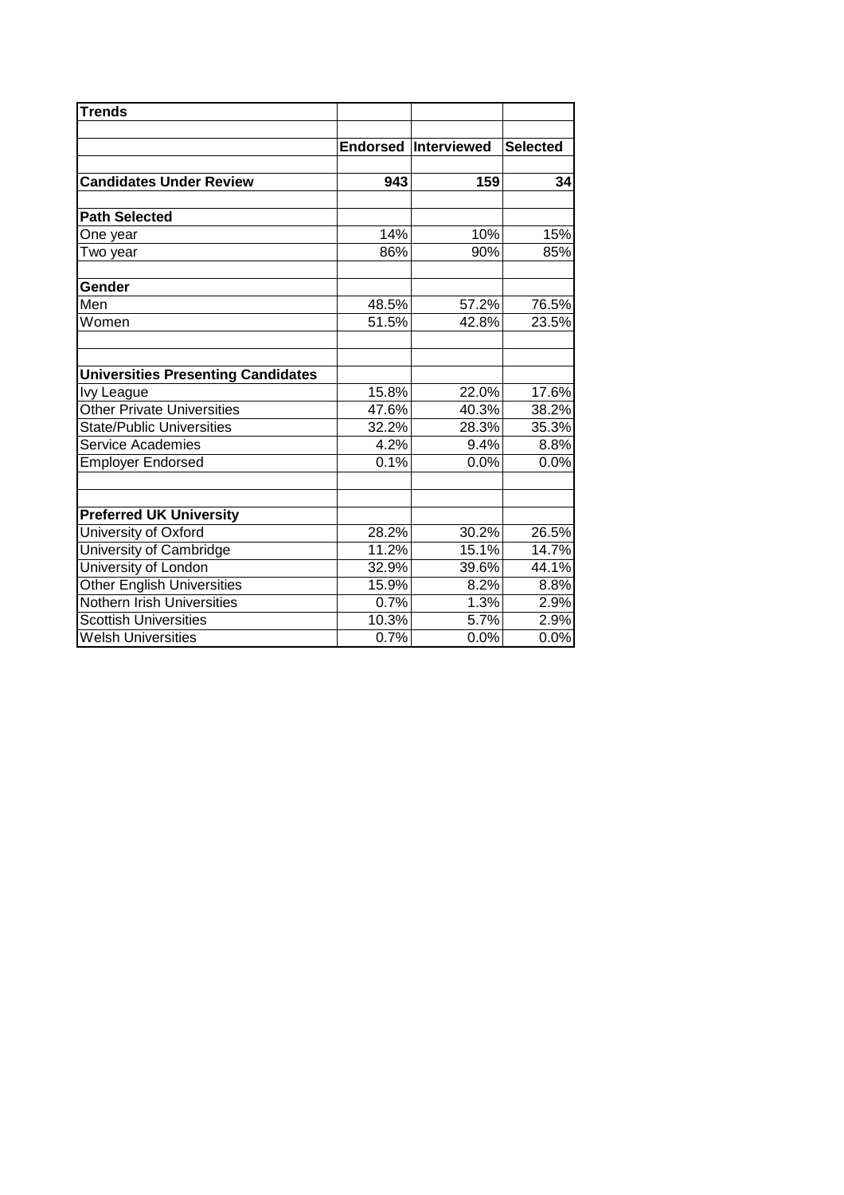| Trends | | | |
|---|---|---|---|
| | **Endorsed** | **Interviewed** | **Selected** |
| **Candidates Under Review** | **943** | **159** | **34** |
| **Path Selected** | | | |
| One year | 14% | 10% | 15% |
| Two year | 86% | 90% | 85% |
| **Gender** | | | |
| Men | 48.5% | 57.2% | 76.5% |
| Women | 51.5% | 42.8% | 23.5% |
| **Universities Presenting Candidates** | | | |
| Ivy League | 15.8% | 22.0% | 17.6% |
| Other Private Universities | 47.6% | 40.3% | 38.2% |
| State/Public Universities | 32.2% | 28.3% | 35.3% |
| Service Academies | 4.2% | 9.4% | 8.8% |
| Employer Endorsed | 0.1% | 0.0% | 0.0% |
| **Preferred UK University** | | | |
| University of Oxford | 28.2% | 30.2% | 26.5% |
| University of Cambridge | 11.2% | 15.1% | 14.7% |
| University of London | 32.9% | 39.6% | 44.1% |
| Other English Universities | 15.9% | 8.2% | 8.8% |
| Nothern Irish Universities | 0.7% | 1.3% | 2.9% |
| Scottish Universities | 10.3% | 5.7% | 2.9% |
| Welsh Universities | 0.7% | 0.0% | 0.0% |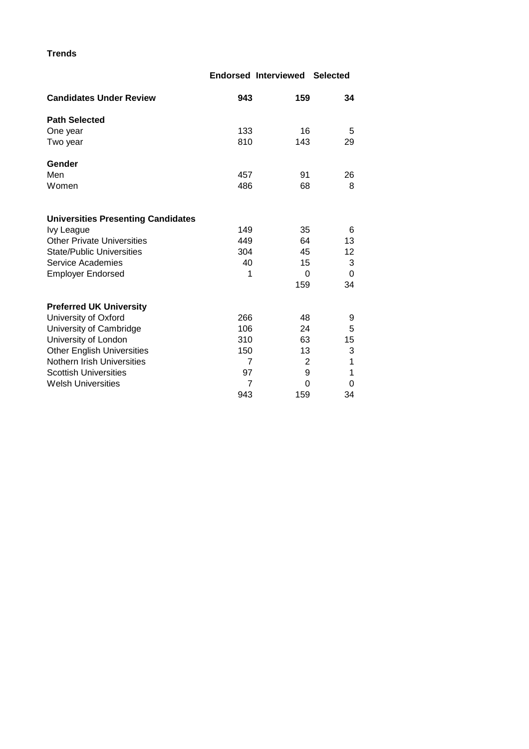**Trends**

| | Endorsed | Interviewed | Selected |
|---|---|---|---|
| **Candidates Under Review** | **943** | **159** | **34** |
| **Path Selected** | | | |
| One year | 133 | 16 | 5 |
| Two year | 810 | 143 | 29 |
| **Gender** | | | |
| Men | 457 | 91 | 26 |
| Women | 486 | 68 | 8 |
| **Universities Presenting Candidates** | | | |
| Ivy League | 149 | 35 | 6 |
| Other Private Universities | 449 | 64 | 13 |
| State/Public Universities | 304 | 45 | 12 |
| Service Academies | 40 | 15 | 3 |
| Employer Endorsed | 1 | 0 | 0 |
| | | 159 | 34 |
| **Preferred UK University** | | | |
| University of Oxford | 266 | 48 | 9 |
| University of Cambridge | 106 | 24 | 5 |
| University of London | 310 | 63 | 15 |
| Other English Universities | 150 | 13 | 3 |
| Nothern Irish Universities | 7 | 2 | 1 |
| Scottish Universities | 97 | 9 | 1 |
| Welsh Universities | 7 | 0 | 0 |
| | 943 | 159 | 34 |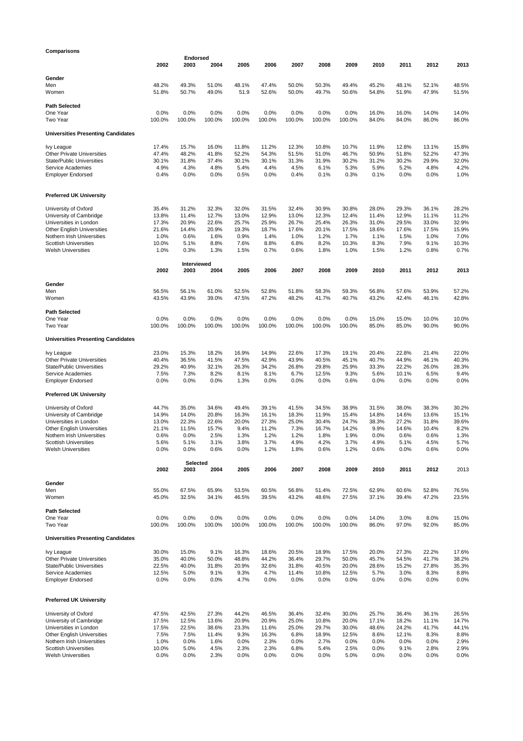**Comparisons**

| | **Endorsed** | | | | | | | | | | | |
|---|---|---|---|---|---|---|---|---|---|---|---|---|
| | **2002** | **2003** | **2004** | **2005** | **2006** | **2007** | **2008** | **2009** | **2010** | **2011** | **2012** | **2013** |
| **Gender** | | | | | | | | | | | | |
| Men | 48.2% | 49.3% | 51.0% | 48.1% | 47.4% | 50.0% | 50.3% | 49.4% | 45.2% | 48.1% | 52.1% | 48.5% |
| Women | 51.8% | 50.7% | 49.0% | 51.9 | 52.6% | 50.0% | 49.7% | 50.6% | 54.8% | 51.9% | 47.9% | 51.5% |
| **Path Selected** | | | | | | | | | | | | |
| One Year | 0.0% | 0.0% | 0.0% | 0.0% | 0.0% | 0.0% | 0.0% | 0.0% | 16.0% | 16.0% | 14.0% | 14.0% |
| Two Year | 100.0% | 100.0% | 100.0% | 100.0% | 100.0% | 100.0% | 100.0% | 100.0% | 84.0% | 84.0% | 86.0% | 86.0% |
| **Universities Presenting Candidates** | | | | | | | | | | | | |
| Ivy League | 17.4% | 15.7% | 16.0% | 11.8% | 11.2% | 12.3% | 10.8% | 10.7% | 11.9% | 12.8% | 13.1% | 15.8% |
| Other Private Universities | 47.4% | 48.2% | 41.8% | 52.2% | 54.3% | 51.5% | 51.0% | 46.7% | 50.9% | 51.8% | 52.2% | 47.3% |
| State/Public Universities | 30.1% | 31.8% | 37.4% | 30.1% | 30.1% | 31.3% | 31.9% | 30.2% | 31.2% | 30.2% | 29.9% | 32.0% |
| Service Academies | 4.9% | 4.3% | 4.8% | 5.4% | 4.4% | 4.5% | 6.1% | 5.3% | 5.9% | 5.2% | 4.8% | 4.2% |
| Employer Endorsed | 0.4% | 0.0% | 0.0% | 0.5% | 0.0% | 0.4% | 0.1% | 0.3% | 0.1% | 0.0% | 0.0% | 1.0% |
| **Preferred UK University** | | | | | | | | | | | | |
| University of Oxford | 35.4% | 31.2% | 32.3% | 32.0% | 31.5% | 32.4% | 30.9% | 30.8% | 28.0% | 29.3% | 36.1% | 28.2% |
| University of Cambridge | 13.8% | 11.4% | 12.7% | 13.0% | 12.9% | 13.0% | 12.3% | 12.4% | 11.4% | 12.9% | 11.1% | 11.2% |
| Universities in London | 17.3% | 20.9% | 22.6% | 25.7% | 25.9% | 26.7% | 25.4% | 26.3% | 31.0% | 29.5% | 33.0% | 32.9% |
| Other English Universities | 21.6% | 14.4% | 20.9% | 19.3% | 18.7% | 17.6% | 20.1% | 17.5% | 18.6% | 17.6% | 17.5% | 15.9% |
| Nothern Irish Universities | 1.0% | 0.6% | 1.6% | 0.9% | 1.4% | 1.0% | 1.2% | 1.7% | 1.1% | 1.5% | 1.0% | 7.0% |
| Scottish Universities | 10.0% | 5.1% | 8.8% | 7.6% | 8.8% | 6.8% | 8.2% | 10.3% | 8.3% | 7.9% | 9.1% | 10.3% |
| Welsh Universities | 1.0% | 0.3% | 1.3% | 1.5% | 0.7% | 0.6% | 1.8% | 1.0% | 1.5% | 1.2% | 0.8% | 0.7% |

| | **Interviewed** | | | | | | | | | | | |
|---|---|---|---|---|---|---|---|---|---|---|---|---|
| | **2002** | **2003** | **2004** | **2005** | **2006** | **2007** | **2008** | **2009** | **2010** | **2011** | **2012** | **2013** |
| **Gender** | | | | | | | | | | | | |
| Men | 56.5% | 56.1% | 61.0% | 52.5% | 52.8% | 51.8% | 58.3% | 59.3% | 56.8% | 57.6% | 53.9% | 57.2% |
| Women | 43.5% | 43.9% | 39.0% | 47.5% | 47.2% | 48.2% | 41.7% | 40.7% | 43.2% | 42.4% | 46.1% | 42.8% |
| **Path Selected** | | | | | | | | | | | | |
| One Year | 0.0% | 0.0% | 0.0% | 0.0% | 0.0% | 0.0% | 0.0% | 0.0% | 15.0% | 15.0% | 10.0% | 10.0% |
| Two Year | 100.0% | 100.0% | 100.0% | 100.0% | 100.0% | 100.0% | 100.0% | 100.0% | 85.0% | 85.0% | 90.0% | 90.0% |
| **Universities Presenting Candidates** | | | | | | | | | | | | |
| Ivy League | 23.0% | 15.3% | 18.2% | 16.9% | 14.9% | 22.6% | 17.3% | 19.1% | 20.4% | 22.8% | 21.4% | 22.0% |
| Other Private Universities | 40.4% | 36.5% | 41.5% | 47.5% | 42.9% | 43.9% | 40.5% | 45.1% | 40.7% | 44.9% | 46.1% | 40.3% |
| State/Public Universities | 29.2% | 40.9% | 32.1% | 26.3% | 34.2% | 26.8% | 29.8% | 25.9% | 33.3% | 22.2% | 26.0% | 28.3% |
| Service Academies | 7.5% | 7.3% | 8.2% | 8.1% | 8.1% | 6.7% | 12.5% | 9.3% | 5.6% | 10.1% | 6.5% | 9.4% |
| Employer Endorsed | 0.0% | 0.0% | 0.0% | 1.3% | 0.0% | 0.0% | 0.0% | 0.6% | 0.0% | 0.0% | 0.0% | 0.0% |
| **Preferred UK University** | | | | | | | | | | | | |
| University of Oxford | 44.7% | 35.0% | 34.6% | 49.4% | 39.1% | 41.5% | 34.5% | 38.9% | 31.5% | 38.0% | 38.3% | 30.2% |
| University of Cambridge | 14.9% | 14.0% | 20.8% | 16.3% | 16.1% | 18.3% | 11.9% | 15.4% | 14.8% | 14.6% | 13.6% | 15.1% |
| Universities in London | 13.0% | 22.3% | 22.6% | 20.0% | 27.3% | 25.0% | 30.4% | 24.7% | 38.3% | 27.2% | 31.8% | 39.6% |
| Other English Universities | 21.1% | 11.5% | 15.7% | 9.4% | 11.2% | 7.3% | 16.7% | 14.2% | 9.9% | 14.6% | 10.4% | 8.2% |
| Nothern Irish Universities | 0.6% | 0.0% | 2.5% | 1.3% | 1.2% | 1.2% | 1.8% | 1.9% | 0.0% | 0.6% | 0.6% | 1.3% |
| Scottish Universities | 5.6% | 5.1% | 3.1% | 3.8% | 3.7% | 4.9% | 4.2% | 3.7% | 4.9% | 5.1% | 4.5% | 5.7% |
| Welsh Universities | 0.0% | 0.0% | 0.6% | 0.0% | 1.2% | 1.8% | 0.6% | 1.2% | 0.6% | 0.0% | 0.6% | 0.0% |

| | **Selected** | | | | | | | | | | | |
|---|---|---|---|---|---|---|---|---|---|---|---|---|
| | **2002** | **2003** | **2004** | **2005** | **2006** | **2007** | **2008** | **2009** | **2010** | **2011** | **2012** | 2013 |
| **Gender** | | | | | | | | | | | | |
| Men | 55.0% | 67.5% | 65.9% | 53.5% | 60.5% | 56.8% | 51.4% | 72.5% | 62.9% | 60.6% | 52.8% | 76.5% |
| Women | 45.0% | 32.5% | 34.1% | 46.5% | 39.5% | 43.2% | 48.6% | 27.5% | 37.1% | 39.4% | 47.2% | 23.5% |
| **Path Selected** | | | | | | | | | | | | |
| One Year | 0.0% | 0.0% | 0.0% | 0.0% | 0.0% | 0.0% | 0.0% | 0.0% | 14.0% | 3.0% | 8.0% | 15.0% |
| Two Year | 100.0% | 100.0% | 100.0% | 100.0% | 100.0% | 100.0% | 100.0% | 100.0% | 86.0% | 97.0% | 92.0% | 85.0% |
| **Universities Presenting Candidates** | | | | | | | | | | | | |
| Ivy League | 30.0% | 15.0% | 9.1% | 16.3% | 18.6% | 20.5% | 18.9% | 17.5% | 20.0% | 27.3% | 22.2% | 17.6% |
| Other Private Universities | 35.0% | 40.0% | 50.0% | 48.8% | 44.2% | 36.4% | 29.7% | 50.0% | 45.7% | 54.5% | 41.7% | 38.2% |
| State/Public Universities | 22.5% | 40.0% | 31.8% | 20.9% | 32.6% | 31.8% | 40.5% | 20.0% | 28.6% | 15.2% | 27.8% | 35.3% |
| Service Academies | 12.5% | 5.0% | 9.1% | 9.3% | 4.7% | 11.4% | 10.8% | 12.5% | 5.7% | 3.0% | 8.3% | 8.8% |
| Employer Endorsed | 0.0% | 0.0% | 0.0% | 4.7% | 0.0% | 0.0% | 0.0% | 0.0% | 0.0% | 0.0% | 0.0% | 0.0% |
| **Preferred UK University** | | | | | | | | | | | | |
| University of Oxford | 47.5% | 42.5% | 27.3% | 44.2% | 46.5% | 36.4% | 32.4% | 30.0% | 25.7% | 36.4% | 36.1% | 26.5% |
| University of Cambridge | 17.5% | 12.5% | 13.6% | 20.9% | 20.9% | 25.0% | 10.8% | 20.0% | 17.1% | 18.2% | 11.1% | 14.7% |
| Universities in London | 17.5% | 22.5% | 38.6% | 23.3% | 11.6% | 25.0% | 29.7% | 30.0% | 48.6% | 24.2% | 41.7% | 44.1% |
| Other English Universities | 7.5% | 7.5% | 11.4% | 9.3% | 16.3% | 6.8% | 18.9% | 12.5% | 8.6% | 12.1% | 8.3% | 8.8% |
| Nothern Irish Universities | 1.0% | 0.0% | 1.6% | 0.0% | 2.3% | 0.0% | 2.7% | 0.0% | 0.0% | 0.0% | 0.0% | 2.9% |
| Scottish Universities | 10.0% | 5.0% | 4.5% | 2.3% | 2.3% | 6.8% | 5.4% | 2.5% | 0.0% | 9.1% | 2.8% | 2.9% |
| Welsh Universities | 0.0% | 0.0% | 2.3% | 0.0% | 0.0% | 0.0% | 0.0% | 5.0% | 0.0% | 0.0% | 0.0% | 0.0% |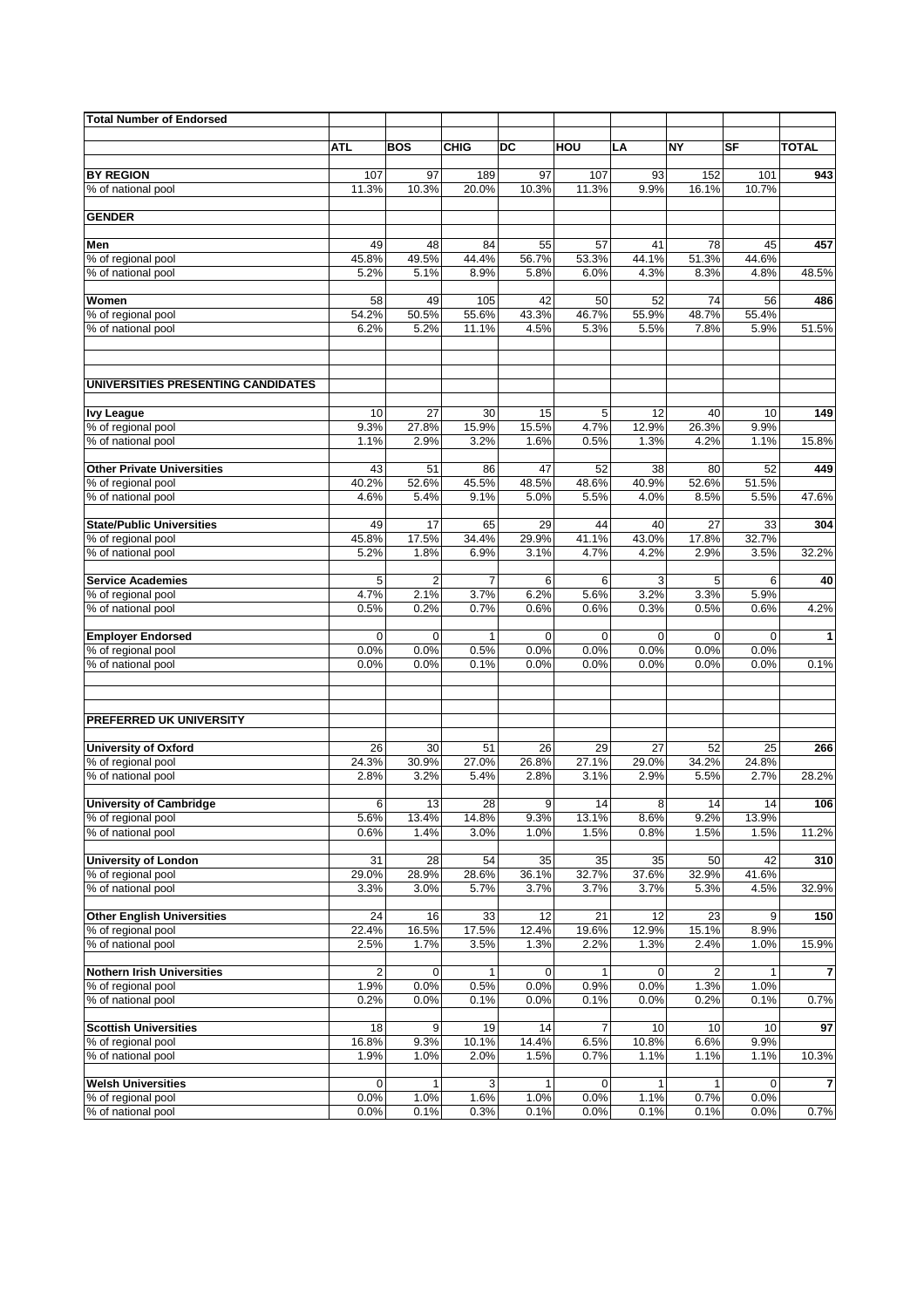| Total Number of Endorsed | | | | | | | | | |
|---|---|---|---|---|---|---|---|---|---|
| | ATL | BOS | CHIG | DC | HOU | LA | NY | SF | TOTAL |
| **BY REGION** | 107 | 97 | 189 | 97 | 107 | 93 | 152 | 101 | **943** |
| % of national pool | 11.3% | 10.3% | 20.0% | 10.3% | 11.3% | 9.9% | 16.1% | 10.7% | |
| **GENDER** | | | | | | | | | |
| **Men** | 49 | 48 | 84 | 55 | 57 | 41 | 78 | 45 | **457** |
| % of regional pool | 45.8% | 49.5% | 44.4% | 56.7% | 53.3% | 44.1% | 51.3% | 44.6% | |
| % of national pool | 5.2% | 5.1% | 8.9% | 5.8% | 6.0% | 4.3% | 8.3% | 4.8% | 48.5% |
| **Women** | 58 | 49 | 105 | 42 | 50 | 52 | 74 | 56 | **486** |
| % of regional pool | 54.2% | 50.5% | 55.6% | 43.3% | 46.7% | 55.9% | 48.7% | 55.4% | |
| % of national pool | 6.2% | 5.2% | 11.1% | 4.5% | 5.3% | 5.5% | 7.8% | 5.9% | 51.5% |
| **UNIVERSITIES PRESENTING CANDIDATES** | | | | | | | | | |
| **Ivy League** | 10 | 27 | 30 | 15 | 5 | 12 | 40 | 10 | **149** |
| % of regional pool | 9.3% | 27.8% | 15.9% | 15.5% | 4.7% | 12.9% | 26.3% | 9.9% | |
| % of national pool | 1.1% | 2.9% | 3.2% | 1.6% | 0.5% | 1.3% | 4.2% | 1.1% | 15.8% |
| **Other Private Universities** | 43 | 51 | 86 | 47 | 52 | 38 | 80 | 52 | **449** |
| % of regional pool | 40.2% | 52.6% | 45.5% | 48.5% | 48.6% | 40.9% | 52.6% | 51.5% | |
| % of national pool | 4.6% | 5.4% | 9.1% | 5.0% | 5.5% | 4.0% | 8.5% | 5.5% | 47.6% |
| **State/Public Universities** | 49 | 17 | 65 | 29 | 44 | 40 | 27 | 33 | **304** |
| % of regional pool | 45.8% | 17.5% | 34.4% | 29.9% | 41.1% | 43.0% | 17.8% | 32.7% | |
| % of national pool | 5.2% | 1.8% | 6.9% | 3.1% | 4.7% | 4.2% | 2.9% | 3.5% | 32.2% |
| **Service Academies** | 5 | 2 | 7 | 6 | 6 | 3 | 5 | 6 | **40** |
| % of regional pool | 4.7% | 2.1% | 3.7% | 6.2% | 5.6% | 3.2% | 3.3% | 5.9% | |
| % of national pool | 0.5% | 0.2% | 0.7% | 0.6% | 0.6% | 0.3% | 0.5% | 0.6% | 4.2% |
| **Employer Endorsed** | 0 | 0 | 1 | 0 | 0 | 0 | 0 | 0 | **1** |
| % of regional pool | 0.0% | 0.0% | 0.5% | 0.0% | 0.0% | 0.0% | 0.0% | 0.0% | |
| % of national pool | 0.0% | 0.0% | 0.1% | 0.0% | 0.0% | 0.0% | 0.0% | 0.0% | 0.1% |
| **PREFERRED UK UNIVERSITY** | | | | | | | | | |
| **University of Oxford** | 26 | 30 | 51 | 26 | 29 | 27 | 52 | 25 | **266** |
| % of regional pool | 24.3% | 30.9% | 27.0% | 26.8% | 27.1% | 29.0% | 34.2% | 24.8% | |
| % of national pool | 2.8% | 3.2% | 5.4% | 2.8% | 3.1% | 2.9% | 5.5% | 2.7% | 28.2% |
| **University of Cambridge** | 6 | 13 | 28 | 9 | 14 | 8 | 14 | 14 | **106** |
| % of regional pool | 5.6% | 13.4% | 14.8% | 9.3% | 13.1% | 8.6% | 9.2% | 13.9% | |
| % of national pool | 0.6% | 1.4% | 3.0% | 1.0% | 1.5% | 0.8% | 1.5% | 1.5% | 11.2% |
| **University of London** | 31 | 28 | 54 | 35 | 35 | 35 | 50 | 42 | **310** |
| % of regional pool | 29.0% | 28.9% | 28.6% | 36.1% | 32.7% | 37.6% | 32.9% | 41.6% | |
| % of national pool | 3.3% | 3.0% | 5.7% | 3.7% | 3.7% | 3.7% | 5.3% | 4.5% | 32.9% |
| **Other English Universities** | 24 | 16 | 33 | 12 | 21 | 12 | 23 | 9 | **150** |
| % of regional pool | 22.4% | 16.5% | 17.5% | 12.4% | 19.6% | 12.9% | 15.1% | 8.9% | |
| % of national pool | 2.5% | 1.7% | 3.5% | 1.3% | 2.2% | 1.3% | 2.4% | 1.0% | 15.9% |
| **Nothern Irish Universities** | 2 | 0 | 1 | 0 | 1 | 0 | 2 | 1 | **7** |
| % of regional pool | 1.9% | 0.0% | 0.5% | 0.0% | 0.9% | 0.0% | 1.3% | 1.0% | |
| % of national pool | 0.2% | 0.0% | 0.1% | 0.0% | 0.1% | 0.0% | 0.2% | 0.1% | 0.7% |
| **Scottish Universities** | 18 | 9 | 19 | 14 | 7 | 10 | 10 | 10 | **97** |
| % of regional pool | 16.8% | 9.3% | 10.1% | 14.4% | 6.5% | 10.8% | 6.6% | 9.9% | |
| % of national pool | 1.9% | 1.0% | 2.0% | 1.5% | 0.7% | 1.1% | 1.1% | 1.1% | 10.3% |
| **Welsh Universities** | 0 | 1 | 3 | 1 | 0 | 1 | 1 | 0 | **7** |
| % of regional pool | 0.0% | 1.0% | 1.6% | 1.0% | 0.0% | 1.1% | 0.7% | 0.0% | |
| % of national pool | 0.0% | 0.1% | 0.3% | 0.1% | 0.0% | 0.1% | 0.1% | 0.0% | 0.7% |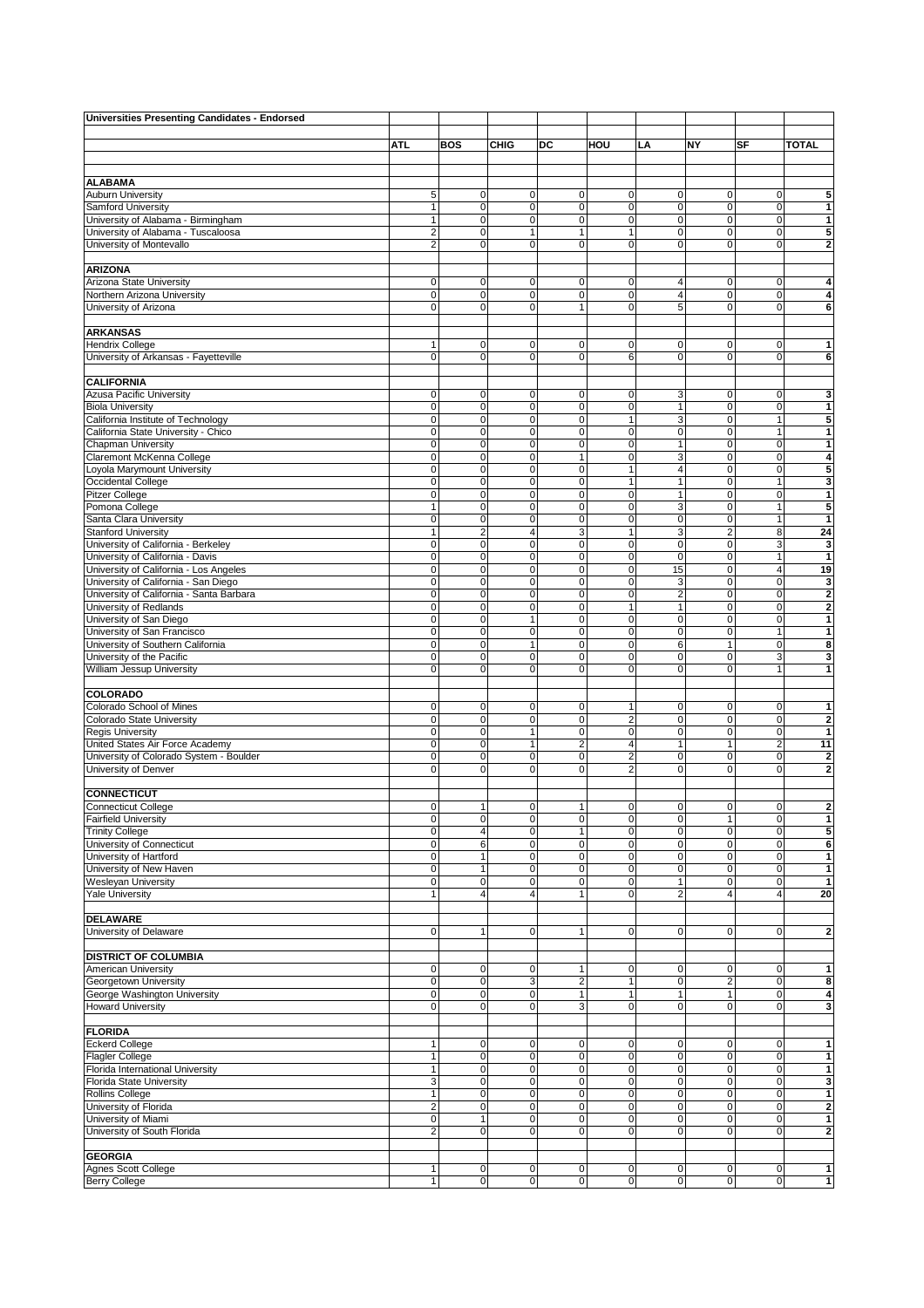**Universities Presenting Candidates - Endorsed**

| | ATL | BOS | CHIG | DC | HOU | LA | NY | SF | TOTAL |
|---|---|---|---|---|---|---|---|---|---|
| **ALABAMA** | | | | | | | | | |
| Auburn University | 5 | 0 | 0 | 0 | 0 | 0 | 0 | 0 | 5 |
| Samford University | 1 | 0 | 0 | 0 | 0 | 0 | 0 | 0 | 1 |
| University of Alabama - Birmingham | 1 | 0 | 0 | 0 | 0 | 0 | 0 | 0 | 1 |
| University of Alabama - Tuscaloosa | 2 | 0 | 1 | 1 | 1 | 0 | 0 | 0 | 5 |
| University of Montevallo | 2 | 0 | 0 | 0 | 0 | 0 | 0 | 0 | 2 |
| **ARIZONA** | | | | | | | | | |
| Arizona State University | 0 | 0 | 0 | 0 | 0 | 4 | 0 | 0 | 4 |
| Northern Arizona University | 0 | 0 | 0 | 0 | 0 | 4 | 0 | 0 | 4 |
| University of Arizona | 0 | 0 | 0 | 1 | 0 | 5 | 0 | 0 | 6 |
| **ARKANSAS** | | | | | | | | | |
| Hendrix College | 1 | 0 | 0 | 0 | 0 | 0 | 0 | 0 | 1 |
| University of Arkansas - Fayetteville | 0 | 0 | 0 | 0 | 6 | 0 | 0 | 0 | 6 |
| **CALIFORNIA** | | | | | | | | | |
| Azusa Pacific University | 0 | 0 | 0 | 0 | 0 | 3 | 0 | 0 | 3 |
| Biola University | 0 | 0 | 0 | 0 | 0 | 1 | 0 | 0 | 1 |
| California Institute of Technology | 0 | 0 | 0 | 0 | 1 | 3 | 0 | 1 | 5 |
| California State University - Chico | 0 | 0 | 0 | 0 | 0 | 0 | 0 | 1 | 1 |
| Chapman University | 0 | 0 | 0 | 0 | 0 | 1 | 0 | 0 | 1 |
| Claremont McKenna College | 0 | 0 | 0 | 1 | 0 | 3 | 0 | 0 | 4 |
| Loyola Marymount University | 0 | 0 | 0 | 0 | 1 | 4 | 0 | 0 | 5 |
| Occidental College | 0 | 0 | 0 | 0 | 1 | 1 | 0 | 1 | 3 |
| Pitzer College | 0 | 0 | 0 | 0 | 0 | 1 | 0 | 0 | 1 |
| Pomona College | 1 | 0 | 0 | 0 | 0 | 3 | 0 | 1 | 5 |
| Santa Clara University | 0 | 0 | 0 | 0 | 0 | 0 | 0 | 1 | 1 |
| Stanford University | 1 | 2 | 4 | 3 | 1 | 3 | 2 | 8 | 24 |
| University of California - Berkeley | 0 | 0 | 0 | 0 | 0 | 0 | 0 | 3 | 3 |
| University of California - Davis | 0 | 0 | 0 | 0 | 0 | 0 | 0 | 1 | 1 |
| University of California - Los Angeles | 0 | 0 | 0 | 0 | 0 | 15 | 0 | 4 | 19 |
| University of California - San Diego | 0 | 0 | 0 | 0 | 0 | 3 | 0 | 0 | 3 |
| University of California - Santa Barbara | 0 | 0 | 0 | 0 | 0 | 2 | 0 | 0 | 2 |
| University of Redlands | 0 | 0 | 0 | 0 | 1 | 1 | 0 | 0 | 2 |
| University of San Diego | 0 | 0 | 1 | 0 | 0 | 0 | 0 | 0 | 1 |
| University of San Francisco | 0 | 0 | 0 | 0 | 0 | 0 | 0 | 1 | 1 |
| University of Southern California | 0 | 0 | 1 | 0 | 0 | 6 | 1 | 0 | 8 |
| University of the Pacific | 0 | 0 | 0 | 0 | 0 | 0 | 0 | 3 | 3 |
| William Jessup University | 0 | 0 | 0 | 0 | 0 | 0 | 0 | 1 | 1 |
| **COLORADO** | | | | | | | | | |
| Colorado School of Mines | 0 | 0 | 0 | 0 | 1 | 0 | 0 | 0 | 1 |
| Colorado State University | 0 | 0 | 0 | 0 | 2 | 0 | 0 | 0 | 2 |
| Regis University | 0 | 0 | 1 | 0 | 0 | 0 | 0 | 0 | 1 |
| United States Air Force Academy | 0 | 0 | 1 | 2 | 4 | 1 | 1 | 2 | 11 |
| University of Colorado System - Boulder | 0 | 0 | 0 | 0 | 2 | 0 | 0 | 0 | 2 |
| University of Denver | 0 | 0 | 0 | 0 | 2 | 0 | 0 | 0 | 2 |
| **CONNECTICUT** | | | | | | | | | |
| Connecticut College | 0 | 1 | 0 | 1 | 0 | 0 | 0 | 0 | 2 |
| Fairfield University | 0 | 0 | 0 | 0 | 0 | 0 | 1 | 0 | 1 |
| Trinity College | 0 | 4 | 0 | 1 | 0 | 0 | 0 | 0 | 5 |
| University of Connecticut | 0 | 6 | 0 | 0 | 0 | 0 | 0 | 0 | 6 |
| University of Hartford | 0 | 1 | 0 | 0 | 0 | 0 | 0 | 0 | 1 |
| University of New Haven | 0 | 1 | 0 | 0 | 0 | 0 | 0 | 0 | 1 |
| Wesleyan University | 0 | 0 | 0 | 0 | 0 | 1 | 0 | 0 | 1 |
| Yale University | 1 | 4 | 4 | 1 | 0 | 2 | 4 | 4 | 20 |
| **DELAWARE** | | | | | | | | | |
| University of Delaware | 0 | 1 | 0 | 1 | 0 | 0 | 0 | 0 | 2 |
| **DISTRICT OF COLUMBIA** | | | | | | | | | |
| American University | 0 | 0 | 0 | 1 | 0 | 0 | 0 | 0 | 1 |
| Georgetown University | 0 | 0 | 3 | 2 | 1 | 0 | 2 | 0 | 8 |
| George Washington University | 0 | 0 | 0 | 1 | 1 | 1 | 1 | 0 | 4 |
| Howard University | 0 | 0 | 0 | 3 | 0 | 0 | 0 | 0 | 3 |
| **FLORIDA** | | | | | | | | | |
| Eckerd College | 1 | 0 | 0 | 0 | 0 | 0 | 0 | 0 | 1 |
| Flagler College | 1 | 0 | 0 | 0 | 0 | 0 | 0 | 0 | 1 |
| Florida International University | 1 | 0 | 0 | 0 | 0 | 0 | 0 | 0 | 1 |
| Florida State University | 3 | 0 | 0 | 0 | 0 | 0 | 0 | 0 | 3 |
| Rollins College | 1 | 0 | 0 | 0 | 0 | 0 | 0 | 0 | 1 |
| University of Florida | 2 | 0 | 0 | 0 | 0 | 0 | 0 | 0 | 2 |
| University of Miami | 0 | 1 | 0 | 0 | 0 | 0 | 0 | 0 | 1 |
| University of South Florida | 2 | 0 | 0 | 0 | 0 | 0 | 0 | 0 | 2 |
| **GEORGIA** | | | | | | | | | |
| Agnes Scott College | 1 | 0 | 0 | 0 | 0 | 0 | 0 | 0 | 1 |
| Berry College | 1 | 0 | 0 | 0 | 0 | 0 | 0 | 0 | 1 |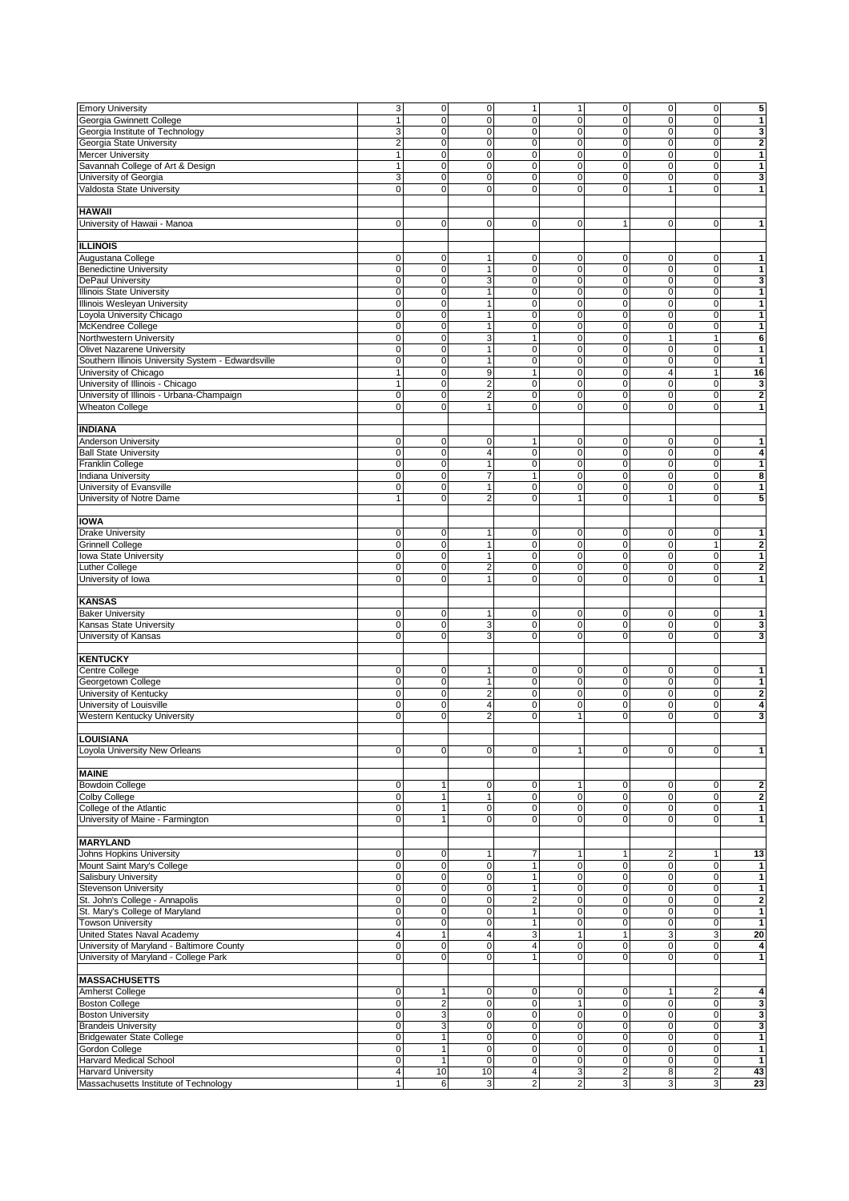| | | | | | | | | | |
|---|---|---|---|---|---|---|---|---|---|
| Emory University | 3 | 0 | 0 | 1 | 1 | 0 | 0 | 0 | **5** |
| Georgia Gwinnett College | 1 | 0 | 0 | 0 | 0 | 0 | 0 | 0 | **1** |
| Georgia Institute of Technology | 3 | 0 | 0 | 0 | 0 | 0 | 0 | 0 | **3** |
| Georgia State University | 2 | 0 | 0 | 0 | 0 | 0 | 0 | 0 | **2** |
| Mercer University | 1 | 0 | 0 | 0 | 0 | 0 | 0 | 0 | **1** |
| Savannah College of Art & Design | 1 | 0 | 0 | 0 | 0 | 0 | 0 | 0 | **1** |
| University of Georgia | 3 | 0 | 0 | 0 | 0 | 0 | 0 | 0 | **3** |
| Valdosta State University | 0 | 0 | 0 | 0 | 0 | 0 | 1 | 0 | **1** |
| | | | | | | | | | |
| **HAWAII** | | | | | | | | | |
| University of Hawaii - Manoa | 0 | 0 | 0 | 0 | 0 | 1 | 0 | 0 | **1** |
| | | | | | | | | | |
| **ILLINOIS** | | | | | | | | | |
| Augustana College | 0 | 0 | 1 | 0 | 0 | 0 | 0 | 0 | **1** |
| Benedictine University | 0 | 0 | 1 | 0 | 0 | 0 | 0 | 0 | **1** |
| DePaul University | 0 | 0 | 3 | 0 | 0 | 0 | 0 | 0 | **3** |
| Illinois State University | 0 | 0 | 1 | 0 | 0 | 0 | 0 | 0 | **1** |
| Illinois Wesleyan University | 0 | 0 | 1 | 0 | 0 | 0 | 0 | 0 | **1** |
| Loyola University Chicago | 0 | 0 | 1 | 0 | 0 | 0 | 0 | 0 | **1** |
| McKendree College | 0 | 0 | 1 | 0 | 0 | 0 | 0 | 0 | **1** |
| Northwestern University | 0 | 0 | 3 | 1 | 0 | 0 | 1 | 1 | **6** |
| Olivet Nazarene University | 0 | 0 | 1 | 0 | 0 | 0 | 0 | 0 | **1** |
| Southern Illinois University System - Edwardsville | 0 | 0 | 1 | 0 | 0 | 0 | 0 | 0 | **1** |
| University of Chicago | 1 | 0 | 9 | 1 | 0 | 0 | 4 | 1 | **16** |
| University of Illinois - Chicago | 1 | 0 | 2 | 0 | 0 | 0 | 0 | 0 | **3** |
| University of Illinois - Urbana-Champaign | 0 | 0 | 2 | 0 | 0 | 0 | 0 | 0 | **2** |
| Wheaton College | 0 | 0 | 1 | 0 | 0 | 0 | 0 | 0 | **1** |
| | | | | | | | | | |
| **INDIANA** | | | | | | | | | |
| Anderson University | 0 | 0 | 0 | 1 | 0 | 0 | 0 | 0 | **1** |
| Ball State University | 0 | 0 | 4 | 0 | 0 | 0 | 0 | 0 | **4** |
| Franklin College | 0 | 0 | 1 | 0 | 0 | 0 | 0 | 0 | **1** |
| Indiana University | 0 | 0 | 7 | 1 | 0 | 0 | 0 | 0 | **8** |
| University of Evansville | 0 | 0 | 1 | 0 | 0 | 0 | 0 | 0 | **1** |
| University of Notre Dame | 1 | 0 | 2 | 0 | 1 | 0 | 1 | 0 | **5** |
| | | | | | | | | | |
| **IOWA** | | | | | | | | | |
| Drake University | 0 | 0 | 1 | 0 | 0 | 0 | 0 | 0 | **1** |
| Grinnell College | 0 | 0 | 1 | 0 | 0 | 0 | 0 | 1 | **2** |
| Iowa State University | 0 | 0 | 1 | 0 | 0 | 0 | 0 | 0 | **1** |
| Luther College | 0 | 0 | 2 | 0 | 0 | 0 | 0 | 0 | **2** |
| University of Iowa | 0 | 0 | 1 | 0 | 0 | 0 | 0 | 0 | **1** |
| | | | | | | | | | |
| **KANSAS** | | | | | | | | | |
| Baker University | 0 | 0 | 1 | 0 | 0 | 0 | 0 | 0 | **1** |
| Kansas State University | 0 | 0 | 3 | 0 | 0 | 0 | 0 | 0 | **3** |
| University of Kansas | 0 | 0 | 3 | 0 | 0 | 0 | 0 | 0 | **3** |
| | | | | | | | | | |
| **KENTUCKY** | | | | | | | | | |
| Centre College | 0 | 0 | 1 | 0 | 0 | 0 | 0 | 0 | **1** |
| Georgetown College | 0 | 0 | 1 | 0 | 0 | 0 | 0 | 0 | **1** |
| University of Kentucky | 0 | 0 | 2 | 0 | 0 | 0 | 0 | 0 | **2** |
| University of Louisville | 0 | 0 | 4 | 0 | 0 | 0 | 0 | 0 | **4** |
| Western Kentucky University | 0 | 0 | 2 | 0 | 1 | 0 | 0 | 0 | **3** |
| | | | | | | | | | |
| **LOUISIANA** | | | | | | | | | |
| Loyola University New Orleans | 0 | 0 | 0 | 0 | 1 | 0 | 0 | 0 | **1** |
| | | | | | | | | | |
| **MAINE** | | | | | | | | | |
| Bowdoin College | 0 | 1 | 0 | 0 | 1 | 0 | 0 | 0 | **2** |
| Colby College | 0 | 1 | 1 | 0 | 0 | 0 | 0 | 0 | **2** |
| College of the Atlantic | 0 | 1 | 0 | 0 | 0 | 0 | 0 | 0 | **1** |
| University of Maine - Farmington | 0 | 1 | 0 | 0 | 0 | 0 | 0 | 0 | **1** |
| | | | | | | | | | |
| **MARYLAND** | | | | | | | | | |
| Johns Hopkins University | 0 | 0 | 1 | 7 | 1 | 1 | 2 | 1 | **13** |
| Mount Saint Mary's College | 0 | 0 | 0 | 1 | 0 | 0 | 0 | 0 | **1** |
| Salisbury University | 0 | 0 | 0 | 1 | 0 | 0 | 0 | 0 | **1** |
| Stevenson University | 0 | 0 | 0 | 1 | 0 | 0 | 0 | 0 | **1** |
| St. John's College - Annapolis | 0 | 0 | 0 | 2 | 0 | 0 | 0 | 0 | **2** |
| St. Mary's College of Maryland | 0 | 0 | 0 | 1 | 0 | 0 | 0 | 0 | **1** |
| Towson University | 0 | 0 | 0 | 1 | 0 | 0 | 0 | 0 | **1** |
| United States Naval Academy | 4 | 1 | 4 | 3 | 1 | 1 | 3 | 3 | **20** |
| University of Maryland - Baltimore County | 0 | 0 | 0 | 4 | 0 | 0 | 0 | 0 | **4** |
| University of Maryland - College Park | 0 | 0 | 0 | 1 | 0 | 0 | 0 | 0 | **1** |
| | | | | | | | | | |
| **MASSACHUSETTS** | | | | | | | | | |
| Amherst College | 0 | 1 | 0 | 0 | 0 | 0 | 1 | 2 | **4** |
| Boston College | 0 | 2 | 0 | 0 | 1 | 0 | 0 | 0 | **3** |
| Boston University | 0 | 3 | 0 | 0 | 0 | 0 | 0 | 0 | **3** |
| Brandeis University | 0 | 3 | 0 | 0 | 0 | 0 | 0 | 0 | **3** |
| Bridgewater State College | 0 | 1 | 0 | 0 | 0 | 0 | 0 | 0 | **1** |
| Gordon College | 0 | 1 | 0 | 0 | 0 | 0 | 0 | 0 | **1** |
| Harvard Medical School | 0 | 1 | 0 | 0 | 0 | 0 | 0 | 0 | **1** |
| Harvard University | 4 | 10 | 10 | 4 | 3 | 2 | 8 | 2 | **43** |
| Massachusetts Institute of Technology | 1 | 6 | 3 | 2 | 2 | 3 | 3 | 3 | **23** |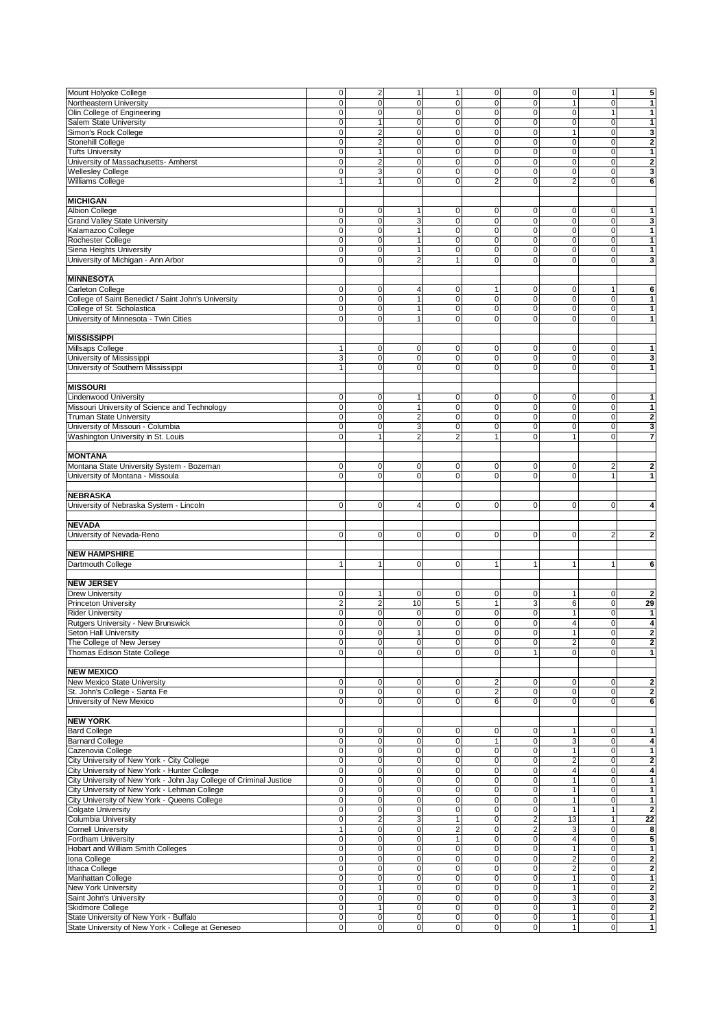| | | | | | | | | | |
|---|---|---|---|---|---|---|---|---|---|
| Mount Holyoke College | 0 | 2 | 1 | 1 | 0 | 0 | 0 | 1 | **5** |
| Northeastern University | 0 | 0 | 0 | 0 | 0 | 0 | 1 | 0 | **1** |
| Olin College of Engineering | 0 | 0 | 0 | 0 | 0 | 0 | 0 | 1 | **1** |
| Salem State University | 0 | 1 | 0 | 0 | 0 | 0 | 0 | 0 | **1** |
| Simon's Rock College | 0 | 2 | 0 | 0 | 0 | 0 | 1 | 0 | **3** |
| Stonehill College | 0 | 2 | 0 | 0 | 0 | 0 | 0 | 0 | **2** |
| Tufts University | 0 | 1 | 0 | 0 | 0 | 0 | 0 | 0 | **1** |
| University of Massachusetts- Amherst | 0 | 2 | 0 | 0 | 0 | 0 | 0 | 0 | **2** |
| Wellesley College | 0 | 3 | 0 | 0 | 0 | 0 | 0 | 0 | **3** |
| Williams College | 1 | 1 | 0 | 0 | 2 | 0 | 2 | 0 | **6** |
| | | | | | | | | | |
| **MICHIGAN** | | | | | | | | | |
| Albion College | 0 | 0 | 1 | 0 | 0 | 0 | 0 | 0 | **1** |
| Grand Valley State University | 0 | 0 | 3 | 0 | 0 | 0 | 0 | 0 | **3** |
| Kalamazoo College | 0 | 0 | 1 | 0 | 0 | 0 | 0 | 0 | **1** |
| Rochester College | 0 | 0 | 1 | 0 | 0 | 0 | 0 | 0 | **1** |
| Siena Heights University | 0 | 0 | 1 | 0 | 0 | 0 | 0 | 0 | **1** |
| University of Michigan - Ann Arbor | 0 | 0 | 2 | 1 | 0 | 0 | 0 | 0 | **3** |
| | | | | | | | | | |
| **MINNESOTA** | | | | | | | | | |
| Carleton College | 0 | 0 | 4 | 0 | 1 | 0 | 0 | 1 | **6** |
| College of Saint Benedict / Saint John's University | 0 | 0 | 1 | 0 | 0 | 0 | 0 | 0 | **1** |
| College of St. Scholastica | 0 | 0 | 1 | 0 | 0 | 0 | 0 | 0 | **1** |
| University of Minnesota - Twin Cities | 0 | 0 | 1 | 0 | 0 | 0 | 0 | 0 | **1** |
| | | | | | | | | | |
| **MISSISSIPPI** | | | | | | | | | |
| Millsaps College | 1 | 0 | 0 | 0 | 0 | 0 | 0 | 0 | **1** |
| University of Mississippi | 3 | 0 | 0 | 0 | 0 | 0 | 0 | 0 | **3** |
| University of Southern Mississippi | 1 | 0 | 0 | 0 | 0 | 0 | 0 | 0 | **1** |
| | | | | | | | | | |
| **MISSOURI** | | | | | | | | | |
| Lindenwood University | 0 | 0 | 1 | 0 | 0 | 0 | 0 | 0 | **1** |
| Missouri University of Science and Technology | 0 | 0 | 1 | 0 | 0 | 0 | 0 | 0 | **1** |
| Truman State University | 0 | 0 | 2 | 0 | 0 | 0 | 0 | 0 | **2** |
| University of Missouri - Columbia | 0 | 0 | 3 | 0 | 0 | 0 | 0 | 0 | **3** |
| Washington University in St. Louis | 0 | 1 | 2 | 2 | 1 | 0 | 1 | 0 | **7** |
| | | | | | | | | | |
| **MONTANA** | | | | | | | | | |
| Montana State University System - Bozeman | 0 | 0 | 0 | 0 | 0 | 0 | 0 | 2 | **2** |
| University of Montana - Missoula | 0 | 0 | 0 | 0 | 0 | 0 | 0 | 1 | **1** |
| | | | | | | | | | |
| **NEBRASKA** | | | | | | | | | |
| University of Nebraska System - Lincoln | 0 | 0 | 4 | 0 | 0 | 0 | 0 | 0 | **4** |
| | | | | | | | | | |
| **NEVADA** | | | | | | | | | |
| University of Nevada-Reno | 0 | 0 | 0 | 0 | 0 | 0 | 0 | 2 | **2** |
| | | | | | | | | | |
| **NEW HAMPSHIRE** | | | | | | | | | |
| Dartmouth College | 1 | 1 | 0 | 0 | 1 | 1 | 1 | 1 | **6** |
| | | | | | | | | | |
| **NEW JERSEY** | | | | | | | | | |
| Drew University | 0 | 1 | 0 | 0 | 0 | 0 | 1 | 0 | **2** |
| Princeton University | 2 | 2 | 10 | 5 | 1 | 3 | 6 | 0 | **29** |
| Rider University | 0 | 0 | 0 | 0 | 0 | 0 | 1 | 0 | **1** |
| Rutgers University - New Brunswick | 0 | 0 | 0 | 0 | 0 | 0 | 4 | 0 | **4** |
| Seton Hall University | 0 | 0 | 1 | 0 | 0 | 0 | 1 | 0 | **2** |
| The College of New Jersey | 0 | 0 | 0 | 0 | 0 | 0 | 2 | 0 | **2** |
| Thomas Edison State College | 0 | 0 | 0 | 0 | 0 | 1 | 0 | 0 | **1** |
| | | | | | | | | | |
| **NEW MEXICO** | | | | | | | | | |
| New Mexico State University | 0 | 0 | 0 | 0 | 2 | 0 | 0 | 0 | **2** |
| St. John's College - Santa Fe | 0 | 0 | 0 | 0 | 2 | 0 | 0 | 0 | **2** |
| University of New Mexico | 0 | 0 | 0 | 0 | 6 | 0 | 0 | 0 | **6** |
| | | | | | | | | | |
| **NEW YORK** | | | | | | | | | |
| Bard College | 0 | 0 | 0 | 0 | 0 | 0 | 1 | 0 | **1** |
| Barnard College | 0 | 0 | 0 | 0 | 1 | 0 | 3 | 0 | **4** |
| Cazenovia College | 0 | 0 | 0 | 0 | 0 | 0 | 1 | 0 | **1** |
| City University of New York - City College | 0 | 0 | 0 | 0 | 0 | 0 | 2 | 0 | **2** |
| City University of New York - Hunter College | 0 | 0 | 0 | 0 | 0 | 0 | 4 | 0 | **4** |
| City University of New York - John Jay College of Criminal Justice | 0 | 0 | 0 | 0 | 0 | 0 | 1 | 0 | **1** |
| City University of New York - Lehman College | 0 | 0 | 0 | 0 | 0 | 0 | 1 | 0 | **1** |
| City University of New York - Queens College | 0 | 0 | 0 | 0 | 0 | 0 | 1 | 0 | **1** |
| Colgate University | 0 | 0 | 0 | 0 | 0 | 0 | 1 | 1 | **2** |
| Columbia University | 0 | 2 | 3 | 1 | 0 | 2 | 13 | 1 | **22** |
| Cornell University | 1 | 0 | 0 | 2 | 0 | 2 | 3 | 0 | **8** |
| Fordham University | 0 | 0 | 0 | 1 | 0 | 0 | 4 | 0 | **5** |
| Hobart and William Smith Colleges | 0 | 0 | 0 | 0 | 0 | 0 | 1 | 0 | **1** |
| Iona College | 0 | 0 | 0 | 0 | 0 | 0 | 2 | 0 | **2** |
| Ithaca College | 0 | 0 | 0 | 0 | 0 | 0 | 2 | 0 | **2** |
| Manhattan College | 0 | 0 | 0 | 0 | 0 | 0 | 1 | 0 | **1** |
| New York University | 0 | 1 | 0 | 0 | 0 | 0 | 1 | 0 | **2** |
| Saint John's University | 0 | 0 | 0 | 0 | 0 | 0 | 3 | 0 | **3** |
| Skidmore College | 0 | 1 | 0 | 0 | 0 | 0 | 1 | 0 | **2** |
| State University of New York - Buffalo | 0 | 0 | 0 | 0 | 0 | 0 | 1 | 0 | **1** |
| State University of New York - College at Geneseo | 0 | 0 | 0 | 0 | 0 | 0 | 1 | 0 | **1** |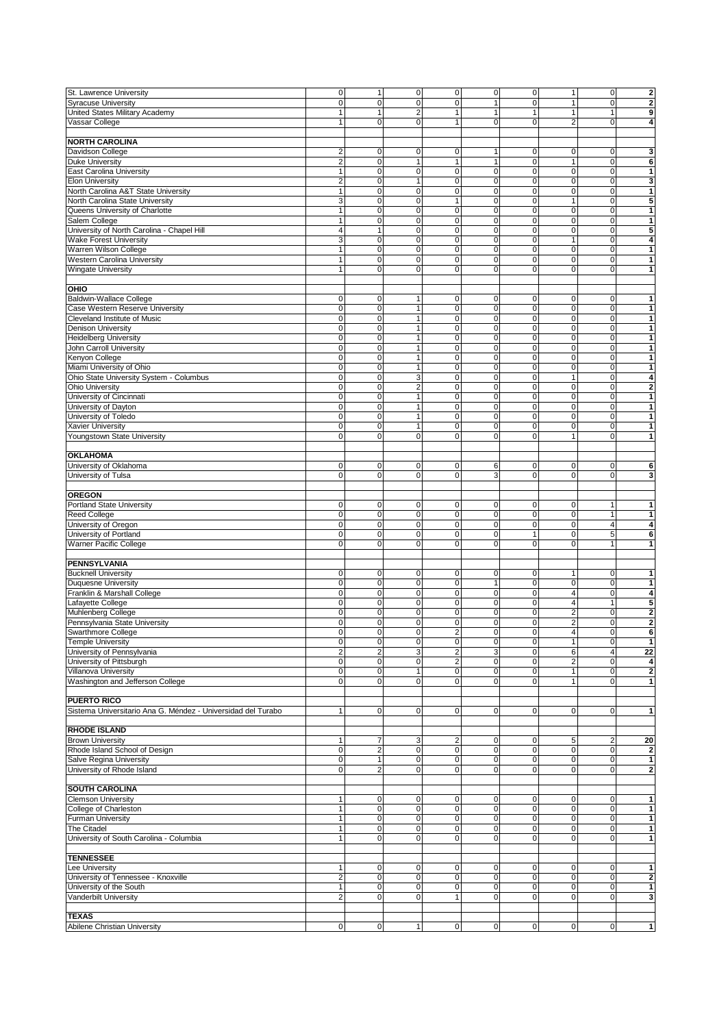| | | | | | | | | | |
|---|---|---|---|---|---|---|---|---|---|
| St. Lawrence University | 0 | 1 | 0 | 0 | 0 | 0 | 1 | 0 | **2** |
| Syracuse University | 0 | 0 | 0 | 0 | 1 | 0 | 1 | 0 | **2** |
| United States Military Academy | 1 | 1 | 2 | 1 | 1 | 1 | 1 | 1 | **9** |
| Vassar College | 1 | 0 | 0 | 1 | 0 | 0 | 2 | 0 | **4** |
| | | | | | | | | | |
| **NORTH CAROLINA** | | | | | | | | | |
| Davidson College | 2 | 0 | 0 | 0 | 1 | 0 | 0 | 0 | **3** |
| Duke University | 2 | 0 | 1 | 1 | 1 | 0 | 1 | 0 | **6** |
| East Carolina University | 1 | 0 | 0 | 0 | 0 | 0 | 0 | 0 | **1** |
| Elon University | 2 | 0 | 1 | 0 | 0 | 0 | 0 | 0 | **3** |
| North Carolina A&T State University | 1 | 0 | 0 | 0 | 0 | 0 | 0 | 0 | **1** |
| North Carolina State University | 3 | 0 | 0 | 1 | 0 | 0 | 1 | 0 | **5** |
| Queens University of Charlotte | 1 | 0 | 0 | 0 | 0 | 0 | 0 | 0 | **1** |
| Salem College | 1 | 0 | 0 | 0 | 0 | 0 | 0 | 0 | **1** |
| University of North Carolina - Chapel Hill | 4 | 1 | 0 | 0 | 0 | 0 | 0 | 0 | **5** |
| Wake Forest University | 3 | 0 | 0 | 0 | 0 | 0 | 1 | 0 | **4** |
| Warren Wilson College | 1 | 0 | 0 | 0 | 0 | 0 | 0 | 0 | **1** |
| Western Carolina University | 1 | 0 | 0 | 0 | 0 | 0 | 0 | 0 | **1** |
| Wingate University | 1 | 0 | 0 | 0 | 0 | 0 | 0 | 0 | **1** |
| | | | | | | | | | |
| **OHIO** | | | | | | | | | |
| Baldwin-Wallace College | 0 | 0 | 1 | 0 | 0 | 0 | 0 | 0 | **1** |
| Case Western Reserve University | 0 | 0 | 1 | 0 | 0 | 0 | 0 | 0 | **1** |
| Cleveland Institute of Music | 0 | 0 | 1 | 0 | 0 | 0 | 0 | 0 | **1** |
| Denison University | 0 | 0 | 1 | 0 | 0 | 0 | 0 | 0 | **1** |
| Heidelberg University | 0 | 0 | 1 | 0 | 0 | 0 | 0 | 0 | **1** |
| John Carroll University | 0 | 0 | 1 | 0 | 0 | 0 | 0 | 0 | **1** |
| Kenyon College | 0 | 0 | 1 | 0 | 0 | 0 | 0 | 0 | **1** |
| Miami University of Ohio | 0 | 0 | 1 | 0 | 0 | 0 | 0 | 0 | **1** |
| Ohio State University System - Columbus | 0 | 0 | 3 | 0 | 0 | 0 | 1 | 0 | **4** |
| Ohio University | 0 | 0 | 2 | 0 | 0 | 0 | 0 | 0 | **2** |
| University of Cincinnati | 0 | 0 | 1 | 0 | 0 | 0 | 0 | 0 | **1** |
| University of Dayton | 0 | 0 | 1 | 0 | 0 | 0 | 0 | 0 | **1** |
| University of Toledo | 0 | 0 | 1 | 0 | 0 | 0 | 0 | 0 | **1** |
| Xavier University | 0 | 0 | 1 | 0 | 0 | 0 | 0 | 0 | **1** |
| Youngstown State University | 0 | 0 | 0 | 0 | 0 | 0 | 1 | 0 | **1** |
| | | | | | | | | | |
| **OKLAHOMA** | | | | | | | | | |
| University of Oklahoma | 0 | 0 | 0 | 0 | 6 | 0 | 0 | 0 | **6** |
| University of Tulsa | 0 | 0 | 0 | 0 | 3 | 0 | 0 | 0 | **3** |
| | | | | | | | | | |
| **OREGON** | | | | | | | | | |
| Portland State University | 0 | 0 | 0 | 0 | 0 | 0 | 0 | 1 | **1** |
| Reed College | 0 | 0 | 0 | 0 | 0 | 0 | 0 | 1 | **1** |
| University of Oregon | 0 | 0 | 0 | 0 | 0 | 0 | 0 | 4 | **4** |
| University of Portland | 0 | 0 | 0 | 0 | 0 | 1 | 0 | 5 | **6** |
| Warner Pacific College | 0 | 0 | 0 | 0 | 0 | 0 | 0 | 1 | **1** |
| | | | | | | | | | |
| **PENNSYLVANIA** | | | | | | | | | |
| Bucknell University | 0 | 0 | 0 | 0 | 0 | 0 | 1 | 0 | **1** |
| Duquesne University | 0 | 0 | 0 | 0 | 1 | 0 | 0 | 0 | **1** |
| Franklin & Marshall College | 0 | 0 | 0 | 0 | 0 | 0 | 4 | 0 | **4** |
| Lafayette College | 0 | 0 | 0 | 0 | 0 | 0 | 4 | 1 | **5** |
| Muhlenberg College | 0 | 0 | 0 | 0 | 0 | 0 | 2 | 0 | **2** |
| Pennsylvania State University | 0 | 0 | 0 | 0 | 0 | 0 | 2 | 0 | **2** |
| Swarthmore College | 0 | 0 | 0 | 2 | 0 | 0 | 4 | 0 | **6** |
| Temple University | 0 | 0 | 0 | 0 | 0 | 0 | 1 | 0 | **1** |
| University of Pennsylvania | 2 | 2 | 3 | 2 | 3 | 0 | 6 | 4 | **22** |
| University of Pittsburgh | 0 | 0 | 0 | 2 | 0 | 0 | 2 | 0 | **4** |
| Villanova University | 0 | 0 | 1 | 0 | 0 | 0 | 1 | 0 | **2** |
| Washington and Jefferson College | 0 | 0 | 0 | 0 | 0 | 0 | 1 | 0 | **1** |
| | | | | | | | | | |
| **PUERTO RICO** | | | | | | | | | |
| Sistema Universitario Ana G. Méndez - Universidad del Turabo | 1 | 0 | 0 | 0 | 0 | 0 | 0 | 0 | **1** |
| | | | | | | | | | |
| **RHODE ISLAND** | | | | | | | | | |
| Brown University | 1 | 7 | 3 | 2 | 0 | 0 | 5 | 2 | **20** |
| Rhode Island School of Design | 0 | 2 | 0 | 0 | 0 | 0 | 0 | 0 | **2** |
| Salve Regina University | 0 | 1 | 0 | 0 | 0 | 0 | 0 | 0 | **1** |
| University of Rhode Island | 0 | 2 | 0 | 0 | 0 | 0 | 0 | 0 | **2** |
| | | | | | | | | | |
| **SOUTH CAROLINA** | | | | | | | | | |
| Clemson University | 1 | 0 | 0 | 0 | 0 | 0 | 0 | 0 | **1** |
| College of Charleston | 1 | 0 | 0 | 0 | 0 | 0 | 0 | 0 | **1** |
| Furman University | 1 | 0 | 0 | 0 | 0 | 0 | 0 | 0 | **1** |
| The Citadel | 1 | 0 | 0 | 0 | 0 | 0 | 0 | 0 | **1** |
| University of South Carolina - Columbia | 1 | 0 | 0 | 0 | 0 | 0 | 0 | 0 | **1** |
| | | | | | | | | | |
| **TENNESSEE** | | | | | | | | | |
| Lee University | 1 | 0 | 0 | 0 | 0 | 0 | 0 | 0 | **1** |
| University of Tennessee - Knoxville | 2 | 0 | 0 | 0 | 0 | 0 | 0 | 0 | **2** |
| University of the South | 1 | 0 | 0 | 0 | 0 | 0 | 0 | 0 | **1** |
| Vanderbilt University | 2 | 0 | 0 | 1 | 0 | 0 | 0 | 0 | **3** |
| | | | | | | | | | |
| **TEXAS** | | | | | | | | | |
| Abilene Christian University | 0 | 0 | 1 | 0 | 0 | 0 | 0 | 0 | **1** |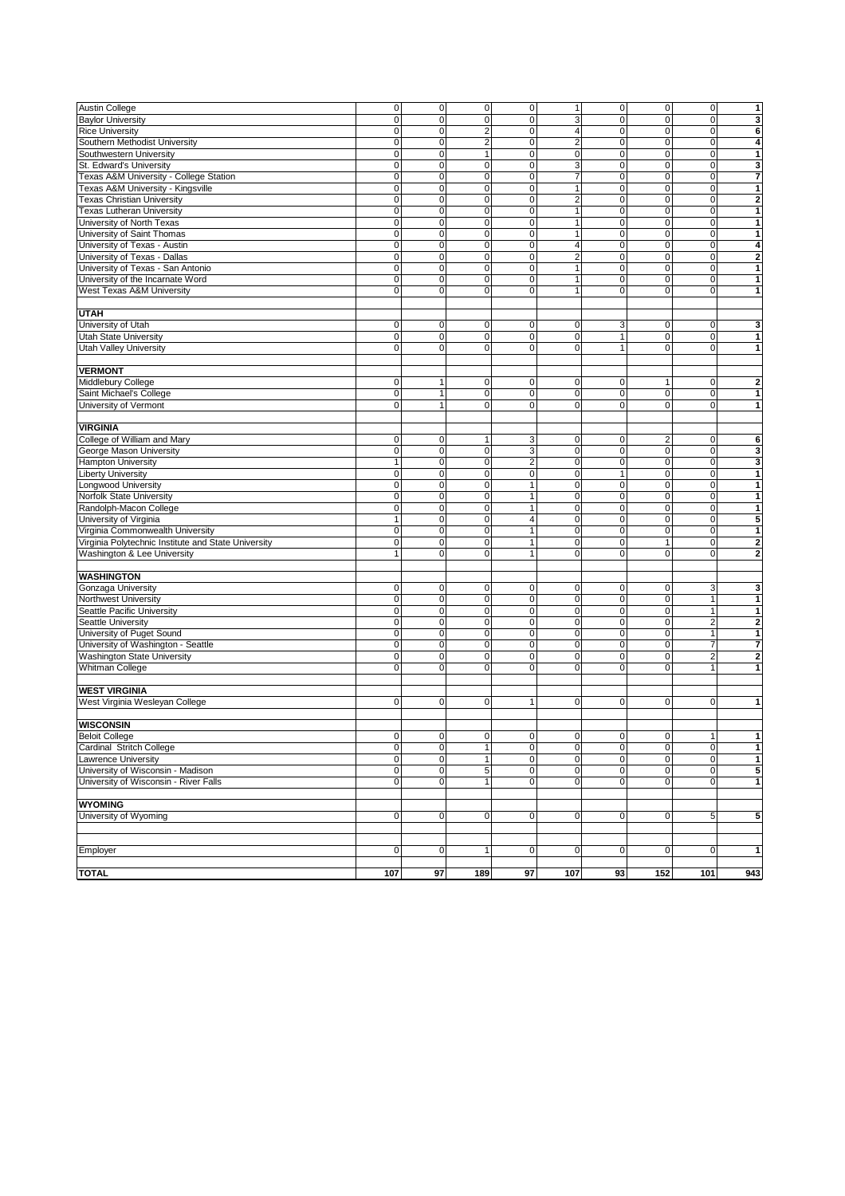| | | | | | | | | | |
|---|---|---|---|---|---|---|---|---|---|
| Austin College | 0 | 0 | 0 | 0 | 1 | 0 | 0 | 0 | **1** |
| Baylor University | 0 | 0 | 0 | 0 | 3 | 0 | 0 | 0 | **3** |
| Rice University | 0 | 0 | 2 | 0 | 4 | 0 | 0 | 0 | **6** |
| Southern Methodist University | 0 | 0 | 2 | 0 | 2 | 0 | 0 | 0 | **4** |
| Southwestern University | 0 | 0 | 1 | 0 | 0 | 0 | 0 | 0 | **1** |
| St. Edward's University | 0 | 0 | 0 | 0 | 3 | 0 | 0 | 0 | **3** |
| Texas A&M University - College Station | 0 | 0 | 0 | 0 | 7 | 0 | 0 | 0 | **7** |
| Texas A&M University - Kingsville | 0 | 0 | 0 | 0 | 1 | 0 | 0 | 0 | **1** |
| Texas Christian University | 0 | 0 | 0 | 0 | 2 | 0 | 0 | 0 | **2** |
| Texas Lutheran University | 0 | 0 | 0 | 0 | 1 | 0 | 0 | 0 | **1** |
| University of North Texas | 0 | 0 | 0 | 0 | 1 | 0 | 0 | 0 | **1** |
| University of Saint Thomas | 0 | 0 | 0 | 0 | 1 | 0 | 0 | 0 | **1** |
| University of Texas - Austin | 0 | 0 | 0 | 0 | 4 | 0 | 0 | 0 | **4** |
| University of Texas - Dallas | 0 | 0 | 0 | 0 | 2 | 0 | 0 | 0 | **2** |
| University of Texas - San Antonio | 0 | 0 | 0 | 0 | 1 | 0 | 0 | 0 | **1** |
| University of the Incarnate Word | 0 | 0 | 0 | 0 | 1 | 0 | 0 | 0 | **1** |
| West Texas A&M University | 0 | 0 | 0 | 0 | 1 | 0 | 0 | 0 | **1** |
| | | | | | | | | | |
| **UTAH** | | | | | | | | | |
| University of Utah | 0 | 0 | 0 | 0 | 0 | 3 | 0 | 0 | **3** |
| Utah State University | 0 | 0 | 0 | 0 | 0 | 1 | 0 | 0 | **1** |
| Utah Valley University | 0 | 0 | 0 | 0 | 0 | 1 | 0 | 0 | **1** |
| | | | | | | | | | |
| **VERMONT** | | | | | | | | | |
| Middlebury College | 0 | 1 | 0 | 0 | 0 | 0 | 1 | 0 | **2** |
| Saint Michael's College | 0 | 1 | 0 | 0 | 0 | 0 | 0 | 0 | **1** |
| University of Vermont | 0 | 1 | 0 | 0 | 0 | 0 | 0 | 0 | **1** |
| | | | | | | | | | |
| **VIRGINIA** | | | | | | | | | |
| College of William and Mary | 0 | 0 | 1 | 3 | 0 | 0 | 2 | 0 | **6** |
| George Mason University | 0 | 0 | 0 | 3 | 0 | 0 | 0 | 0 | **3** |
| Hampton University | 1 | 0 | 0 | 2 | 0 | 0 | 0 | 0 | **3** |
| Liberty University | 0 | 0 | 0 | 0 | 0 | 1 | 0 | 0 | **1** |
| Longwood University | 0 | 0 | 0 | 1 | 0 | 0 | 0 | 0 | **1** |
| Norfolk State University | 0 | 0 | 0 | 1 | 0 | 0 | 0 | 0 | **1** |
| Randolph-Macon College | 0 | 0 | 0 | 1 | 0 | 0 | 0 | 0 | **1** |
| University of Virginia | 1 | 0 | 0 | 4 | 0 | 0 | 0 | 0 | **5** |
| Virginia Commonwealth University | 0 | 0 | 0 | 1 | 0 | 0 | 0 | 0 | **1** |
| Virginia Polytechnic Institute and State University | 0 | 0 | 0 | 1 | 0 | 0 | 1 | 0 | **2** |
| Washington & Lee University | 1 | 0 | 0 | 1 | 0 | 0 | 0 | 0 | **2** |
| | | | | | | | | | |
| **WASHINGTON** | | | | | | | | | |
| Gonzaga University | 0 | 0 | 0 | 0 | 0 | 0 | 0 | 3 | **3** |
| Northwest University | 0 | 0 | 0 | 0 | 0 | 0 | 0 | 1 | **1** |
| Seattle Pacific University | 0 | 0 | 0 | 0 | 0 | 0 | 0 | 1 | **1** |
| Seattle University | 0 | 0 | 0 | 0 | 0 | 0 | 0 | 2 | **2** |
| University of Puget Sound | 0 | 0 | 0 | 0 | 0 | 0 | 0 | 1 | **1** |
| University of Washington - Seattle | 0 | 0 | 0 | 0 | 0 | 0 | 0 | 7 | **7** |
| Washington State University | 0 | 0 | 0 | 0 | 0 | 0 | 0 | 2 | **2** |
| Whitman College | 0 | 0 | 0 | 0 | 0 | 0 | 0 | 1 | **1** |
| | | | | | | | | | |
| **WEST VIRGINIA** | | | | | | | | | |
| West Virginia Wesleyan College | 0 | 0 | 0 | 1 | 0 | 0 | 0 | 0 | **1** |
| | | | | | | | | | |
| **WISCONSIN** | | | | | | | | | |
| Beloit College | 0 | 0 | 0 | 0 | 0 | 0 | 0 | 1 | **1** |
| Cardinal Stritch College | 0 | 0 | 1 | 0 | 0 | 0 | 0 | 0 | **1** |
| Lawrence University | 0 | 0 | 1 | 0 | 0 | 0 | 0 | 0 | **1** |
| University of Wisconsin - Madison | 0 | 0 | 5 | 0 | 0 | 0 | 0 | 0 | **5** |
| University of Wisconsin - River Falls | 0 | 0 | 1 | 0 | 0 | 0 | 0 | 0 | **1** |
| | | | | | | | | | |
| **WYOMING** | | | | | | | | | |
| University of Wyoming | 0 | 0 | 0 | 0 | 0 | 0 | 0 | 5 | **5** |
| | | | | | | | | | |
| Employer | 0 | 0 | 1 | 0 | 0 | 0 | 0 | 0 | **1** |
| | | | | | | | | | |
| **TOTAL** | **107** | **97** | **189** | **97** | **107** | **93** | **152** | **101** | **943** |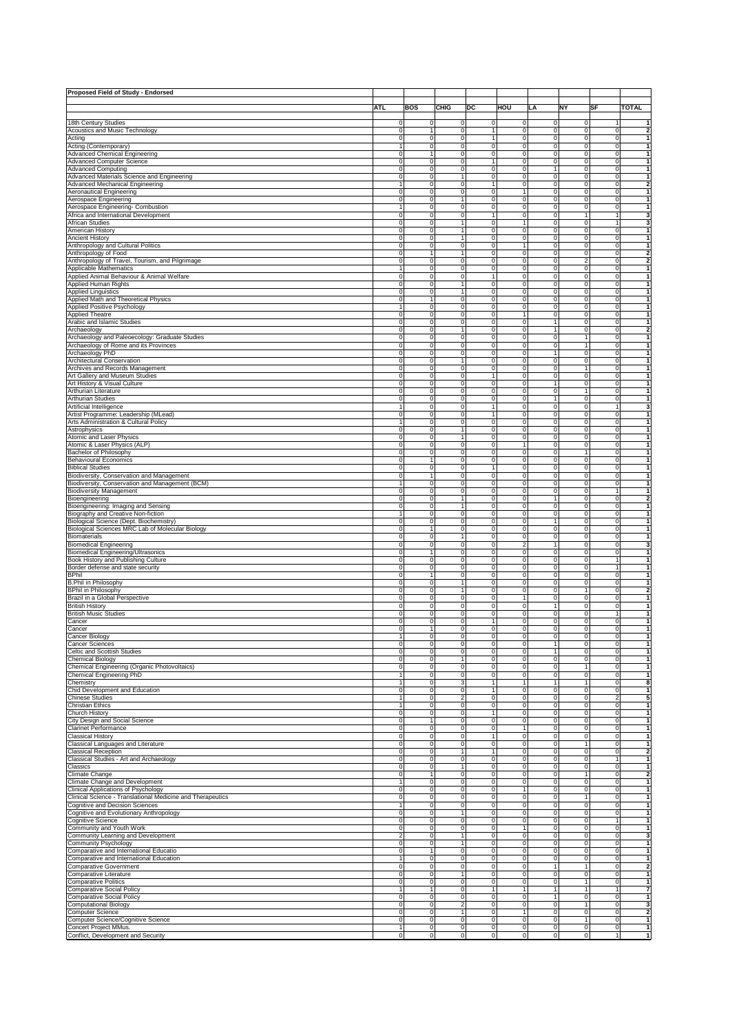**Proposed Field of Study - Endorsed**

| | ATL | BOS | CHIG | DC | HOU | LA | NY | SF | TOTAL |
|---|---|---|---|---|---|---|---|---|---|
| 18th Century Studies | 0 | 0 | 0 | 0 | 0 | 0 | 0 | 1 | 1 |
| Acoustics and Music Technology | 0 | 1 | 0 | 1 | 0 | 0 | 0 | 0 | 2 |
| Acting | 0 | 0 | 0 | 1 | 0 | 0 | 0 | 0 | 1 |
| Acting (Contemporary) | 1 | 0 | 0 | 0 | 0 | 0 | 0 | 0 | 1 |
| Advanced Chemical Engineering | 0 | 1 | 0 | 0 | 0 | 0 | 0 | 0 | 1 |
| Advanced Computer Science | 0 | 0 | 0 | 1 | 0 | 0 | 0 | 0 | 1 |
| Advanced Computing | 0 | 0 | 0 | 0 | 0 | 1 | 0 | 0 | 1 |
| Advanced Materials Science and Engineering | 0 | 0 | 1 | 0 | 0 | 0 | 0 | 0 | 1 |
| Advanced Mechanical Engineering | 1 | 0 | 0 | 1 | 0 | 0 | 0 | 0 | 2 |
| Aeronautical Engineering | 0 | 0 | 0 | 0 | 1 | 0 | 0 | 0 | 1 |
| Aerospace Engineering | 0 | 0 | 1 | 0 | 0 | 0 | 0 | 0 | 1 |
| Aerospace Engineering- Combustion | 1 | 0 | 0 | 0 | 0 | 0 | 0 | 0 | 1 |
| Africa and International Development | 0 | 0 | 0 | 1 | 0 | 0 | 1 | 1 | 3 |
| African Studies | 0 | 0 | 1 | 0 | 1 | 0 | 0 | 1 | 3 |
| American History | 0 | 0 | 1 | 0 | 0 | 0 | 0 | 0 | 1 |
| Ancient History | 0 | 0 | 1 | 0 | 0 | 0 | 0 | 0 | 1 |
| Anthropology and Cultural Politics | 0 | 0 | 0 | 0 | 1 | 0 | 0 | 0 | 1 |
| Anthropology of Food | 0 | 1 | 1 | 0 | 0 | 0 | 0 | 0 | 2 |
| Anthropology of Travel, Tourism, and Pilgrimage | 0 | 0 | 0 | 0 | 0 | 0 | 2 | 0 | 2 |
| Applicable Mathematics | 1 | 0 | 0 | 0 | 0 | 0 | 0 | 0 | 1 |
| Applied Animal Behaviour & Animal Welfare | 0 | 0 | 0 | 1 | 0 | 0 | 0 | 0 | 1 |
| Applied Human Rights | 0 | 0 | 1 | 0 | 0 | 0 | 0 | 0 | 1 |
| Applied Linguistics | 0 | 0 | 1 | 0 | 0 | 0 | 0 | 0 | 1 |
| Applied Math and Theoretical Physics | 0 | 1 | 0 | 0 | 0 | 0 | 0 | 0 | 1 |
| Applied Positive Psychology | 1 | 0 | 0 | 0 | 0 | 0 | 0 | 0 | 1 |
| Applied Theatre | 0 | 0 | 0 | 0 | 1 | 0 | 0 | 0 | 1 |
| Arabic and Islamic Studies | 0 | 0 | 0 | 0 | 0 | 1 | 0 | 0 | 1 |
| Archaeology | 0 | 0 | 1 | 0 | 0 | 1 | 0 | 0 | 2 |
| Archaeology and Paleoecology: Graduate Studies | 0 | 0 | 0 | 0 | 0 | 0 | 1 | 0 | 1 |
| Archaeology of Rome and its Provinces | 0 | 0 | 0 | 0 | 0 | 0 | 1 | 0 | 1 |
| Archaeology PhD | 0 | 0 | 0 | 0 | 0 | 1 | 0 | 0 | 1 |
| Architectural Conservation | 0 | 0 | 1 | 0 | 0 | 0 | 0 | 0 | 1 |
| Archives and Records Management | 0 | 0 | 0 | 0 | 0 | 0 | 1 | 0 | 1 |
| Art Gallery and Museum Studies | 0 | 0 | 0 | 1 | 0 | 0 | 0 | 0 | 1 |
| Art History & Visual Culture | 0 | 0 | 0 | 0 | 0 | 1 | 0 | 0 | 1 |
| Arthurian Literature | 0 | 0 | 0 | 0 | 0 | 0 | 1 | 0 | 1 |
| Arthurian Studies | 0 | 0 | 0 | 0 | 0 | 1 | 0 | 0 | 1 |
| Artificial Intelligence | 1 | 0 | 0 | 1 | 0 | 0 | 0 | 1 | 3 |
| Artist Programme: Leadership (MLead) | 0 | 0 | 0 | 1 | 0 | 0 | 0 | 0 | 1 |
| Arts Administration & Cultural Policy | 1 | 0 | 0 | 0 | 0 | 0 | 0 | 0 | 1 |
| Astrophysics | 0 | 0 | 1 | 0 | 0 | 0 | 0 | 0 | 1 |
| Atomic and Laser Physics | 0 | 0 | 1 | 0 | 0 | 0 | 0 | 0 | 1 |
| Atomic & Laser Physics (ALP) | 0 | 0 | 0 | 0 | 1 | 0 | 0 | 0 | 1 |
| Bachelor of Philosophy | 0 | 0 | 0 | 0 | 0 | 0 | 1 | 0 | 1 |
| Behavioural Economics | 0 | 1 | 0 | 0 | 0 | 0 | 0 | 0 | 1 |
| Biblical Studies | 0 | 0 | 0 | 1 | 0 | 0 | 0 | 0 | 1 |
| Biodiversity, Conservation and Management | 0 | 1 | 0 | 0 | 0 | 0 | 0 | 0 | 1 |
| Biodiversity, Conservation and Management (BCM) | 1 | 0 | 0 | 0 | 0 | 0 | 0 | 0 | 1 |
| Biodiversity Management | 0 | 0 | 0 | 0 | 0 | 0 | 0 | 1 | 1 |
| Bioengineering | 0 | 0 | 1 | 0 | 0 | 1 | 0 | 0 | 2 |
| Bioengineering: Imaging and Sensing | 0 | 0 | 1 | 0 | 0 | 0 | 0 | 0 | 1 |
| Biography and Creative Non-fiction | 1 | 0 | 0 | 0 | 0 | 0 | 0 | 0 | 1 |
| Biological Science (Dept. Biochemistry) | 0 | 0 | 0 | 0 | 0 | 1 | 0 | 0 | 1 |
| Biological Sciences MRC Lab of Molecular Biology | 0 | 1 | 0 | 0 | 0 | 0 | 0 | 0 | 1 |
| Biomaterials | 0 | 0 | 1 | 0 | 0 | 0 | 0 | 0 | 1 |
| Biomedical Engineering | 0 | 0 | 0 | 0 | 2 | 1 | 0 | 0 | 3 |
| Biomedical Engineering/Ultrasonics | 0 | 1 | 0 | 0 | 0 | 0 | 0 | 0 | 1 |
| Book History and Publishing Culture | 0 | 0 | 0 | 0 | 0 | 0 | 0 | 1 | 1 |
| Border defense and state security | 0 | 0 | 0 | 0 | 0 | 0 | 0 | 1 | 1 |
| BPhil | 0 | 1 | 0 | 0 | 0 | 0 | 0 | 0 | 1 |
| B.Phil in Philosophy | 0 | 0 | 1 | 0 | 0 | 0 | 0 | 0 | 1 |
| BPhil in Philosophy | 0 | 0 | 1 | 0 | 0 | 0 | 1 | 0 | 2 |
| Brazil in a Global Perspective | 0 | 0 | 0 | 0 | 1 | 0 | 0 | 0 | 1 |
| British History | 0 | 0 | 0 | 0 | 0 | 1 | 0 | 0 | 1 |
| British Music Studies | 0 | 0 | 0 | 0 | 0 | 0 | 0 | 1 | 1 |
| Cancer | 0 | 0 | 0 | 1 | 0 | 0 | 0 | 0 | 1 |
| Cancer | 0 | 1 | 0 | 0 | 0 | 0 | 0 | 0 | 1 |
| Cancer Biology | 1 | 0 | 0 | 0 | 0 | 0 | 0 | 0 | 1 |
| Cancer Sciences | 0 | 0 | 0 | 0 | 0 | 1 | 0 | 0 | 1 |
| Celtic and Scottish Studies | 0 | 0 | 0 | 0 | 0 | 1 | 0 | 0 | 1 |
| Chemical Biology | 0 | 0 | 1 | 0 | 0 | 0 | 0 | 0 | 1 |
| Chemical Engineering (Organic Photovoltaics) | 0 | 0 | 0 | 0 | 0 | 0 | 1 | 0 | 1 |
| Chemical Engineering PhD | 1 | 0 | 0 | 0 | 0 | 0 | 0 | 0 | 1 |
| Chemistry | 1 | 0 | 3 | 1 | 1 | 1 | 1 | 0 | 8 |
| Chid Development and Education | 0 | 0 | 0 | 1 | 0 | 0 | 0 | 0 | 1 |
| Chinese Studies | 1 | 0 | 2 | 0 | 0 | 0 | 0 | 2 | 5 |
| Christian Ethics | 1 | 0 | 0 | 0 | 0 | 0 | 0 | 0 | 1 |
| Church History | 0 | 0 | 0 | 1 | 0 | 0 | 0 | 0 | 1 |
| City Design and Social Science | 0 | 1 | 0 | 0 | 0 | 0 | 0 | 0 | 1 |
| Clarinet Performance | 0 | 0 | 0 | 0 | 1 | 0 | 0 | 0 | 1 |
| Classical History | 0 | 0 | 0 | 1 | 0 | 0 | 0 | 0 | 1 |
| Classical Languages and Literature | 0 | 0 | 0 | 0 | 0 | 0 | 1 | 0 | 1 |
| Classical Reception | 0 | 0 | 1 | 1 | 0 | 0 | 0 | 0 | 2 |
| Classical Studies - Art and Archaeology | 0 | 0 | 0 | 0 | 0 | 0 | 0 | 1 | 1 |
| Classics | 0 | 0 | 1 | 0 | 0 | 0 | 0 | 0 | 1 |
| Climate Change | 0 | 1 | 0 | 0 | 0 | 0 | 1 | 0 | 2 |
| Climate Change and Development | 1 | 0 | 0 | 0 | 0 | 0 | 0 | 0 | 1 |
| Clinical Applications of Psychology | 0 | 0 | 0 | 0 | 1 | 0 | 0 | 0 | 1 |
| Clinical Science - Translational Medicine and Therapeutics | 0 | 0 | 0 | 0 | 0 | 0 | 1 | 0 | 1 |
| Cognitive and Decision Sciences | 1 | 0 | 0 | 0 | 0 | 0 | 0 | 0 | 1 |
| Cognitive and Evolutionary Anthropology | 0 | 0 | 1 | 0 | 0 | 0 | 0 | 0 | 1 |
| Cognitive Science | 0 | 0 | 0 | 0 | 0 | 0 | 0 | 1 | 1 |
| Community and Youth Work | 0 | 0 | 0 | 0 | 1 | 0 | 0 | 0 | 1 |
| Community Learning and Development | 2 | 0 | 1 | 0 | 0 | 0 | 0 | 0 | 3 |
| Community Psychology | 0 | 0 | 1 | 0 | 0 | 0 | 0 | 0 | 1 |
| Comparative and International Educatio | 0 | 1 | 0 | 0 | 0 | 0 | 0 | 0 | 1 |
| Comparative and International Education | 1 | 0 | 0 | 0 | 0 | 0 | 0 | 0 | 1 |
| Comparative Government | 0 | 0 | 0 | 0 | 0 | 1 | 1 | 0 | 2 |
| Comparative Literature | 0 | 0 | 1 | 0 | 0 | 0 | 0 | 0 | 1 |
| Comparative Politics | 0 | 0 | 0 | 0 | 0 | 0 | 1 | 0 | 1 |
| Comparative Social Policy | 1 | 1 | 0 | 1 | 1 | 1 | 1 | 1 | 7 |
| Comparative Social Policy | 0 | 0 | 0 | 0 | 0 | 1 | 0 | 0 | 1 |
| Computational Biology | 0 | 0 | 2 | 0 | 0 | 0 | 1 | 0 | 3 |
| Computer Science | 0 | 0 | 1 | 0 | 1 | 0 | 0 | 0 | 2 |
| Computer Science/Cognitive Science | 0 | 0 | 0 | 0 | 0 | 0 | 1 | 0 | 1 |
| Concert Project MMus. | 1 | 0 | 0 | 0 | 0 | 0 | 0 | 0 | 1 |
| Conflict, Development and Security | 0 | 0 | 0 | 0 | 0 | 0 | 0 | 1 | 1 |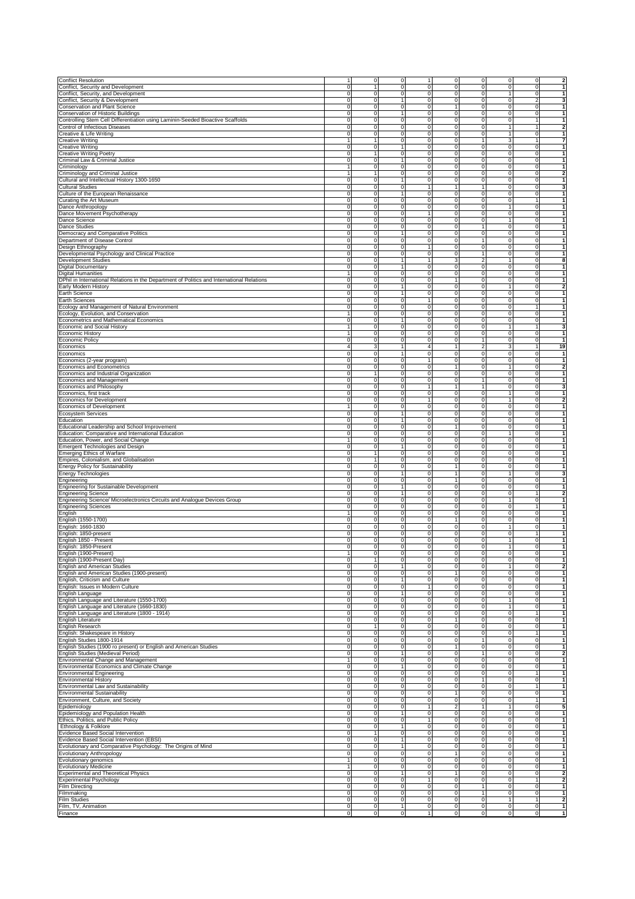| | | | | | | | | | |
|---|---|---|---|---|---|---|---|---|---|
| Conflict Resolution | 1 | 0 | 0 | 1 | 0 | 0 | 0 | 0 | 2 |
| Conflict, Security and Development | 0 | 1 | 0 | 0 | 0 | 0 | 0 | 0 | 1 |
| Conflict, Security, and Development | 0 | 0 | 0 | 0 | 0 | 0 | 1 | 0 | 1 |
| Conflict, Security & Development | 0 | 0 | 1 | 0 | 0 | 0 | 0 | 2 | 3 |
| Conservation and Plant Science | 0 | 0 | 0 | 0 | 1 | 0 | 0 | 0 | 1 |
| Conservation of Historic Buildings | 0 | 0 | 1 | 0 | 0 | 0 | 0 | 0 | 1 |
| Controlling Stem Cell Differentiation using Laminin-Seeded Bioactive Scaffolds | 0 | 0 | 0 | 0 | 0 | 0 | 0 | 1 | 1 |
| Control of Infectious Diseases | 0 | 0 | 0 | 0 | 0 | 0 | 1 | 1 | 2 |
| Creative & Life Writing | 0 | 0 | 0 | 0 | 0 | 0 | 1 | 0 | 1 |
| Creative Writing | 1 | 1 | 0 | 0 | 0 | 1 | 3 | 1 | 7 |
| Creative Writing | 0 | 0 | 1 | 0 | 0 | 0 | 0 | 0 | 1 |
| Creative Writing Poetry | 0 | 1 | 0 | 0 | 0 | 0 | 0 | 0 | 1 |
| Criminal Law & Criminal Justice | 0 | 0 | 1 | 0 | 0 | 0 | 0 | 0 | 1 |
| Criminology | 1 | 0 | 0 | 0 | 0 | 0 | 0 | 0 | 1 |
| Criminology and Criminal Justice | 1 | 1 | 0 | 0 | 0 | 0 | 0 | 0 | 2 |
| Cultural and Intellectual History 1300-1650 | 0 | 0 | 1 | 0 | 0 | 0 | 0 | 0 | 1 |
| Cultural Studies | 0 | 0 | 0 | 1 | 1 | 1 | 0 | 0 | 3 |
| Culture of the European Renaissance | 0 | 0 | 1 | 0 | 0 | 0 | 0 | 0 | 1 |
| Curating the Art Museum | 0 | 0 | 0 | 0 | 0 | 0 | 0 | 1 | 1 |
| Dance Anthropology | 0 | 0 | 0 | 0 | 0 | 0 | 1 | 0 | 1 |
| Dance Movement Psychotherapy | 0 | 0 | 0 | 1 | 0 | 0 | 0 | 0 | 1 |
| Dance Science | 0 | 0 | 0 | 0 | 0 | 0 | 1 | 0 | 1 |
| Dance Studies | 0 | 0 | 0 | 0 | 0 | 1 | 0 | 0 | 1 |
| Democracy and Comparative Politics | 0 | 0 | 1 | 0 | 0 | 0 | 0 | 0 | 1 |
| Department of Disease Control | 0 | 0 | 0 | 0 | 0 | 1 | 0 | 0 | 1 |
| Design Ethnography | 0 | 0 | 0 | 1 | 0 | 0 | 0 | 0 | 1 |
| Developmental Psychology and Clinical Practice | 0 | 0 | 0 | 0 | 0 | 1 | 0 | 0 | 1 |
| Development Studies | 0 | 0 | 1 | 1 | 3 | 2 | 1 | 0 | 8 |
| Digital Documentary | 0 | 0 | 1 | 0 | 0 | 0 | 0 | 0 | 1 |
| Digital Humanities | 1 | 0 | 0 | 0 | 0 | 0 | 0 | 0 | 1 |
| DPhil in International Relations in the Department of Politics and International Relations | 0 | 0 | 0 | 0 | 1 | 0 | 0 | 0 | 1 |
| Early Modern History | 0 | 0 | 1 | 0 | 0 | 0 | 1 | 0 | 2 |
| Earth Science | 0 | 0 | 1 | 0 | 0 | 0 | 0 | 0 | 1 |
| Earth Sciences | 0 | 0 | 0 | 1 | 0 | 0 | 0 | 0 | 1 |
| Ecology and Management of Natural Environment | 0 | 0 | 0 | 0 | 0 | 0 | 0 | 1 | 1 |
| Ecology, Evolution, and Conservation | 1 | 0 | 0 | 0 | 0 | 0 | 0 | 0 | 1 |
| Econometrics and Mathematical Economics | 0 | 0 | 1 | 0 | 0 | 0 | 0 | 0 | 1 |
| Economic and Social History | 1 | 0 | 0 | 0 | 0 | 0 | 1 | 1 | 3 |
| Economic History | 1 | 0 | 0 | 0 | 0 | 0 | 0 | 0 | 1 |
| Economic Policy | 0 | 0 | 0 | 0 | 0 | 1 | 0 | 0 | 1 |
| Economics | 4 | 3 | 1 | 4 | 1 | 2 | 3 | 1 | 19 |
| Economics | 0 | 0 | 1 | 0 | 0 | 0 | 0 | 0 | 1 |
| Economics (2-year program) | 0 | 0 | 0 | 1 | 0 | 0 | 0 | 0 | 1 |
| Economics and Econometrics | 0 | 0 | 0 | 0 | 1 | 0 | 1 | 0 | 2 |
| Economics and Industrial Organization | 0 | 1 | 0 | 0 | 0 | 0 | 0 | 0 | 1 |
| Economics and Management | 0 | 0 | 0 | 0 | 0 | 1 | 0 | 0 | 1 |
| Economics and Philosophy | 0 | 0 | 0 | 1 | 1 | 1 | 0 | 0 | 3 |
| Economics, first track | 0 | 0 | 0 | 0 | 0 | 0 | 1 | 0 | 1 |
| Economics for Development | 0 | 0 | 0 | 1 | 0 | 0 | 1 | 0 | 2 |
| Economics of Development | 1 | 0 | 0 | 0 | 0 | 0 | 0 | 0 | 1 |
| Ecosystem Services | 0 | 0 | 1 | 0 | 0 | 0 | 0 | 0 | 1 |
| Education | 0 | 0 | 1 | 0 | 0 | 0 | 0 | 0 | 1 |
| Educational Leadership and School Improvement | 0 | 0 | 0 | 0 | 1 | 0 | 0 | 0 | 1 |
| Education: Comparative and International Education | 0 | 0 | 0 | 0 | 0 | 0 | 1 | 0 | 1 |
| Education, Power, and Social Change | 1 | 0 | 0 | 0 | 0 | 0 | 0 | 0 | 1 |
| Emergent Technologies and Design | 0 | 0 | 1 | 0 | 0 | 0 | 0 | 0 | 1 |
| Emerging Ethics of Warfare | 0 | 1 | 0 | 0 | 0 | 0 | 0 | 0 | 1 |
| Empires, Colonialism, and Globalisation | 0 | 1 | 0 | 0 | 0 | 0 | 0 | 0 | 1 |
| Energy Policy for Sustainability | 0 | 0 | 0 | 0 | 1 | 0 | 0 | 0 | 1 |
| Energy Technologies | 0 | 0 | 1 | 0 | 1 | 0 | 1 | 0 | 3 |
| Engineering | 0 | 0 | 0 | 0 | 1 | 0 | 0 | 0 | 1 |
| Engineering for Sustainable Development | 0 | 0 | 1 | 0 | 0 | 0 | 0 | 0 | 1 |
| Engineering Science | 0 | 0 | 1 | 0 | 0 | 0 | 0 | 1 | 2 |
| Engineering Science/ Microelectronics Circuits and Analogue Devices Group | 0 | 0 | 0 | 0 | 0 | 0 | 1 | 0 | 1 |
| Engineering Sciences | 0 | 0 | 0 | 0 | 0 | 0 | 0 | 1 | 1 |
| English | 1 | 0 | 0 | 0 | 0 | 0 | 0 | 0 | 1 |
| English (1550-1700) | 0 | 0 | 0 | 0 | 1 | 0 | 0 | 0 | 1 |
| English: 1660-1830 | 0 | 0 | 0 | 0 | 0 | 0 | 1 | 0 | 1 |
| English: 1850-present | 0 | 0 | 0 | 0 | 0 | 0 | 0 | 1 | 1 |
| English 1850 - Present | 0 | 0 | 0 | 0 | 0 | 0 | 1 | 0 | 1 |
| English: 1850-Present | 0 | 0 | 0 | 0 | 0 | 0 | 1 | 0 | 1 |
| English (1900-Present) | 1 | 0 | 0 | 0 | 0 | 0 | 0 | 0 | 1 |
| English (1900-Present Day) | 0 | 1 | 0 | 0 | 0 | 0 | 0 | 0 | 1 |
| English and American Studies | 0 | 0 | 1 | 0 | 0 | 0 | 1 | 0 | 2 |
| English and American Studies (1900-present) | 0 | 0 | 0 | 0 | 1 | 0 | 0 | 0 | 1 |
| English, Criticism and Culture | 0 | 0 | 1 | 0 | 0 | 0 | 0 | 0 | 1 |
| English: Issues in Modern Culture | 0 | 0 | 0 | 1 | 0 | 0 | 0 | 0 | 1 |
| English Language | 0 | 0 | 1 | 0 | 0 | 0 | 0 | 0 | 1 |
| English Language and Literature (1550-1700) | 0 | 0 | 0 | 0 | 0 | 0 | 1 | 0 | 1 |
| English Language and Literature (1660-1830) | 0 | 0 | 0 | 0 | 0 | 0 | 1 | 0 | 1 |
| English Language and Literature (1800 - 1914) | 0 | 0 | 0 | 0 | 0 | 0 | 0 | 1 | 1 |
| English Literature | 0 | 0 | 0 | 0 | 1 | 0 | 0 | 0 | 1 |
| English Research | 0 | 1 | 0 | 0 | 0 | 0 | 0 | 0 | 1 |
| English: Shakespeare in History | 0 | 0 | 0 | 0 | 0 | 0 | 0 | 1 | 1 |
| English Studies 1800-1914 | 0 | 0 | 0 | 0 | 0 | 1 | 0 | 0 | 1 |
| English Studies (1900 ro present) or English and American Studies | 0 | 0 | 0 | 0 | 1 | 0 | 0 | 0 | 1 |
| English Studies (Medieval Period) | 0 | 0 | 1 | 0 | 0 | 1 | 0 | 0 | 2 |
| Environmental Change and Management | 1 | 0 | 0 | 0 | 0 | 0 | 0 | 0 | 1 |
| Environmental Economics and Climate Change | 0 | 0 | 1 | 0 | 0 | 0 | 0 | 0 | 1 |
| Environmental Engineering | 0 | 0 | 0 | 0 | 0 | 0 | 0 | 1 | 1 |
| Environmental History | 0 | 0 | 0 | 0 | 0 | 1 | 0 | 0 | 1 |
| Environmental Law and Sustainability | 0 | 0 | 0 | 0 | 0 | 0 | 0 | 1 | 1 |
| Environmental Sustainability | 0 | 0 | 0 | 0 | 1 | 0 | 0 | 0 | 1 |
| Environment, Culture, and Society | 0 | 0 | 0 | 0 | 0 | 0 | 0 | 1 | 1 |
| Epidemiology | 0 | 0 | 0 | 1 | 2 | 1 | 1 | 0 | 5 |
| Epidemiology and Population Health | 0 | 0 | 1 | 0 | 0 | 0 | 0 | 0 | 1 |
| Ethics, Politics, and Public Policy | 0 | 0 | 0 | 1 | 0 | 0 | 0 | 0 | 1 |
| Ethnology & Folklore | 0 | 0 | 1 | 0 | 0 | 0 | 0 | 0 | 1 |
| Evidence Based Social Intervention | 0 | 1 | 0 | 0 | 0 | 0 | 0 | 0 | 1 |
| Evidence Based Social Intervention (EBSI) | 0 | 0 | 1 | 0 | 0 | 0 | 0 | 0 | 1 |
| Evolutionary and Comparative Psychology: The Origins of Mind | 0 | 0 | 1 | 0 | 0 | 0 | 0 | 0 | 1 |
| Evolutionary Anthropology | 0 | 0 | 0 | 0 | 1 | 0 | 0 | 0 | 1 |
| Evolutionary genomics | 1 | 0 | 0 | 0 | 0 | 0 | 0 | 0 | 1 |
| Evolutionary Medicine | 1 | 0 | 0 | 0 | 0 | 0 | 0 | 0 | 1 |
| Experimental and Theoretical Physics | 0 | 0 | 1 | 0 | 1 | 0 | 0 | 0 | 2 |
| Experimental Psychology | 0 | 0 | 0 | 1 | 0 | 0 | 0 | 1 | 2 |
| Film Directing | 0 | 0 | 0 | 0 | 0 | 1 | 0 | 0 | 1 |
| Filmmaking | 0 | 0 | 0 | 0 | 0 | 1 | 0 | 0 | 1 |
| Film Studies | 0 | 0 | 0 | 0 | 0 | 0 | 1 | 1 | 2 |
| Film, TV, Animation | 0 | 0 | 1 | 0 | 0 | 0 | 0 | 0 | 1 |
| Finance | 0 | 0 | 0 | 1 | 0 | 0 | 0 | 0 | 1 |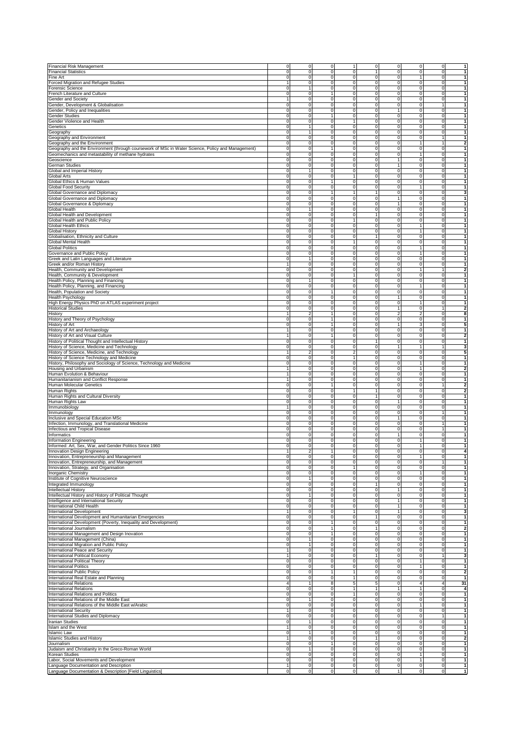| | | | | | | | | | |
|---|---|---|---|---|---|---|---|---|---|
| Financial Risk Management | 0 | 0 | 0 | 1 | 0 | 0 | 0 | 0 | 1 |
| Financial Statistics | 0 | 0 | 0 | 0 | 1 | 0 | 0 | 0 | 1 |
| Fine Art | 0 | 0 | 0 | 0 | 0 | 0 | 1 | 0 | 1 |
| Forced Migration and Refugee Studies | 1 | 0 | 0 | 0 | 0 | 0 | 0 | 0 | 1 |
| Forensic Science | 0 | 1 | 0 | 0 | 0 | 0 | 0 | 0 | 1 |
| French Literature and Culture | 0 | 0 | 1 | 0 | 0 | 0 | 0 | 0 | 1 |
| Gender and Society | 1 | 0 | 0 | 0 | 0 | 0 | 0 | 0 | 1 |
| Gender, Development & Globalisation | 0 | 0 | 0 | 0 | 0 | 0 | 0 | 1 | 1 |
| Gender, Policy and Inequalities | 0 | 0 | 0 | 0 | 0 | 1 | 0 | 0 | 1 |
| Gender Studies | 0 | 0 | 1 | 0 | 0 | 0 | 0 | 0 | 1 |
| Gender Violence and Health | 0 | 0 | 0 | 1 | 0 | 0 | 0 | 0 | 1 |
| Genetics | 0 | 1 | 0 | 0 | 0 | 0 | 0 | 0 | 1 |
| Geography | 0 | 1 | 0 | 0 | 0 | 0 | 0 | 0 | 1 |
| Geography and Environment | 0 | 0 | 0 | 0 | 0 | 0 | 0 | 1 | 1 |
| Geography and the Environment | 0 | 0 | 0 | 0 | 0 | 0 | 1 | 1 | 2 |
| Geography and the Environment (through coursework of MSc in Water Science, Policy and Management) | 0 | 0 | 1 | 0 | 0 | 0 | 0 | 0 | 1 |
| Geomechanics and metastability of methane hydrates | 0 | 0 | 0 | 0 | 0 | 0 | 1 | 0 | 1 |
| Geoscience | 0 | 0 | 0 | 0 | 0 | 1 | 0 | 0 | 1 |
| German Studies | 0 | 0 | 0 | 0 | 0 | 1 | 0 | 0 | 1 |
| Global and Imperial History | 0 | 1 | 0 | 0 | 0 | 0 | 0 | 0 | 1 |
| Global Arts | 0 | 0 | 0 | 1 | 0 | 0 | 0 | 0 | 1 |
| Global Ethics & Human Values | 0 | 0 | 1 | 0 | 0 | 0 | 0 | 0 | 1 |
| Global Food Security | 0 | 0 | 0 | 0 | 0 | 0 | 1 | 0 | 1 |
| Global Governance and Diplomacy | 0 | 0 | 1 | 1 | 1 | 0 | 0 | 0 | 3 |
| Global Governance and Diplomacy | 0 | 0 | 0 | 0 | 0 | 1 | 0 | 0 | 1 |
| Global Governance & Diplomacy | 0 | 0 | 0 | 0 | 0 | 1 | 0 | 0 | 1 |
| Global Health | 0 | 1 | 0 | 0 | 0 | 0 | 0 | 0 | 1 |
| Global Health and Development | 0 | 0 | 0 | 0 | 1 | 0 | 0 | 0 | 1 |
| Global Health and Public Policy | 0 | 0 | 0 | 1 | 0 | 0 | 0 | 0 | 1 |
| Global Health Ethics | 0 | 0 | 0 | 0 | 0 | 0 | 1 | 0 | 1 |
| Global History | 0 | 0 | 0 | 0 | 0 | 0 | 1 | 0 | 1 |
| Globalisation, Ethnicity and Culture | 0 | 0 | 0 | 0 | 1 | 0 | 0 | 0 | 1 |
| Global Mental Health | 0 | 0 | 0 | 1 | 0 | 0 | 0 | 0 | 1 |
| Global Politics | 0 | 0 | 0 | 0 | 0 | 0 | 1 | 0 | 1 |
| Governance and Public Policy | 0 | 0 | 0 | 0 | 0 | 0 | 1 | 0 | 1 |
| Greek and Latin Languages and Literature | 0 | 1 | 0 | 0 | 0 | 0 | 0 | 0 | 1 |
| Greek and/or Roman History | 1 | 0 | 0 | 0 | 0 | 0 | 0 | 0 | 1 |
| Health, Community and Development | 0 | 0 | 0 | 0 | 0 | 0 | 1 | 1 | 2 |
| Health, Community & Development | 0 | 0 | 0 | 1 | 0 | 0 | 0 | 0 | 1 |
| Health Policy, Planning and Financing | 0 | 1 | 0 | 0 | 0 | 0 | 0 | 0 | 1 |
| Health Policy, Planning, and Financing | 0 | 0 | 0 | 0 | 0 | 0 | 1 | 0 | 1 |
| Health, Population and Society | 0 | 0 | 1 | 0 | 0 | 0 | 0 | 0 | 1 |
| Health Psychology | 0 | 0 | 0 | 0 | 0 | 1 | 0 | 0 | 1 |
| High Energy Physics PhD on ATLAS experiment project | 0 | 0 | 0 | 0 | 0 | 0 | 1 | 0 | 1 |
| Historical Studies | 0 | 0 | 0 | 0 | 0 | 1 | 0 | 1 | 2 |
| History | 1 | 2 | 1 | 0 | 0 | 2 | 2 | 0 | 8 |
| History and Theory of Psychology | 0 | 0 | 1 | 0 | 0 | 0 | 0 | 0 | 1 |
| History of Art | 0 | 0 | 1 | 0 | 0 | 1 | 3 | 0 | 5 |
| History of Art and Archaeology | 1 | 0 | 0 | 0 | 0 | 0 | 0 | 0 | 1 |
| History of Art and Visual Culture | 1 | 0 | 1 | 0 | 0 | 0 | 0 | 0 | 2 |
| History of Political Thought and Intellectual History | 0 | 0 | 0 | 0 | 1 | 0 | 0 | 0 | 1 |
| History of Science, Medicine and Technology | 0 | 0 | 0 | 0 | 0 | 1 | 1 | 1 | 3 |
| History of Science, Medicine, and Technology | 1 | 2 | 0 | 2 | 0 | 0 | 0 | 0 | 5 |
| History of Science Technology and Medicine | 0 | 0 | 0 | 1 | 0 | 0 | 0 | 0 | 1 |
| History, Philosophy and Sociology of Science, Technology and Medicine | 0 | 0 | 0 | 0 | 0 | 0 | 1 | 0 | 1 |
| Housing and Urbanism | 1 | 0 | 0 | 0 | 0 | 0 | 1 | 0 | 2 |
| Human Evolution & Behaviour | 1 | 0 | 0 | 0 | 0 | 0 | 0 | 0 | 1 |
| Humanitarianism and Conflict Response | 1 | 0 | 0 | 0 | 0 | 0 | 0 | 0 | 1 |
| Human Molecular Genetics | 0 | 0 | 1 | 0 | 0 | 0 | 0 | 1 | 2 |
| Human Rights | 0 | 0 | 0 | 1 | 1 | 0 | 0 | 0 | 2 |
| Human Rights and Cultural Diversity | 0 | 0 | 0 | 0 | 1 | 0 | 0 | 0 | 1 |
| Human Rights Law | 0 | 0 | 0 | 0 | 0 | 1 | 0 | 0 | 1 |
| Immunobiology | 1 | 0 | 0 | 0 | 0 | 0 | 0 | 0 | 1 |
| Immunology | 0 | 0 | 0 | 0 | 0 | 0 | 0 | 1 | 1 |
| Inclusive and Special Education MSc | 0 | 0 | 0 | 0 | 0 | 1 | 0 | 0 | 1 |
| Infection, Immunology, and Translational Medicine | 0 | 0 | 0 | 0 | 0 | 0 | 0 | 1 | 1 |
| Infectious and Tropical Disease | 0 | 0 | 0 | 0 | 0 | 0 | 0 | 1 | 1 |
| Informatics | 0 | 0 | 0 | 0 | 0 | 1 | 0 | 0 | 1 |
| Information Engineering | 0 | 0 | 0 | 0 | 0 | 0 | 1 | 0 | 1 |
| Informed: Art, Sex, War, and Gender Politics Since 1960 | 0 | 0 | 0 | 0 | 0 | 0 | 1 | 0 | 1 |
| Innovation Design Engineering | 1 | 2 | 1 | 0 | 0 | 0 | 0 | 0 | 4 |
| Innovation, Entrepreneurship and Management | 0 | 0 | 0 | 0 | 0 | 0 | 1 | 0 | 1 |
| Innovation, Entrepreneurship, and Management | 0 | 0 | 0 | 0 | 0 | 0 | 0 | 1 | 1 |
| Innovation, Strategy, and Organisation | 0 | 0 | 0 | 1 | 0 | 0 | 0 | 0 | 1 |
| Inorganic Chemistry | 0 | 0 | 0 | 0 | 0 | 0 | 1 | 0 | 1 |
| Institute of Cognitive Neuroscience | 0 | 1 | 0 | 0 | 0 | 0 | 0 | 0 | 1 |
| Integrated Immunology | 0 | 0 | 0 | 0 | 1 | 0 | 0 | 0 | 1 |
| Intellectual History | 0 | 0 | 0 | 0 | 0 | 1 | 0 | 0 | 1 |
| Intellectual History and History of Political Thought | 0 | 1 | 0 | 0 | 0 | 0 | 0 | 0 | 1 |
| Intelligence and International Security | 0 | 0 | 0 | 0 | 0 | 1 | 0 | 0 | 1 |
| International Child Health | 0 | 0 | 0 | 0 | 0 | 1 | 0 | 0 | 1 |
| International Development | 1 | 0 | 0 | 1 | 0 | 1 | 0 | 0 | 3 |
| International Development and Humanitarian Emergencies | 0 | 0 | 0 | 0 | 1 | 0 | 0 | 0 | 1 |
| International Development (Poverty, Inequality and Development) | 0 | 0 | 1 | 0 | 0 | 0 | 0 | 0 | 1 |
| International Journalism | 0 | 0 | 1 | 0 | 1 | 0 | 0 | 0 | 2 |
| International Management and Design Inovation | 0 | 0 | 1 | 0 | 0 | 0 | 0 | 0 | 1 |
| International Management (China) | 0 | 1 | 0 | 0 | 0 | 0 | 0 | 0 | 1 |
| International Migration and Public Policy | 0 | 1 | 0 | 0 | 0 | 0 | 0 | 0 | 1 |
| International Peace and Security | 1 | 0 | 0 | 0 | 0 | 0 | 0 | 0 | 1 |
| International Political Economy | 1 | 0 | 0 | 0 | 1 | 0 | 0 | 1 | 3 |
| International Political Theory | 0 | 0 | 0 | 0 | 0 | 0 | 1 | 0 | 1 |
| International Politics | 0 | 0 | 0 | 0 | 0 | 0 | 1 | 0 | 1 |
| International Public Policy | 0 | 0 | 1 | 1 | 0 | 0 | 0 | 0 | 2 |
| International Real Estate and Planning | 0 | 0 | 0 | 1 | 0 | 0 | 0 | 0 | 1 |
| International Relations | 4 | 1 | 8 | 5 | 5 | 0 | 4 | 4 | 31 |
| International Relations | 0 | 0 | 0 | 1 | 1 | 1 | 1 | 0 | 4 |
| International Relations and Politics | 0 | 0 | 0 | 1 | 0 | 0 | 0 | 0 | 1 |
| International Relations of the Middle East | 0 | 1 | 0 | 0 | 0 | 0 | 0 | 0 | 1 |
| International Relations of the Middle East w/Arabic | 0 | 0 | 0 | 0 | 0 | 0 | 1 | 0 | 1 |
| International Security | 1 | 0 | 0 | 0 | 0 | 0 | 0 | 0 | 1 |
| International Studies and Diplomacy | 0 | 0 | 0 | 0 | 0 | 0 | 0 | 1 | 1 |
| Iranian Studies | 0 | 1 | 0 | 0 | 0 | 0 | 0 | 0 | 1 |
| Islam and the West | 1 | 0 | 0 | 0 | 0 | 0 | 0 | 0 | 1 |
| Islamic Law | 0 | 1 | 0 | 0 | 0 | 0 | 0 | 0 | 1 |
| Islamic Studies and History | 1 | 0 | 0 | 0 | 1 | 0 | 0 | 0 | 2 |
| Journalism | 0 | 0 | 1 | 0 | 0 | 0 | 0 | 0 | 1 |
| Judaism and Christianity in the Greco-Roman World | 0 | 1 | 0 | 0 | 0 | 0 | 0 | 0 | 1 |
| Korean Studies | 0 | 0 | 0 | 0 | 0 | 0 | 1 | 0 | 1 |
| Labor, Social Movements and Development | 0 | 0 | 0 | 0 | 0 | 0 | 1 | 0 | 1 |
| Language Documentation and Description | 1 | 0 | 0 | 0 | 0 | 0 | 0 | 0 | 1 |
| Language Documentation & Description [Field Linguistics] | 0 | 0 | 0 | 0 | 0 | 1 | 0 | 0 | 1 |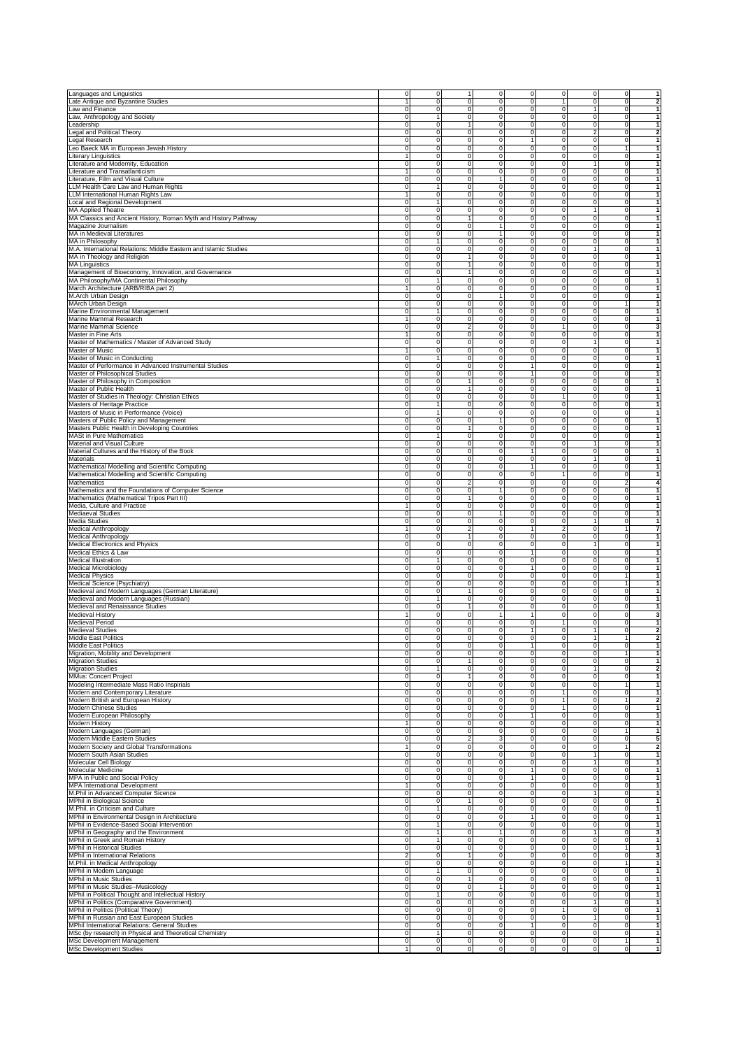| | | | | | | | | | |
|---|---|---|---|---|---|---|---|---|---|
| Languages and Linguistics | 0 | 0 | 1 | 0 | 0 | 0 | 0 | 0 | 1 |
| Late Antique and Byzantine Studies | 1 | 0 | 0 | 0 | 0 | 1 | 0 | 0 | 2 |
| Law and Finance | 0 | 0 | 0 | 0 | 0 | 0 | 1 | 0 | 1 |
| Law, Anthropology and Society | 0 | 1 | 0 | 0 | 0 | 0 | 0 | 0 | 1 |
| Leadership | 0 | 0 | 1 | 0 | 0 | 0 | 0 | 0 | 1 |
| Legal and Political Theory | 0 | 0 | 0 | 0 | 0 | 0 | 2 | 0 | 2 |
| Legal Research | 0 | 0 | 0 | 0 | 1 | 0 | 0 | 0 | 1 |
| Leo Baeck MA in European Jewish History | 0 | 0 | 0 | 0 | 0 | 0 | 0 | 1 | 1 |
| Literary Linguistics | 1 | 0 | 0 | 0 | 0 | 0 | 0 | 0 | 1 |
| Literature and Modernity, Education | 0 | 0 | 0 | 0 | 0 | 0 | 1 | 0 | 1 |
| Literature and Transatlanticism | 1 | 0 | 0 | 0 | 0 | 0 | 0 | 0 | 1 |
| Literature, Film and Visual Culture | 0 | 0 | 0 | 1 | 0 | 0 | 0 | 0 | 1 |
| LLM Health Care Law and Human Rights | 0 | 1 | 0 | 0 | 0 | 0 | 0 | 0 | 1 |
| LLM International Human Rights Law | 1 | 0 | 0 | 0 | 0 | 0 | 0 | 0 | 1 |
| Local and Regional Development | 0 | 1 | 0 | 0 | 0 | 0 | 0 | 0 | 1 |
| MA Applied Theatre | 0 | 0 | 0 | 0 | 0 | 0 | 1 | 0 | 1 |
| MA Classics and Ancient History, Roman Myth and History Pathway | 0 | 0 | 1 | 0 | 0 | 0 | 0 | 0 | 1 |
| Magazine Journalism | 0 | 0 | 0 | 1 | 0 | 0 | 0 | 0 | 1 |
| MA in Medieval Literatures | 0 | 0 | 0 | 1 | 0 | 0 | 0 | 0 | 1 |
| MA in Philosophy | 0 | 1 | 0 | 0 | 0 | 0 | 0 | 0 | 1 |
| M.A. International Relations: Middle Eastern and Islamic Studies | 0 | 0 | 0 | 0 | 0 | 0 | 1 | 0 | 1 |
| MA in Theology and Religion | 0 | 0 | 1 | 0 | 0 | 0 | 0 | 0 | 1 |
| MA Linguistics | 0 | 0 | 1 | 0 | 0 | 0 | 0 | 0 | 1 |
| Management of Bioeconomy, Innovation, and Governance | 0 | 0 | 1 | 0 | 0 | 0 | 0 | 0 | 1 |
| MA Philosophy/MA Continental Philosophy | 0 | 1 | 0 | 0 | 0 | 0 | 0 | 0 | 1 |
| March Architecture (ARB/RIBA part 2) | 1 | 0 | 0 | 0 | 0 | 0 | 0 | 0 | 1 |
| M.Arch Urban Design | 0 | 0 | 0 | 1 | 0 | 0 | 0 | 0 | 1 |
| MArch Urban Design | 0 | 0 | 0 | 0 | 0 | 0 | 0 | 1 | 1 |
| Marine Environmental Management | 0 | 1 | 0 | 0 | 0 | 0 | 0 | 0 | 1 |
| Marine Mammal Research | 1 | 0 | 0 | 0 | 0 | 0 | 0 | 0 | 1 |
| Marine Mammal Science | 0 | 0 | 2 | 0 | 0 | 1 | 0 | 0 | 3 |
| Master in Fine Arts | 1 | 0 | 0 | 0 | 0 | 0 | 0 | 0 | 1 |
| Master of Mathematics / Master of Advanced Study | 0 | 0 | 0 | 0 | 0 | 0 | 1 | 0 | 1 |
| Master of Music | 1 | 0 | 0 | 0 | 0 | 0 | 0 | 0 | 1 |
| Master of Music in Conducting | 0 | 1 | 0 | 0 | 0 | 0 | 0 | 0 | 1 |
| Master of Performance in Advanced Instrumental Studies | 0 | 0 | 0 | 0 | 1 | 0 | 0 | 0 | 1 |
| Master of Philosophical Studies | 0 | 0 | 0 | 0 | 1 | 0 | 0 | 0 | 1 |
| Master of Philosophy in Composition | 0 | 0 | 1 | 0 | 0 | 0 | 0 | 0 | 1 |
| Master of Public Health | 0 | 0 | 1 | 0 | 0 | 0 | 0 | 0 | 1 |
| Master of Studies in Theology: Christian Ethics | 0 | 0 | 0 | 0 | 0 | 1 | 0 | 0 | 1 |
| Masters of Heritage Practice | 0 | 1 | 0 | 0 | 0 | 0 | 0 | 0 | 1 |
| Masters of Music in Performance (Voice) | 0 | 1 | 0 | 0 | 0 | 0 | 0 | 0 | 1 |
| Masters of Public Policy and Management | 0 | 0 | 0 | 1 | 0 | 0 | 0 | 0 | 1 |
| Masters Public Health in Developing Countries | 0 | 0 | 1 | 0 | 0 | 0 | 0 | 0 | 1 |
| MASt in Pure Mathematics | 0 | 1 | 0 | 0 | 0 | 0 | 0 | 0 | 1 |
| Material and Visual Culture | 0 | 0 | 0 | 0 | 0 | 0 | 1 | 0 | 1 |
| Material Cultures and the History of the Book | 0 | 0 | 0 | 0 | 1 | 0 | 0 | 0 | 1 |
| Materials | 0 | 0 | 0 | 0 | 0 | 0 | 1 | 0 | 1 |
| Mathematical Modelling and Scientific Computing | 0 | 0 | 0 | 0 | 1 | 0 | 0 | 0 | 1 |
| Mathematical Modelling and Scientific Computing | 0 | 0 | 0 | 0 | 0 | 1 | 0 | 0 | 1 |
| Mathematics | 0 | 0 | 2 | 0 | 0 | 0 | 0 | 2 | 4 |
| Mathematics and the Foundations of Computer Science | 0 | 0 | 0 | 1 | 0 | 0 | 0 | 0 | 1 |
| Mathematics (Mathematical Tripos Part III) | 0 | 0 | 1 | 0 | 0 | 0 | 0 | 0 | 1 |
| Media, Culture and Practice | 1 | 0 | 0 | 0 | 0 | 0 | 0 | 0 | 1 |
| Mediaeval Studies | 0 | 0 | 0 | 1 | 0 | 0 | 0 | 0 | 1 |
| Media Studies | 0 | 0 | 0 | 0 | 0 | 0 | 1 | 0 | 1 |
| Medical Anthropology | 1 | 0 | 2 | 0 | 1 | 2 | 0 | 1 | 7 |
| Medical Anthropology | 0 | 0 | 1 | 0 | 0 | 0 | 0 | 0 | 1 |
| Medical Electronics and Physics | 0 | 0 | 0 | 0 | 0 | 0 | 1 | 0 | 1 |
| Medical Ethics & Law | 0 | 0 | 0 | 0 | 1 | 0 | 0 | 0 | 1 |
| Medical Illustration | 0 | 1 | 0 | 0 | 0 | 0 | 0 | 0 | 1 |
| Medical Microbiology | 0 | 0 | 0 | 0 | 1 | 0 | 0 | 0 | 1 |
| Medical Physics | 0 | 0 | 0 | 0 | 0 | 0 | 0 | 1 | 1 |
| Medical Science (Psychiatry) | 0 | 0 | 0 | 0 | 0 | 0 | 0 | 1 | 1 |
| Medieval and Modern Languages (German Literature) | 0 | 0 | 1 | 0 | 0 | 0 | 0 | 0 | 1 |
| Medieval and Modern Languages (Russian) | 0 | 1 | 0 | 0 | 0 | 0 | 0 | 0 | 1 |
| Medieval and Renaissance Studies | 0 | 0 | 1 | 0 | 0 | 0 | 0 | 0 | 1 |
| Medieval History | 1 | 0 | 0 | 1 | 1 | 0 | 0 | 0 | 3 |
| Medieval Period | 0 | 0 | 0 | 0 | 0 | 1 | 0 | 0 | 1 |
| Medieval Studies | 0 | 0 | 0 | 0 | 1 | 0 | 1 | 0 | 2 |
| Middle East Politics | 0 | 0 | 0 | 0 | 0 | 0 | 1 | 1 | 2 |
| Middle East Politics | 0 | 0 | 0 | 0 | 1 | 0 | 0 | 0 | 1 |
| Migration, Mobility and Development | 0 | 0 | 0 | 0 | 0 | 0 | 0 | 1 | 1 |
| Migration Studies | 0 | 0 | 1 | 0 | 0 | 0 | 0 | 0 | 1 |
| Migration Studies | 0 | 1 | 0 | 0 | 0 | 0 | 1 | 0 | 2 |
| MMus: Concert Project | 0 | 0 | 1 | 0 | 0 | 0 | 0 | 0 | 1 |
| Modeling Intermediate Mass Ratio Inspirials | 0 | 0 | 0 | 0 | 0 | 0 | 0 | 1 | 1 |
| Modern and Contemporary Literature | 0 | 0 | 0 | 0 | 0 | 1 | 0 | 0 | 1 |
| Modern British and European History | 0 | 0 | 0 | 0 | 0 | 1 | 0 | 1 | 2 |
| Modern Chinese Studies | 0 | 0 | 0 | 0 | 0 | 1 | 0 | 0 | 1 |
| Modern European Philosophy | 0 | 0 | 0 | 0 | 1 | 0 | 0 | 0 | 1 |
| Modern History | 1 | 0 | 0 | 0 | 0 | 0 | 0 | 0 | 1 |
| Modern Languages (German) | 0 | 0 | 0 | 0 | 0 | 0 | 0 | 1 | 1 |
| Modern Middle Eastern Studies | 0 | 0 | 2 | 3 | 0 | 0 | 0 | 0 | 5 |
| Modern Society and Global Transformations | 1 | 0 | 0 | 0 | 0 | 0 | 0 | 1 | 2 |
| Modern South Asian Studies | 0 | 0 | 0 | 0 | 0 | 0 | 1 | 0 | 1 |
| Molecular Cell Biology | 0 | 0 | 0 | 0 | 0 | 0 | 1 | 0 | 1 |
| Molecular Medicine | 0 | 0 | 0 | 0 | 1 | 0 | 0 | 0 | 1 |
| MPA in Public and Social Policy | 0 | 0 | 0 | 0 | 1 | 0 | 0 | 0 | 1 |
| MPA International Development | 1 | 0 | 0 | 0 | 0 | 0 | 0 | 0 | 1 |
| M.Phil in Advanced Computer Sicence | 0 | 0 | 0 | 0 | 0 | 0 | 1 | 0 | 1 |
| MPhil in Biological Science | 0 | 0 | 1 | 0 | 0 | 0 | 0 | 0 | 1 |
| M.Phil. in Criticism and Culture | 0 | 1 | 0 | 0 | 0 | 0 | 0 | 0 | 1 |
| MPhil in Environmental Design in Architecture | 0 | 0 | 0 | 0 | 1 | 0 | 0 | 0 | 1 |
| MPhil in Evidence-Based Social Intervention | 0 | 1 | 0 | 0 | 0 | 0 | 0 | 0 | 1 |
| MPhil in Geography and the Environment | 0 | 1 | 0 | 1 | 0 | 0 | 1 | 0 | 3 |
| MPhil in Greek and Roman History | 0 | 1 | 0 | 0 | 0 | 0 | 0 | 0 | 1 |
| MPhil in Historical Studies | 0 | 0 | 0 | 0 | 0 | 0 | 0 | 1 | 1 |
| MPhil in International Relations | 2 | 0 | 1 | 0 | 0 | 0 | 0 | 0 | 3 |
| M.Phil. in Medical Anthropology | 0 | 0 | 0 | 0 | 0 | 0 | 0 | 1 | 1 |
| MPhil in Modern Language | 0 | 1 | 0 | 0 | 0 | 0 | 0 | 0 | 1 |
| MPhil in Music Studies | 0 | 0 | 1 | 0 | 0 | 0 | 0 | 0 | 1 |
| MPhil in Music Studies--Musicology | 0 | 0 | 0 | 1 | 0 | 0 | 0 | 0 | 1 |
| MPhil in Political Thought and Intellectual History | 0 | 1 | 0 | 0 | 0 | 0 | 0 | 0 | 1 |
| MPhil in Politics (Comparative Government) | 0 | 0 | 0 | 0 | 0 | 0 | 1 | 0 | 1 |
| MPhil in Politics (Political Theory) | 0 | 0 | 0 | 0 | 0 | 1 | 0 | 0 | 1 |
| MPhil in Russian and East European Studies | 0 | 0 | 0 | 0 | 0 | 0 | 1 | 0 | 1 |
| MPhil International Relations: General Studies | 0 | 0 | 0 | 0 | 1 | 0 | 0 | 0 | 1 |
| MSc (by research) in Physical and Theoretical Chemistry | 0 | 1 | 0 | 0 | 0 | 0 | 0 | 0 | 1 |
| MSc Development Management | 0 | 0 | 0 | 0 | 0 | 0 | 0 | 1 | 1 |
| MSc Development Studies | 1 | 0 | 0 | 0 | 0 | 0 | 0 | 0 | 1 |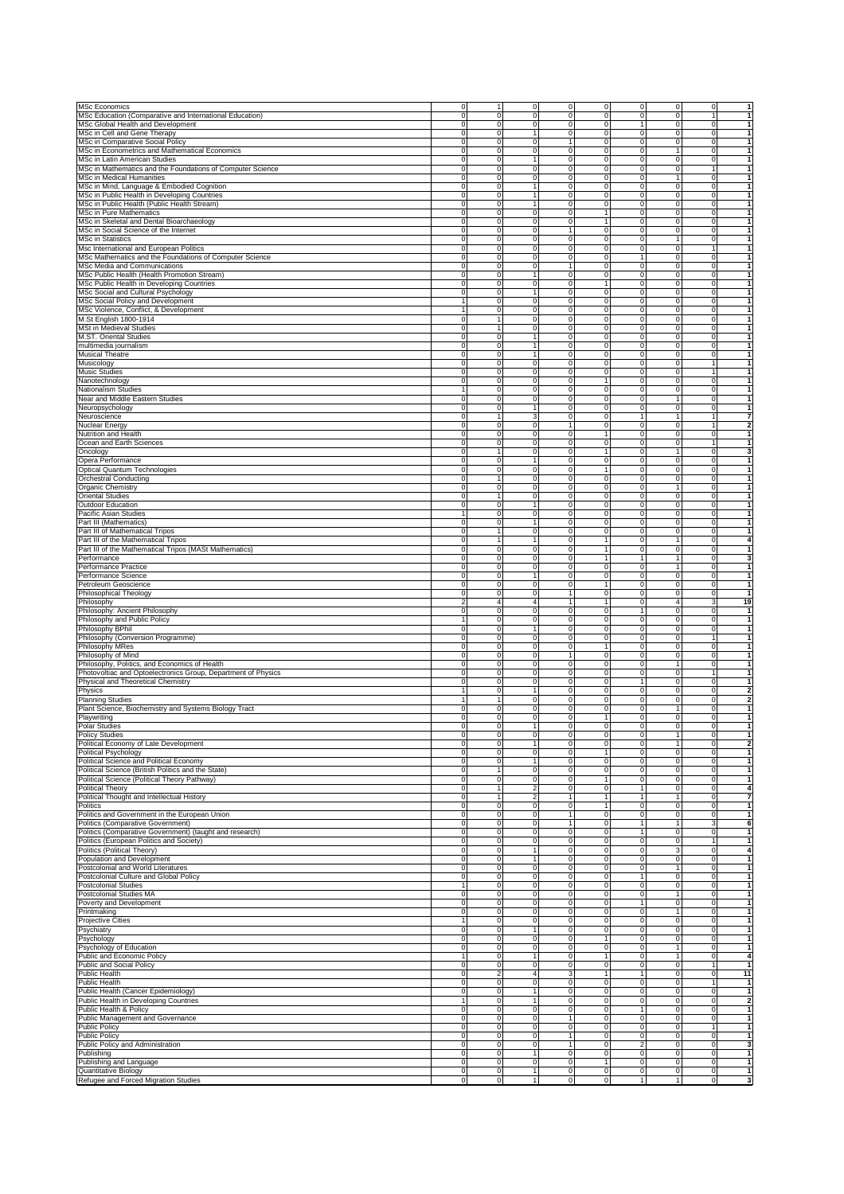| | | | | | | | | | |
|---|---|---|---|---|---|---|---|---|---|
| MSc Economics | 0 | 1 | 0 | 0 | 0 | 0 | 0 | 0 | 1 |
| MSc Education (Comparative and International Education) | 0 | 0 | 0 | 0 | 0 | 0 | 0 | 1 | 1 |
| MSc Global Health and Development | 0 | 0 | 0 | 0 | 0 | 1 | 0 | 0 | 1 |
| MSc in Cell and Gene Therapy | 0 | 0 | 1 | 0 | 0 | 0 | 0 | 0 | 1 |
| MSc in Comparative Social Policy | 0 | 0 | 0 | 1 | 0 | 0 | 0 | 0 | 1 |
| MSc in Econometrics and Mathematical Economics | 0 | 0 | 0 | 0 | 0 | 0 | 1 | 0 | 1 |
| MSc in Latin American Studies | 0 | 0 | 1 | 0 | 0 | 0 | 0 | 0 | 1 |
| MSc in Mathematics and the Foundations of Computer Science | 0 | 0 | 0 | 0 | 0 | 0 | 0 | 1 | 1 |
| MSc in Medical Humanities | 0 | 0 | 0 | 0 | 0 | 0 | 1 | 0 | 1 |
| MSc in Mind, Language & Embodied Cognition | 0 | 0 | 1 | 0 | 0 | 0 | 0 | 0 | 1 |
| MSc in Public Health in Developing Countries | 0 | 0 | 1 | 0 | 0 | 0 | 0 | 0 | 1 |
| MSc in Public Health (Public Health Stream) | 0 | 0 | 1 | 0 | 0 | 0 | 0 | 0 | 1 |
| MSc in Pure Mathematics | 0 | 0 | 0 | 0 | 1 | 0 | 0 | 0 | 1 |
| MSc in Skeletal and Dental Bioarchaeology | 0 | 0 | 0 | 0 | 1 | 0 | 0 | 0 | 1 |
| MSc in Social Science of the Internet | 0 | 0 | 0 | 1 | 0 | 0 | 0 | 0 | 1 |
| MSc in Statistics | 0 | 0 | 0 | 0 | 0 | 0 | 1 | 0 | 1 |
| Msc International and European Politics | 0 | 0 | 0 | 0 | 0 | 0 | 0 | 1 | 1 |
| MSc Mathematics and the Foundations of Computer Science | 0 | 0 | 0 | 0 | 0 | 1 | 0 | 0 | 1 |
| MSc Media and Communications | 0 | 0 | 0 | 1 | 0 | 0 | 0 | 0 | 1 |
| MSc Public Health (Health Promotion Stream) | 0 | 0 | 1 | 0 | 0 | 0 | 0 | 0 | 1 |
| MSc Public Health in Developing Countries | 0 | 0 | 0 | 0 | 1 | 0 | 0 | 0 | 1 |
| MSc Social and Cultural Psychology | 0 | 0 | 1 | 0 | 0 | 0 | 0 | 0 | 1 |
| MSc Social Policy and Development | 1 | 0 | 0 | 0 | 0 | 0 | 0 | 0 | 1 |
| MSc Violence, Conflict, & Development | 1 | 0 | 0 | 0 | 0 | 0 | 0 | 0 | 1 |
| M.St English 1800-1914 | 0 | 1 | 0 | 0 | 0 | 0 | 0 | 0 | 1 |
| MSt in Medieval Studies | 0 | 1 | 0 | 0 | 0 | 0 | 0 | 0 | 1 |
| M.ST. Oriental Studies | 0 | 0 | 1 | 0 | 0 | 0 | 0 | 0 | 1 |
| multimedia journalism | 0 | 0 | 1 | 0 | 0 | 0 | 0 | 0 | 1 |
| Musical Theatre | 0 | 0 | 1 | 0 | 0 | 0 | 0 | 0 | 1 |
| Musicology | 0 | 0 | 0 | 0 | 0 | 0 | 0 | 1 | 1 |
| Music Studies | 0 | 0 | 0 | 0 | 0 | 0 | 0 | 1 | 1 |
| Nanotechnology | 0 | 0 | 0 | 0 | 1 | 0 | 0 | 0 | 1 |
| Nationalism Studies | 1 | 0 | 0 | 0 | 0 | 0 | 0 | 0 | 1 |
| Near and Middle Eastern Studies | 0 | 0 | 0 | 0 | 0 | 0 | 1 | 0 | 1 |
| Neuropsychology | 0 | 0 | 1 | 0 | 0 | 0 | 0 | 0 | 1 |
| Neuroscience | 0 | 1 | 3 | 0 | 0 | 1 | 1 | 1 | 7 |
| Nuclear Energy | 0 | 0 | 0 | 1 | 0 | 0 | 0 | 1 | 2 |
| Nutrition and Health | 0 | 0 | 0 | 0 | 1 | 0 | 0 | 0 | 1 |
| Ocean and Earth Sciences | 0 | 0 | 0 | 0 | 0 | 0 | 0 | 1 | 1 |
| Oncology | 0 | 1 | 0 | 0 | 1 | 0 | 1 | 0 | 3 |
| Opera Performance | 0 | 0 | 1 | 0 | 0 | 0 | 0 | 0 | 1 |
| Optical Quantum Technologies | 0 | 0 | 0 | 0 | 1 | 0 | 0 | 0 | 1 |
| Orchestral Conducting | 0 | 1 | 0 | 0 | 0 | 0 | 0 | 0 | 1 |
| Organic Chemistry | 0 | 0 | 0 | 0 | 0 | 0 | 1 | 0 | 1 |
| Oriental Studies | 0 | 1 | 0 | 0 | 0 | 0 | 0 | 0 | 1 |
| Outdoor Education | 0 | 0 | 1 | 0 | 0 | 0 | 0 | 0 | 1 |
| Pacific Asian Studies | 1 | 0 | 0 | 0 | 0 | 0 | 0 | 0 | 1 |
| Part III (Mathematics) | 0 | 0 | 1 | 0 | 0 | 0 | 0 | 0 | 1 |
| Part III of Mathematical Tripos | 0 | 1 | 0 | 0 | 0 | 0 | 0 | 0 | 1 |
| Part III of the Mathematical Tripos | 0 | 1 | 1 | 0 | 1 | 0 | 1 | 0 | 4 |
| Part III of the Mathematical Tripos (MASt Mathematics) | 0 | 0 | 0 | 0 | 1 | 0 | 0 | 0 | 1 |
| Performance | 0 | 0 | 0 | 0 | 1 | 1 | 1 | 0 | 3 |
| Performance Practice | 0 | 0 | 0 | 0 | 0 | 0 | 1 | 0 | 1 |
| Performance Science | 0 | 0 | 1 | 0 | 0 | 0 | 0 | 0 | 1 |
| Petroleum Geoscience | 0 | 0 | 0 | 0 | 1 | 0 | 0 | 0 | 1 |
| Philosophical Theology | 0 | 0 | 0 | 1 | 0 | 0 | 0 | 0 | 1 |
| Philosophy | 2 | 4 | 4 | 1 | 1 | 0 | 4 | 3 | 19 |
| Philosophy: Ancient Philosophy | 0 | 0 | 0 | 0 | 0 | 1 | 0 | 0 | 1 |
| Philosophy and Public Policy | 1 | 0 | 0 | 0 | 0 | 0 | 0 | 0 | 1 |
| Philosophy BPhil | 0 | 0 | 1 | 0 | 0 | 0 | 0 | 0 | 1 |
| Philosophy (Conversion Programme) | 0 | 0 | 0 | 0 | 0 | 0 | 0 | 1 | 1 |
| Philosophy MRes | 0 | 0 | 0 | 0 | 1 | 0 | 0 | 0 | 1 |
| Philosophy of Mind | 0 | 0 | 0 | 1 | 0 | 0 | 0 | 0 | 1 |
| Philosophy, Politics, and Economics of Health | 0 | 0 | 0 | 0 | 0 | 0 | 1 | 0 | 1 |
| Photovoltiac and Optoelectronics Group, Department of Physics | 0 | 0 | 0 | 0 | 0 | 0 | 0 | 1 | 1 |
| Physical and Theoretical Chemistry | 0 | 0 | 0 | 0 | 0 | 1 | 0 | 0 | 1 |
| Physics | 1 | 0 | 1 | 0 | 0 | 0 | 0 | 0 | 2 |
| Planning Studies | 1 | 1 | 0 | 0 | 0 | 0 | 0 | 0 | 2 |
| Plant Science, Biochemistry and Systems Biology Tract | 0 | 0 | 0 | 0 | 0 | 0 | 1 | 0 | 1 |
| Playwriting | 0 | 0 | 0 | 0 | 1 | 0 | 0 | 0 | 1 |
| Polar Studies | 0 | 0 | 1 | 0 | 0 | 0 | 0 | 0 | 1 |
| Policy Studies | 0 | 0 | 0 | 0 | 0 | 0 | 1 | 0 | 1 |
| Political Economy of Late Development | 0 | 0 | 1 | 0 | 0 | 0 | 1 | 0 | 2 |
| Political Psychology | 0 | 0 | 0 | 0 | 1 | 0 | 0 | 0 | 1 |
| Political Science and Political Economy | 0 | 0 | 1 | 0 | 0 | 0 | 0 | 0 | 1 |
| Political Science (British Politics and the State) | 0 | 1 | 0 | 0 | 0 | 0 | 0 | 0 | 1 |
| Political Science (Political Theory Pathway) | 0 | 0 | 0 | 0 | 1 | 0 | 0 | 0 | 1 |
| Political Theory | 0 | 1 | 2 | 0 | 0 | 1 | 0 | 0 | 4 |
| Political Thought and Intellectual History | 0 | 1 | 2 | 1 | 1 | 1 | 1 | 0 | 7 |
| Politics | 0 | 0 | 0 | 0 | 1 | 0 | 0 | 0 | 1 |
| Politics and Government in the European Union | 0 | 0 | 0 | 1 | 0 | 0 | 0 | 0 | 1 |
| Politics (Comparative Government) | 0 | 0 | 0 | 1 | 0 | 1 | 1 | 3 | 6 |
| Politics (Comparative Government) (taught and research) | 0 | 0 | 0 | 0 | 0 | 1 | 0 | 0 | 1 |
| Politics (European Politics and Society) | 0 | 0 | 0 | 0 | 0 | 0 | 0 | 1 | 1 |
| Politics (Political Theory) | 0 | 0 | 1 | 0 | 0 | 0 | 3 | 0 | 4 |
| Population and Development | 0 | 0 | 1 | 0 | 0 | 0 | 0 | 0 | 1 |
| Postcolonial and World Literatures | 0 | 0 | 0 | 0 | 0 | 0 | 1 | 0 | 1 |
| Postcolonial Culture and Global Policy | 0 | 0 | 0 | 0 | 0 | 1 | 0 | 0 | 1 |
| Postcolonial Studies | 1 | 0 | 0 | 0 | 0 | 0 | 0 | 0 | 1 |
| Postcolonial Studies MA | 0 | 0 | 0 | 0 | 0 | 0 | 1 | 0 | 1 |
| Poverty and Development | 0 | 0 | 0 | 0 | 0 | 1 | 0 | 0 | 1 |
| Printmaking | 0 | 0 | 0 | 0 | 0 | 0 | 1 | 0 | 1 |
| Projective Cities | 1 | 0 | 0 | 0 | 0 | 0 | 0 | 0 | 1 |
| Psychiatry | 0 | 0 | 1 | 0 | 0 | 0 | 0 | 0 | 1 |
| Psychology | 0 | 0 | 0 | 0 | 1 | 0 | 0 | 0 | 1 |
| Psychology of Education | 0 | 0 | 0 | 0 | 0 | 0 | 1 | 0 | 1 |
| Public and Economic Policy | 1 | 0 | 1 | 0 | 1 | 0 | 1 | 0 | 4 |
| Public and Social Policy | 0 | 0 | 0 | 0 | 0 | 0 | 0 | 1 | 1 |
| Public Health | 0 | 2 | 4 | 3 | 1 | 1 | 0 | 0 | 11 |
| Public Health | 0 | 0 | 0 | 0 | 0 | 0 | 0 | 1 | 1 |
| Public Health (Cancer Epidemiology) | 0 | 0 | 1 | 0 | 0 | 0 | 0 | 0 | 1 |
| Public Health in Developing Countries | 1 | 0 | 1 | 0 | 0 | 0 | 0 | 0 | 2 |
| Public Health & Policy | 0 | 0 | 0 | 0 | 0 | 1 | 0 | 0 | 1 |
| Public Management and Governance | 0 | 0 | 0 | 1 | 0 | 0 | 0 | 0 | 1 |
| Public Policy | 0 | 0 | 0 | 0 | 0 | 0 | 0 | 1 | 1 |
| Public Policy | 0 | 0 | 0 | 1 | 0 | 0 | 0 | 0 | 1 |
| Public Policy and Administration | 0 | 0 | 0 | 1 | 0 | 2 | 0 | 0 | 3 |
| Publishing | 0 | 0 | 1 | 0 | 0 | 0 | 0 | 0 | 1 |
| Publishing and Language | 0 | 0 | 0 | 0 | 1 | 0 | 0 | 0 | 1 |
| Quantitative Biology | 0 | 0 | 1 | 0 | 0 | 0 | 0 | 0 | 1 |
| Refugee and Forced Migration Studies | 0 | 0 | 1 | 0 | 0 | 1 | 1 | 0 | 3 |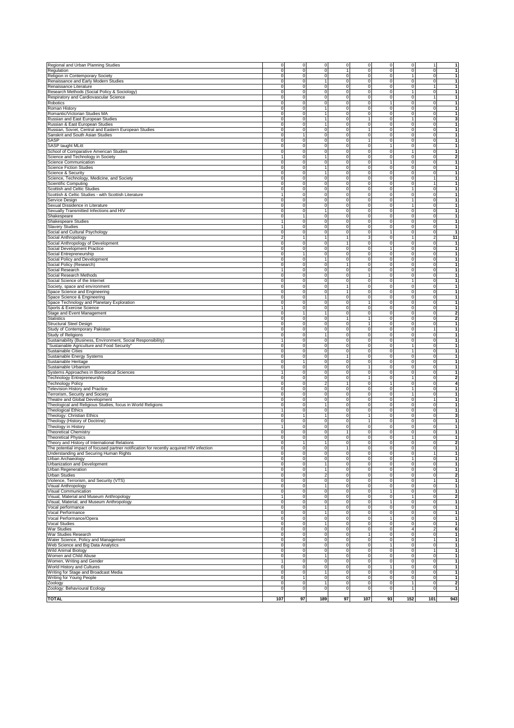| | | | | | | | | | |
|---|---|---|---|---|---|---|---|---|---|
| Regional and Urban Planning Studies | 0 | 0 | 0 | 0 | 0 | 0 | 0 | 1 | 1 |
| Regulation | 0 | 0 | 0 | 1 | 0 | 0 | 0 | 0 | 1 |
| Religion in Contemporary Society | 0 | 0 | 0 | 0 | 0 | 0 | 1 | 0 | 1 |
| Renaissance and Early Modern Studies | 0 | 0 | 1 | 0 | 0 | 0 | 0 | 0 | 1 |
| Renaissance Literature | 0 | 0 | 0 | 0 | 0 | 0 | 0 | 1 | 1 |
| Research Methods (Social Policy & Sociology) | 0 | 0 | 0 | 0 | 0 | 0 | 1 | 0 | 1 |
| Respiratory and Cardiovascular Science | 0 | 0 | 0 | 0 | 0 | 0 | 0 | 1 | 1 |
| Robotics | 0 | 0 | 0 | 0 | 0 | 1 | 0 | 0 | 1 |
| Roman History | 0 | 0 | 1 | 0 | 0 | 0 | 0 | 0 | 1 |
| Romantic/Victorian Studies MA | 0 | 0 | 1 | 0 | 0 | 0 | 0 | 0 | 1 |
| Russian and East European Studies | 0 | 0 | 1 | 0 | 1 | 0 | 1 | 0 | 3 |
| Russian & East European Studies | 0 | 0 | 1 | 0 | 0 | 0 | 0 | 0 | 1 |
| Russian, Soviet, Central and Eastern European Studies | 0 | 0 | 0 | 0 | 1 | 0 | 0 | 0 | 1 |
| Sanskrit and South Asian Studies | 0 | 1 | 0 | 0 | 0 | 0 | 0 | 0 | 1 |
| SASP | 0 | 0 | 0 | 0 | 1 | 0 | 0 | 0 | 1 |
| SASP taught MLitt | 0 | 0 | 0 | 0 | 0 | 1 | 0 | 0 | 1 |
| School of Comparative American Studies | 0 | 0 | 0 | 0 | 0 | 0 | 1 | 0 | 1 |
| Science and Technology in Society | 1 | 0 | 1 | 0 | 0 | 0 | 0 | 0 | 2 |
| Science Communication | 0 | 0 | 0 | 0 | 0 | 1 | 0 | 0 | 1 |
| Science Fiction Studies | 0 | 0 | 1 | 0 | 0 | 0 | 0 | 0 | 1 |
| Science & Security | 0 | 0 | 1 | 0 | 0 | 0 | 0 | 0 | 1 |
| Science, Technology, Medicine, and Society | 0 | 0 | 0 | 0 | 0 | 0 | 0 | 1 | 1 |
| Scientific Computing | 0 | 0 | 0 | 0 | 0 | 0 | 0 | 1 | 1 |
| Scottish and Celtic Studies | 0 | 0 | 0 | 0 | 0 | 0 | 1 | 0 | 1 |
| Scottish & Celtic Studies - with Scottish Literature | 1 | 0 | 0 | 0 | 0 | 0 | 0 | 0 | 1 |
| Service Design | 0 | 0 | 0 | 0 | 0 | 0 | 1 | 0 | 1 |
| Sexual Dissidence in Literature | 0 | 0 | 0 | 0 | 0 | 0 | 1 | 0 | 1 |
| Sexually Transmitted Infections and HIV | 0 | 0 | 1 | 0 | 0 | 0 | 0 | 0 | 1 |
| Shakespeare | 0 | 1 | 0 | 0 | 0 | 0 | 0 | 0 | 1 |
| Shakespeare Studies | 1 | 0 | 0 | 0 | 0 | 0 | 0 | 0 | 1 |
| Slavery Studies | 1 | 0 | 0 | 0 | 0 | 0 | 0 | 0 | 1 |
| Social and Cultural Psychology | 0 | 0 | 0 | 0 | 0 | 1 | 0 | 0 | 1 |
| Social Anthropology | 2 | 1 | 1 | 1 | 3 | 0 | 1 | 2 | 11 |
| Social Anthropology of Development | 0 | 0 | 0 | 1 | 0 | 0 | 0 | 0 | 1 |
| Social Development Practice | 0 | 0 | 0 | 0 | 0 | 1 | 0 | 0 | 1 |
| Social Entrepreneurship | 0 | 1 | 0 | 0 | 0 | 0 | 0 | 0 | 1 |
| Social Policy and Development | 0 | 0 | 1 | 0 | 0 | 0 | 0 | 0 | 1 |
| Social Policy (Research) | 0 | 0 | 0 | 1 | 0 | 0 | 0 | 0 | 1 |
| Social Research | 1 | 0 | 0 | 0 | 0 | 0 | 0 | 0 | 1 |
| Social Research Methods | 0 | 0 | 0 | 0 | 1 | 0 | 0 | 0 | 1 |
| Social Science of the Internet | 0 | 0 | 0 | 0 | 0 | 0 | 1 | 0 | 1 |
| Society, space and environment | 0 | 0 | 0 | 1 | 0 | 0 | 0 | 0 | 1 |
| Space Science and Engineering | 0 | 0 | 0 | 1 | 0 | 0 | 0 | 0 | 1 |
| Space Science & Engineering | 0 | 0 | 1 | 0 | 0 | 0 | 0 | 0 | 1 |
| Space Technology and Planetary Exploration | 0 | 0 | 0 | 0 | 1 | 0 | 0 | 0 | 1 |
| Sports & Exercise Science | 1 | 0 | 0 | 0 | 0 | 0 | 0 | 0 | 1 |
| Stage and Event Management | 0 | 1 | 1 | 0 | 0 | 0 | 0 | 0 | 2 |
| Statistics | 0 | 0 | 0 | 1 | 1 | 0 | 0 | 0 | 2 |
| Structural Steel Design | 0 | 0 | 0 | 0 | 1 | 0 | 0 | 0 | 1 |
| Study of Contemporary Pakistan | 0 | 0 | 0 | 0 | 0 | 0 | 0 | 1 | 1 |
| Study of Religions | 0 | 0 | 1 | 0 | 0 | 0 | 0 | 0 | 1 |
| Sustainability (Business, Environment, Social Responsibility) | 1 | 0 | 0 | 0 | 0 | 0 | 0 | 0 | 1 |
| "Sustainable Agriculture and Food Security" | 0 | 0 | 0 | 0 | 0 | 0 | 1 | 0 | 1 |
| Sustainable Cities | 0 | 0 | 0 | 0 | 0 | 0 | 1 | 0 | 1 |
| Sustainable Energy Systems | 0 | 0 | 0 | 1 | 0 | 0 | 0 | 0 | 1 |
| Sustainable Heritage | 0 | 1 | 0 | 0 | 0 | 0 | 0 | 0 | 1 |
| Sustainable Urbanism | 0 | 0 | 0 | 0 | 1 | 0 | 0 | 0 | 1 |
| Systems Approaches in Biomedical Sciences | 1 | 0 | 0 | 0 | 0 | 0 | 0 | 0 | 1 |
| Technology Entrepreneurship | 0 | 0 | 0 | 0 | 1 | 0 | 1 | 0 | 2 |
| Technology Policy | 0 | 0 | 2 | 1 | 0 | 1 | 0 | 0 | 4 |
| Television History and Practice | 0 | 0 | 0 | 0 | 0 | 0 | 1 | 0 | 1 |
| Terrorism, Security and Society | 0 | 0 | 0 | 0 | 0 | 0 | 1 | 0 | 1 |
| Theatre and Global Development | 0 | 0 | 0 | 0 | 0 | 0 | 0 | 1 | 1 |
| Theological and Religious Studies, focus in World Religions | 0 | 0 | 1 | 0 | 0 | 0 | 0 | 0 | 1 |
| Theological Ethics | 1 | 0 | 0 | 0 | 0 | 0 | 0 | 0 | 1 |
| Theology: Christian Ethics | 0 | 1 | 1 | 0 | 1 | 0 | 0 | 0 | 3 |
| Theology (History of Doctrine) | 0 | 0 | 0 | 0 | 1 | 0 | 0 | 0 | 1 |
| Theology in History | 1 | 0 | 0 | 0 | 0 | 0 | 0 | 0 | 1 |
| Theoretical Chemistry | 0 | 0 | 0 | 1 | 0 | 0 | 0 | 0 | 1 |
| Theoretical Physics | 0 | 0 | 0 | 0 | 0 | 0 | 1 | 0 | 1 |
| Theory and History of International Relations | 0 | 1 | 1 | 0 | 0 | 0 | 0 | 0 | 2 |
| The potential impact of focused partner notification for recently acquired HIV infection | 0 | 0 | 0 | 1 | 0 | 0 | 0 | 0 | 1 |
| Understanding and Securing Human Rights | 0 | 0 | 0 | 0 | 0 | 0 | 0 | 1 | 1 |
| Urban Archaeology | 0 | 0 | 0 | 0 | 0 | 0 | 1 | 0 | 1 |
| Urbanization and Development | 0 | 0 | 1 | 0 | 0 | 0 | 0 | 0 | 1 |
| Urban Regeneration | 0 | 0 | 1 | 0 | 0 | 0 | 0 | 0 | 1 |
| Urban Studies | 0 | 0 | 2 | 0 | 0 | 0 | 0 | 0 | 2 |
| Violence, Terrorism, and Security (VTS) | 0 | 0 | 0 | 0 | 0 | 0 | 0 | 1 | 1 |
| Visual Anthropology | 0 | 0 | 1 | 0 | 0 | 0 | 0 | 0 | 1 |
| Visual Communication | 0 | 0 | 0 | 0 | 0 | 1 | 0 | 0 | 1 |
| Visual, Material and Museum Anthropology | 1 | 0 | 0 | 0 | 0 | 0 | 1 | 0 | 2 |
| Visual, Material, and Museum Anthropology | 0 | 0 | 0 | 0 | 0 | 1 | 0 | 0 | 1 |
| Vocal performance | 0 | 0 | 1 | 0 | 0 | 0 | 0 | 0 | 1 |
| Vocal Performance | 0 | 0 | 1 | 0 | 0 | 0 | 0 | 0 | 1 |
| Vocal Performance/Opera | 0 | 0 | 0 | 0 | 0 | 1 | 0 | 0 | 1 |
| Vocal Studies | 0 | 0 | 1 | 0 | 0 | 0 | 0 | 0 | 1 |
| War Studies | 0 | 0 | 0 | 0 | 0 | 0 | 4 | 2 | 6 |
| War Studies Research | 0 | 0 | 0 | 0 | 1 | 0 | 0 | 0 | 1 |
| Water Science, Policy and Management | 0 | 0 | 0 | 0 | 0 | 0 | 0 | 1 | 1 |
| Web Science and Big Data Analytics | 0 | 0 | 0 | 0 | 0 | 1 | 0 | 0 | 1 |
| Wild Animal Biology | 0 | 0 | 0 | 0 | 0 | 0 | 0 | 1 | 1 |
| Women and Child Abuse | 0 | 0 | 1 | 0 | 0 | 0 | 0 | 0 | 1 |
| Women, Writing and Gender | 1 | 0 | 0 | 0 | 0 | 0 | 0 | 0 | 1 |
| World History and Cultures | 0 | 0 | 0 | 0 | 0 | 1 | 0 | 0 | 1 |
| Writing for Stage and Broadcast Media | 0 | 0 | 1 | 0 | 0 | 0 | 0 | 0 | 1 |
| Writing for Young People | 0 | 1 | 0 | 0 | 0 | 0 | 0 | 0 | 1 |
| Zoology | 0 | 0 | 1 | 0 | 0 | 0 | 1 | 0 | 2 |
| Zoology: Behavioural Ecology | 0 | 0 | 0 | 0 | 0 | 0 | 1 | 0 | 1 |
| | | | | | | | | | |
| **TOTAL** | **107** | **97** | **189** | **97** | **107** | **93** | **152** | **101** | **943** |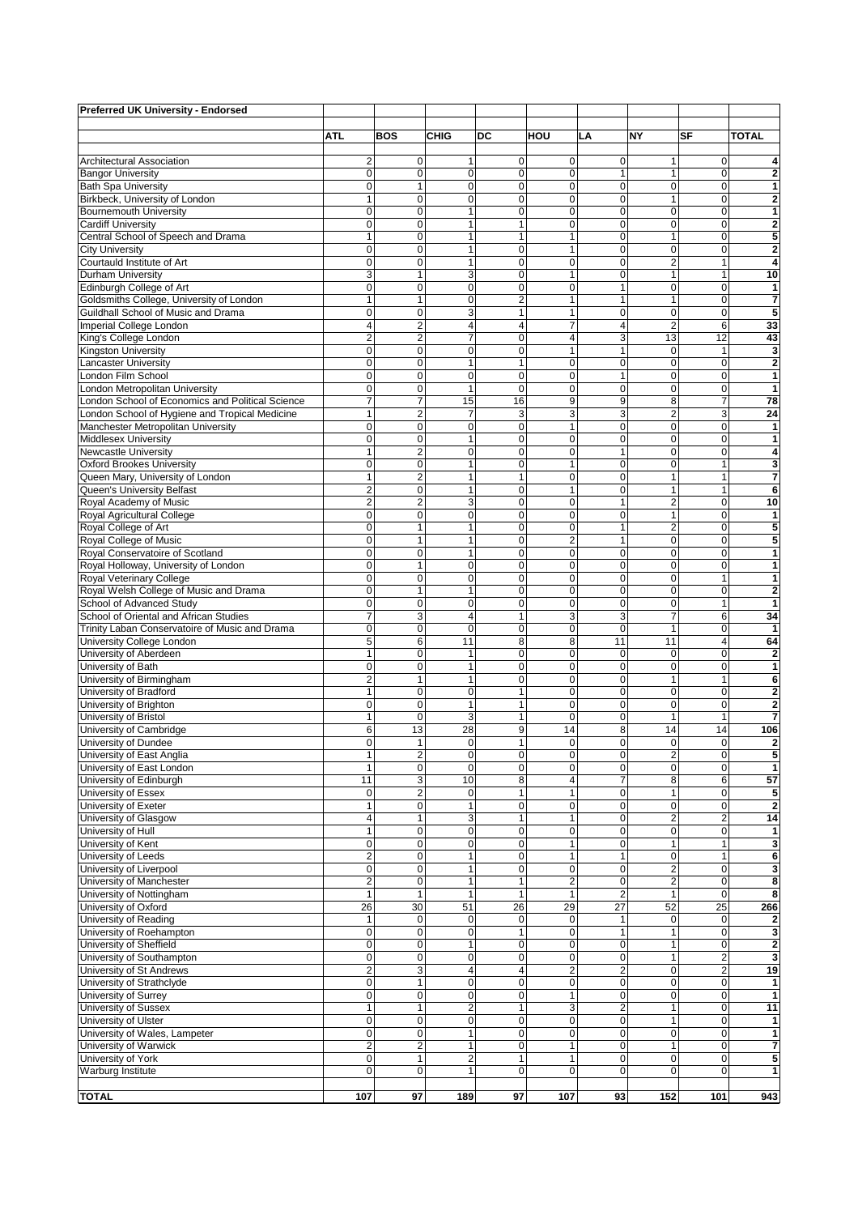**Preferred UK University - Endorsed**

| | ATL | BOS | CHIG | DC | HOU | LA | NY | SF | TOTAL |
|---|---|---|---|---|---|---|---|---|---|
| Architectural Association | 2 | 0 | 1 | 0 | 0 | 0 | 1 | 0 | 4 |
| Bangor University | 0 | 0 | 0 | 0 | 0 | 1 | 1 | 0 | 2 |
| Bath Spa University | 0 | 1 | 0 | 0 | 0 | 0 | 0 | 0 | 1 |
| Birkbeck, University of London | 1 | 0 | 0 | 0 | 0 | 0 | 1 | 0 | 2 |
| Bournemouth University | 0 | 0 | 1 | 0 | 0 | 0 | 0 | 0 | 1 |
| Cardiff University | 0 | 0 | 1 | 1 | 0 | 0 | 0 | 0 | 2 |
| Central School of Speech and Drama | 1 | 0 | 1 | 1 | 1 | 0 | 1 | 0 | 5 |
| City University | 0 | 0 | 1 | 0 | 1 | 0 | 0 | 0 | 2 |
| Courtauld Institute of Art | 0 | 0 | 1 | 0 | 0 | 0 | 2 | 1 | 4 |
| Durham University | 3 | 1 | 3 | 0 | 1 | 0 | 1 | 1 | 10 |
| Edinburgh College of Art | 0 | 0 | 0 | 0 | 0 | 1 | 0 | 0 | 1 |
| Goldsmiths College, University of London | 1 | 1 | 0 | 2 | 1 | 1 | 1 | 0 | 7 |
| Guildhall School of Music and Drama | 0 | 0 | 3 | 1 | 1 | 0 | 0 | 0 | 5 |
| Imperial College London | 4 | 2 | 4 | 4 | 7 | 4 | 2 | 6 | 33 |
| King's College London | 2 | 2 | 7 | 0 | 4 | 3 | 13 | 12 | 43 |
| Kingston University | 0 | 0 | 0 | 0 | 1 | 1 | 0 | 1 | 3 |
| Lancaster University | 0 | 0 | 1 | 1 | 0 | 0 | 0 | 0 | 2 |
| London Film School | 0 | 0 | 0 | 0 | 0 | 1 | 0 | 0 | 1 |
| London Metropolitan University | 0 | 0 | 1 | 0 | 0 | 0 | 0 | 0 | 1 |
| London School of Economics and Political Science | 7 | 7 | 15 | 16 | 9 | 9 | 8 | 7 | 78 |
| London School of Hygiene and Tropical Medicine | 1 | 2 | 7 | 3 | 3 | 3 | 2 | 3 | 24 |
| Manchester Metropolitan University | 0 | 0 | 0 | 0 | 1 | 0 | 0 | 0 | 1 |
| Middlesex University | 0 | 0 | 1 | 0 | 0 | 0 | 0 | 0 | 1 |
| Newcastle University | 1 | 2 | 0 | 0 | 0 | 1 | 0 | 0 | 4 |
| Oxford Brookes University | 0 | 0 | 1 | 0 | 1 | 0 | 0 | 1 | 3 |
| Queen Mary, University of London | 1 | 2 | 1 | 1 | 0 | 0 | 1 | 1 | 7 |
| Queen's University Belfast | 2 | 0 | 1 | 0 | 1 | 0 | 1 | 1 | 6 |
| Royal Academy of Music | 2 | 2 | 3 | 0 | 0 | 1 | 2 | 0 | 10 |
| Royal Agricultural College | 0 | 0 | 0 | 0 | 0 | 0 | 1 | 0 | 1 |
| Royal College of Art | 0 | 1 | 1 | 0 | 0 | 1 | 2 | 0 | 5 |
| Royal College of Music | 0 | 1 | 1 | 0 | 2 | 1 | 0 | 0 | 5 |
| Royal Conservatoire of Scotland | 0 | 0 | 1 | 0 | 0 | 0 | 0 | 0 | 1 |
| Royal Holloway, University of London | 0 | 1 | 0 | 0 | 0 | 0 | 0 | 0 | 1 |
| Royal Veterinary College | 0 | 0 | 0 | 0 | 0 | 0 | 0 | 1 | 1 |
| Royal Welsh College of Music and Drama | 0 | 1 | 1 | 0 | 0 | 0 | 0 | 0 | 2 |
| School of Advanced Study | 0 | 0 | 0 | 0 | 0 | 0 | 0 | 1 | 1 |
| School of Oriental and African Studies | 7 | 3 | 4 | 1 | 3 | 3 | 7 | 6 | 34 |
| Trinity Laban Conservatoire of Music and Drama | 0 | 0 | 0 | 0 | 0 | 0 | 1 | 0 | 1 |
| University College London | 5 | 6 | 11 | 8 | 8 | 11 | 11 | 4 | 64 |
| University of Aberdeen | 1 | 0 | 1 | 0 | 0 | 0 | 0 | 0 | 2 |
| University of Bath | 0 | 0 | 1 | 0 | 0 | 0 | 0 | 0 | 1 |
| University of Birmingham | 2 | 1 | 1 | 0 | 0 | 0 | 1 | 1 | 6 |
| University of Bradford | 1 | 0 | 0 | 1 | 0 | 0 | 0 | 0 | 2 |
| University of Brighton | 0 | 0 | 1 | 1 | 0 | 0 | 0 | 0 | 2 |
| University of Bristol | 1 | 0 | 3 | 1 | 0 | 0 | 1 | 1 | 7 |
| University of Cambridge | 6 | 13 | 28 | 9 | 14 | 8 | 14 | 14 | 106 |
| University of Dundee | 0 | 1 | 0 | 1 | 0 | 0 | 0 | 0 | 2 |
| University of East Anglia | 1 | 2 | 0 | 0 | 0 | 0 | 2 | 0 | 5 |
| University of East London | 1 | 0 | 0 | 0 | 0 | 0 | 0 | 0 | 1 |
| University of Edinburgh | 11 | 3 | 10 | 8 | 4 | 7 | 8 | 6 | 57 |
| University of Essex | 0 | 2 | 0 | 1 | 1 | 0 | 1 | 0 | 5 |
| University of Exeter | 1 | 0 | 1 | 0 | 0 | 0 | 0 | 0 | 2 |
| University of Glasgow | 4 | 1 | 3 | 1 | 1 | 0 | 2 | 2 | 14 |
| University of Hull | 1 | 0 | 0 | 0 | 0 | 0 | 0 | 0 | 1 |
| University of Kent | 0 | 0 | 0 | 0 | 1 | 0 | 1 | 1 | 3 |
| University of Leeds | 2 | 0 | 1 | 0 | 1 | 1 | 0 | 1 | 6 |
| University of Liverpool | 0 | 0 | 1 | 0 | 0 | 0 | 2 | 0 | 3 |
| University of Manchester | 2 | 0 | 1 | 1 | 2 | 0 | 2 | 0 | 8 |
| University of Nottingham | 1 | 1 | 1 | 1 | 1 | 2 | 1 | 0 | 8 |
| University of Oxford | 26 | 30 | 51 | 26 | 29 | 27 | 52 | 25 | 266 |
| University of Reading | 1 | 0 | 0 | 0 | 0 | 1 | 0 | 0 | 2 |
| University of Roehampton | 0 | 0 | 0 | 1 | 0 | 1 | 1 | 0 | 3 |
| University of Sheffield | 0 | 0 | 1 | 0 | 0 | 0 | 1 | 0 | 2 |
| University of Southampton | 0 | 0 | 0 | 0 | 0 | 0 | 1 | 2 | 3 |
| University of St Andrews | 2 | 3 | 4 | 4 | 2 | 2 | 0 | 2 | 19 |
| University of Strathclyde | 0 | 1 | 0 | 0 | 0 | 0 | 0 | 0 | 1 |
| University of Surrey | 0 | 0 | 0 | 0 | 1 | 0 | 0 | 0 | 1 |
| University of Sussex | 1 | 1 | 2 | 1 | 3 | 2 | 1 | 0 | 11 |
| University of Ulster | 0 | 0 | 0 | 0 | 0 | 0 | 1 | 0 | 1 |
| University of Wales, Lampeter | 0 | 0 | 1 | 0 | 0 | 0 | 0 | 0 | 1 |
| University of Warwick | 2 | 2 | 1 | 0 | 1 | 0 | 1 | 0 | 7 |
| University of York | 0 | 1 | 2 | 1 | 1 | 0 | 0 | 0 | 5 |
| Warburg Institute | 0 | 0 | 1 | 0 | 0 | 0 | 0 | 0 | 1 |
| **TOTAL** | **107** | **97** | **189** | **97** | **107** | **93** | **152** | **101** | **943** |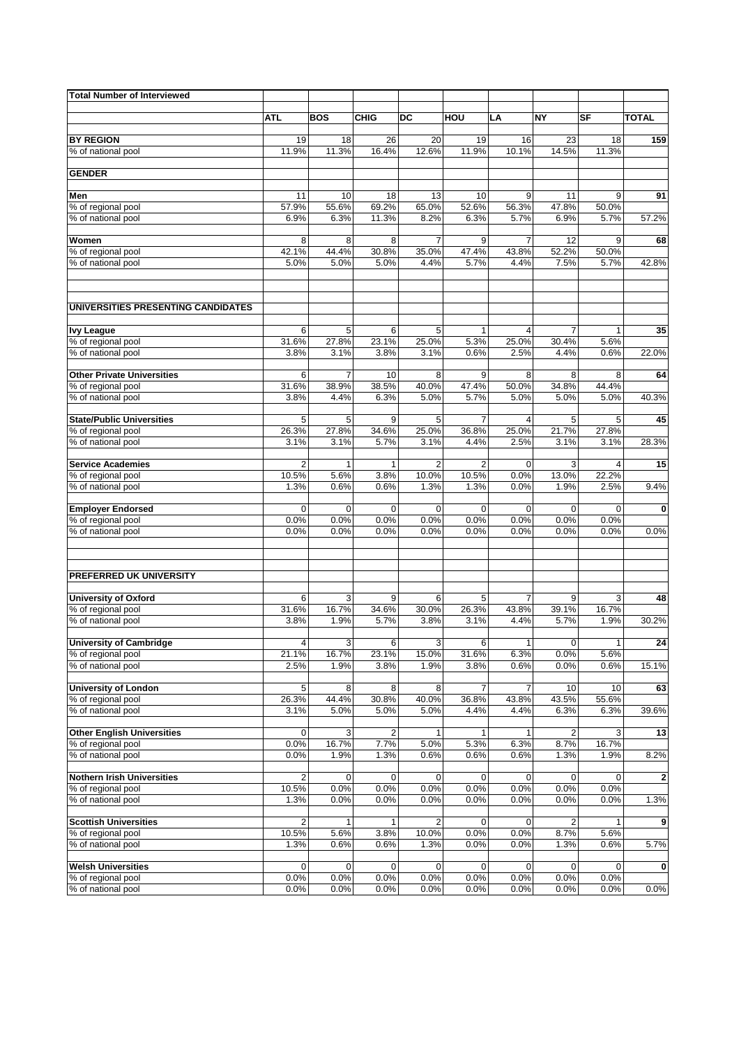| Total Number of Interviewed | | | | | | | | | |
|---|---|---|---|---|---|---|---|---|---|
| | ATL | BOS | CHIG | DC | HOU | LA | NY | SF | TOTAL |
| **BY REGION** | 19 | 18 | 26 | 20 | 19 | 16 | 23 | 18 | **159** |
| % of national pool | 11.9% | 11.3% | 16.4% | 12.6% | 11.9% | 10.1% | 14.5% | 11.3% | |
| **GENDER** | | | | | | | | | |
| **Men** | 11 | 10 | 18 | 13 | 10 | 9 | 11 | 9 | **91** |
| % of regional pool | 57.9% | 55.6% | 69.2% | 65.0% | 52.6% | 56.3% | 47.8% | 50.0% | |
| % of national pool | 6.9% | 6.3% | 11.3% | 8.2% | 6.3% | 5.7% | 6.9% | 5.7% | 57.2% |
| **Women** | 8 | 8 | 8 | 7 | 9 | 7 | 12 | 9 | **68** |
| % of regional pool | 42.1% | 44.4% | 30.8% | 35.0% | 47.4% | 43.8% | 52.2% | 50.0% | |
| % of national pool | 5.0% | 5.0% | 5.0% | 4.4% | 5.7% | 4.4% | 7.5% | 5.7% | 42.8% |
| **UNIVERSITIES PRESENTING CANDIDATES** | | | | | | | | | |
| **Ivy League** | 6 | 5 | 6 | 5 | 1 | 4 | 7 | 1 | **35** |
| % of regional pool | 31.6% | 27.8% | 23.1% | 25.0% | 5.3% | 25.0% | 30.4% | 5.6% | |
| % of national pool | 3.8% | 3.1% | 3.8% | 3.1% | 0.6% | 2.5% | 4.4% | 0.6% | 22.0% |
| **Other Private Universities** | 6 | 7 | 10 | 8 | 9 | 8 | 8 | 8 | **64** |
| % of regional pool | 31.6% | 38.9% | 38.5% | 40.0% | 47.4% | 50.0% | 34.8% | 44.4% | |
| % of national pool | 3.8% | 4.4% | 6.3% | 5.0% | 5.7% | 5.0% | 5.0% | 5.0% | 40.3% |
| **State/Public Universities** | 5 | 5 | 9 | 5 | 7 | 4 | 5 | 5 | **45** |
| % of regional pool | 26.3% | 27.8% | 34.6% | 25.0% | 36.8% | 25.0% | 21.7% | 27.8% | |
| % of national pool | 3.1% | 3.1% | 5.7% | 3.1% | 4.4% | 2.5% | 3.1% | 3.1% | 28.3% |
| **Service Academies** | 2 | 1 | 1 | 2 | 2 | 0 | 3 | 4 | **15** |
| % of regional pool | 10.5% | 5.6% | 3.8% | 10.0% | 10.5% | 0.0% | 13.0% | 22.2% | |
| % of national pool | 1.3% | 0.6% | 0.6% | 1.3% | 1.3% | 0.0% | 1.9% | 2.5% | 9.4% |
| **Employer Endorsed** | 0 | 0 | 0 | 0 | 0 | 0 | 0 | 0 | **0** |
| % of regional pool | 0.0% | 0.0% | 0.0% | 0.0% | 0.0% | 0.0% | 0.0% | 0.0% | |
| % of national pool | 0.0% | 0.0% | 0.0% | 0.0% | 0.0% | 0.0% | 0.0% | 0.0% | 0.0% |
| **PREFERRED UK UNIVERSITY** | | | | | | | | | |
| **University of Oxford** | 6 | 3 | 9 | 6 | 5 | 7 | 9 | 3 | **48** |
| % of regional pool | 31.6% | 16.7% | 34.6% | 30.0% | 26.3% | 43.8% | 39.1% | 16.7% | |
| % of national pool | 3.8% | 1.9% | 5.7% | 3.8% | 3.1% | 4.4% | 5.7% | 1.9% | 30.2% |
| **University of Cambridge** | 4 | 3 | 6 | 3 | 6 | 1 | 0 | 1 | **24** |
| % of regional pool | 21.1% | 16.7% | 23.1% | 15.0% | 31.6% | 6.3% | 0.0% | 5.6% | |
| % of national pool | 2.5% | 1.9% | 3.8% | 1.9% | 3.8% | 0.6% | 0.0% | 0.6% | 15.1% |
| **University of London** | 5 | 8 | 8 | 8 | 7 | 7 | 10 | 10 | **63** |
| % of regional pool | 26.3% | 44.4% | 30.8% | 40.0% | 36.8% | 43.8% | 43.5% | 55.6% | |
| % of national pool | 3.1% | 5.0% | 5.0% | 5.0% | 4.4% | 4.4% | 6.3% | 6.3% | 39.6% |
| **Other English Universities** | 0 | 3 | 2 | 1 | 1 | 1 | 2 | 3 | **13** |
| % of regional pool | 0.0% | 16.7% | 7.7% | 5.0% | 5.3% | 6.3% | 8.7% | 16.7% | |
| % of national pool | 0.0% | 1.9% | 1.3% | 0.6% | 0.6% | 0.6% | 1.3% | 1.9% | 8.2% |
| **Nothern Irish Universities** | 2 | 0 | 0 | 0 | 0 | 0 | 0 | 0 | **2** |
| % of regional pool | 10.5% | 0.0% | 0.0% | 0.0% | 0.0% | 0.0% | 0.0% | 0.0% | |
| % of national pool | 1.3% | 0.0% | 0.0% | 0.0% | 0.0% | 0.0% | 0.0% | 0.0% | 1.3% |
| **Scottish Universities** | 2 | 1 | 1 | 2 | 0 | 0 | 2 | 1 | **9** |
| % of regional pool | 10.5% | 5.6% | 3.8% | 10.0% | 0.0% | 0.0% | 8.7% | 5.6% | |
| % of national pool | 1.3% | 0.6% | 0.6% | 1.3% | 0.0% | 0.0% | 1.3% | 0.6% | 5.7% |
| **Welsh Universities** | 0 | 0 | 0 | 0 | 0 | 0 | 0 | 0 | **0** |
| % of regional pool | 0.0% | 0.0% | 0.0% | 0.0% | 0.0% | 0.0% | 0.0% | 0.0% | |
| % of national pool | 0.0% | 0.0% | 0.0% | 0.0% | 0.0% | 0.0% | 0.0% | 0.0% | 0.0% |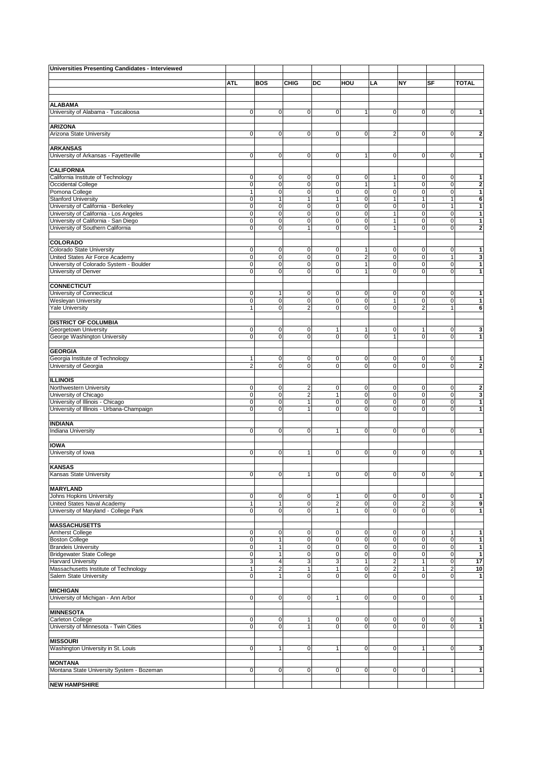**Universities Presenting Candidates - Interviewed**

| | ATL | BOS | CHIG | DC | HOU | LA | NY | SF | TOTAL |
|---|---|---|---|---|---|---|---|---|---|
| **ALABAMA** | | | | | | | | | |
| University of Alabama - Tuscaloosa | 0 | 0 | 0 | 0 | 1 | 0 | 0 | 0 | 1 |
| **ARIZONA** | | | | | | | | | |
| Arizona State University | 0 | 0 | 0 | 0 | 0 | 2 | 0 | 0 | 2 |
| **ARKANSAS** | | | | | | | | | |
| University of Arkansas - Fayetteville | 0 | 0 | 0 | 0 | 1 | 0 | 0 | 0 | 1 |
| **CALIFORNIA** | | | | | | | | | |
| California Institute of Technology | 0 | 0 | 0 | 0 | 0 | 1 | 0 | 0 | 1 |
| Occidental College | 0 | 0 | 0 | 0 | 1 | 1 | 0 | 0 | 2 |
| Pomona College | 1 | 0 | 0 | 0 | 0 | 0 | 0 | 0 | 1 |
| Stanford University | 0 | 1 | 1 | 1 | 0 | 1 | 1 | 1 | 6 |
| University of California - Berkeley | 0 | 0 | 0 | 0 | 0 | 0 | 0 | 1 | 1 |
| University of California - Los Angeles | 0 | 0 | 0 | 0 | 0 | 1 | 0 | 0 | 1 |
| University of California - San Diego | 0 | 0 | 0 | 0 | 0 | 1 | 0 | 0 | 1 |
| University of Southern California | 0 | 0 | 1 | 0 | 0 | 1 | 0 | 0 | 2 |
| **COLORADO** | | | | | | | | | |
| Colorado State University | 0 | 0 | 0 | 0 | 1 | 0 | 0 | 0 | 1 |
| United States Air Force Academy | 0 | 0 | 0 | 0 | 2 | 0 | 0 | 1 | 3 |
| University of Colorado System - Boulder | 0 | 0 | 0 | 0 | 1 | 0 | 0 | 0 | 1 |
| University of Denver | 0 | 0 | 0 | 0 | 1 | 0 | 0 | 0 | 1 |
| **CONNECTICUT** | | | | | | | | | |
| University of Connecticut | 0 | 1 | 0 | 0 | 0 | 0 | 0 | 0 | 1 |
| Wesleyan University | 0 | 0 | 0 | 0 | 0 | 1 | 0 | 0 | 1 |
| Yale University | 1 | 0 | 2 | 0 | 0 | 0 | 2 | 1 | 6 |
| **DISTRICT OF COLUMBIA** | | | | | | | | | |
| Georgetown University | 0 | 0 | 0 | 1 | 1 | 0 | 1 | 0 | 3 |
| George Washington University | 0 | 0 | 0 | 0 | 0 | 1 | 0 | 0 | 1 |
| **GEORGIA** | | | | | | | | | |
| Georgia Institute of Technology | 1 | 0 | 0 | 0 | 0 | 0 | 0 | 0 | 1 |
| University of Georgia | 2 | 0 | 0 | 0 | 0 | 0 | 0 | 0 | 2 |
| **ILLINOIS** | | | | | | | | | |
| Northwestern University | 0 | 0 | 2 | 0 | 0 | 0 | 0 | 0 | 2 |
| University of Chicago | 0 | 0 | 2 | 1 | 0 | 0 | 0 | 0 | 3 |
| University of Illinois - Chicago | 0 | 0 | 1 | 0 | 0 | 0 | 0 | 0 | 1 |
| University of Illinois - Urbana-Champaign | 0 | 0 | 1 | 0 | 0 | 0 | 0 | 0 | 1 |
| **INDIANA** | | | | | | | | | |
| Indiana University | 0 | 0 | 0 | 1 | 0 | 0 | 0 | 0 | 1 |
| **IOWA** | | | | | | | | | |
| University of Iowa | 0 | 0 | 1 | 0 | 0 | 0 | 0 | 0 | 1 |
| **KANSAS** | | | | | | | | | |
| Kansas State University | 0 | 0 | 1 | 0 | 0 | 0 | 0 | 0 | 1 |
| **MARYLAND** | | | | | | | | | |
| Johns Hopkins University | 0 | 0 | 0 | 1 | 0 | 0 | 0 | 0 | 1 |
| United States Naval Academy | 1 | 1 | 0 | 2 | 0 | 0 | 2 | 3 | 9 |
| University of Maryland - College Park | 0 | 0 | 0 | 1 | 0 | 0 | 0 | 0 | 1 |
| **MASSACHUSETTS** | | | | | | | | | |
| Amherst College | 0 | 0 | 0 | 0 | 0 | 0 | 0 | 1 | 1 |
| Boston College | 0 | 1 | 0 | 0 | 0 | 0 | 0 | 0 | 1 |
| Brandeis University | 0 | 1 | 0 | 0 | 0 | 0 | 0 | 0 | 1 |
| Bridgewater State College | 0 | 1 | 0 | 0 | 0 | 0 | 0 | 0 | 1 |
| Harvard University | 3 | 4 | 3 | 3 | 1 | 2 | 1 | 0 | 17 |
| Massachusetts Institute of Technology | 1 | 2 | 1 | 1 | 0 | 2 | 1 | 2 | 10 |
| Salem State University | 0 | 1 | 0 | 0 | 0 | 0 | 0 | 0 | 1 |
| **MICHIGAN** | | | | | | | | | |
| University of Michigan - Ann Arbor | 0 | 0 | 0 | 1 | 0 | 0 | 0 | 0 | 1 |
| **MINNESOTA** | | | | | | | | | |
| Carleton College | 0 | 0 | 1 | 0 | 0 | 0 | 0 | 0 | 1 |
| University of Minnesota - Twin Cities | 0 | 0 | 1 | 0 | 0 | 0 | 0 | 0 | 1 |
| **MISSOURI** | | | | | | | | | |
| Washington University in St. Louis | 0 | 1 | 0 | 1 | 0 | 0 | 1 | 0 | 3 |
| **MONTANA** | | | | | | | | | |
| Montana State University System - Bozeman | 0 | 0 | 0 | 0 | 0 | 0 | 0 | 1 | 1 |
| **NEW HAMPSHIRE** | | | | | | | | | |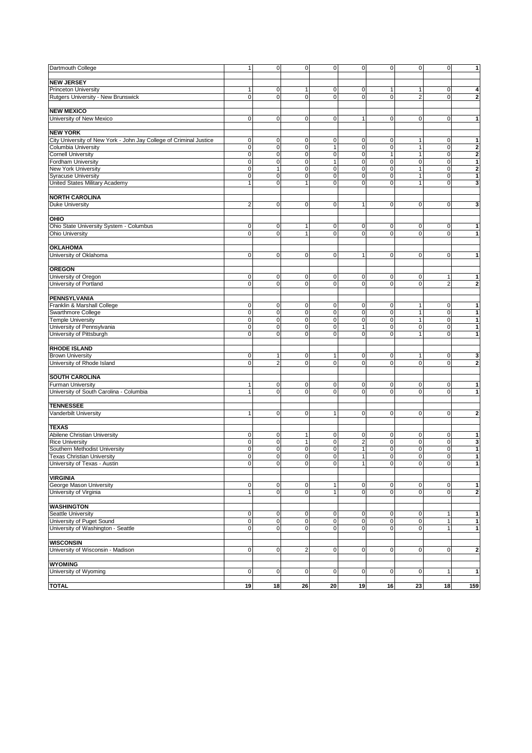| | | | | | | | | | |
|---|---|---|---|---|---|---|---|---|---|
| Dartmouth College | 1 | 0 | 0 | 0 | 0 | 0 | 0 | 0 | **1** |
| | | | | | | | | | |
| **NEW JERSEY** | | | | | | | | | |
| Princeton University | 1 | 0 | 1 | 0 | 0 | 1 | 1 | 0 | **4** |
| Rutgers University - New Brunswick | 0 | 0 | 0 | 0 | 0 | 0 | 2 | 0 | **2** |
| | | | | | | | | | |
| **NEW MEXICO** | | | | | | | | | |
| University of New Mexico | 0 | 0 | 0 | 0 | 1 | 0 | 0 | 0 | **1** |
| | | | | | | | | | |
| **NEW YORK** | | | | | | | | | |
| City University of New York - John Jay College of Criminal Justice | 0 | 0 | 0 | 0 | 0 | 0 | 1 | 0 | **1** |
| Columbia University | 0 | 0 | 0 | 1 | 0 | 0 | 1 | 0 | **2** |
| Cornell University | 0 | 0 | 0 | 0 | 0 | 1 | 1 | 0 | **2** |
| Fordham University | 0 | 0 | 0 | 1 | 0 | 0 | 0 | 0 | **1** |
| New York University | 0 | 1 | 0 | 0 | 0 | 0 | 1 | 0 | **2** |
| Syracuse University | 0 | 0 | 0 | 0 | 0 | 0 | 1 | 0 | **1** |
| United States Military Academy | 1 | 0 | 1 | 0 | 0 | 0 | 1 | 0 | **3** |
| | | | | | | | | | |
| **NORTH CAROLINA** | | | | | | | | | |
| Duke University | 2 | 0 | 0 | 0 | 1 | 0 | 0 | 0 | **3** |
| | | | | | | | | | |
| **OHIO** | | | | | | | | | |
| Ohio State University System - Columbus | 0 | 0 | 1 | 0 | 0 | 0 | 0 | 0 | **1** |
| Ohio University | 0 | 0 | 1 | 0 | 0 | 0 | 0 | 0 | **1** |
| | | | | | | | | | |
| **OKLAHOMA** | | | | | | | | | |
| University of Oklahoma | 0 | 0 | 0 | 0 | 1 | 0 | 0 | 0 | **1** |
| | | | | | | | | | |
| **OREGON** | | | | | | | | | |
| University of Oregon | 0 | 0 | 0 | 0 | 0 | 0 | 0 | 1 | **1** |
| University of Portland | 0 | 0 | 0 | 0 | 0 | 0 | 0 | 2 | **2** |
| | | | | | | | | | |
| **PENNSYLVANIA** | | | | | | | | | |
| Franklin & Marshall College | 0 | 0 | 0 | 0 | 0 | 0 | 1 | 0 | **1** |
| Swarthmore College | 0 | 0 | 0 | 0 | 0 | 0 | 1 | 0 | **1** |
| Temple University | 0 | 0 | 0 | 0 | 0 | 0 | 1 | 0 | **1** |
| University of Pennsylvania | 0 | 0 | 0 | 0 | 1 | 0 | 0 | 0 | **1** |
| University of Pittsburgh | 0 | 0 | 0 | 0 | 0 | 0 | 1 | 0 | **1** |
| | | | | | | | | | |
| **RHODE ISLAND** | | | | | | | | | |
| Brown University | 0 | 1 | 0 | 1 | 0 | 0 | 1 | 0 | **3** |
| University of Rhode Island | 0 | 2 | 0 | 0 | 0 | 0 | 0 | 0 | **2** |
| | | | | | | | | | |
| **SOUTH CAROLINA** | | | | | | | | | |
| Furman University | 1 | 0 | 0 | 0 | 0 | 0 | 0 | 0 | **1** |
| University of South Carolina - Columbia | 1 | 0 | 0 | 0 | 0 | 0 | 0 | 0 | **1** |
| | | | | | | | | | |
| **TENNESSEE** | | | | | | | | | |
| Vanderbilt University | 1 | 0 | 0 | 1 | 0 | 0 | 0 | 0 | **2** |
| | | | | | | | | | |
| **TEXAS** | | | | | | | | | |
| Abilene Christian University | 0 | 0 | 1 | 0 | 0 | 0 | 0 | 0 | **1** |
| Rice University | 0 | 0 | 1 | 0 | 2 | 0 | 0 | 0 | **3** |
| Southern Methodist University | 0 | 0 | 0 | 0 | 1 | 0 | 0 | 0 | **1** |
| Texas Christian University | 0 | 0 | 0 | 0 | 1 | 0 | 0 | 0 | **1** |
| University of Texas - Austin | 0 | 0 | 0 | 0 | 1 | 0 | 0 | 0 | **1** |
| | | | | | | | | | |
| **VIRGINIA** | | | | | | | | | |
| George Mason University | 0 | 0 | 0 | 1 | 0 | 0 | 0 | 0 | **1** |
| University of Virginia | 1 | 0 | 0 | 1 | 0 | 0 | 0 | 0 | **2** |
| | | | | | | | | | |
| **WASHINGTON** | | | | | | | | | |
| Seattle University | 0 | 0 | 0 | 0 | 0 | 0 | 0 | 1 | **1** |
| University of Puget Sound | 0 | 0 | 0 | 0 | 0 | 0 | 0 | 1 | **1** |
| University of Washington - Seattle | 0 | 0 | 0 | 0 | 0 | 0 | 0 | 1 | **1** |
| | | | | | | | | | |
| **WISCONSIN** | | | | | | | | | |
| University of Wisconsin - Madison | 0 | 0 | 2 | 0 | 0 | 0 | 0 | 0 | **2** |
| | | | | | | | | | |
| **WYOMING** | | | | | | | | | |
| University of Wyoming | 0 | 0 | 0 | 0 | 0 | 0 | 0 | 1 | **1** |
| | | | | | | | | | |
| **TOTAL** | **19** | **18** | **26** | **20** | **19** | **16** | **23** | **18** | **159** |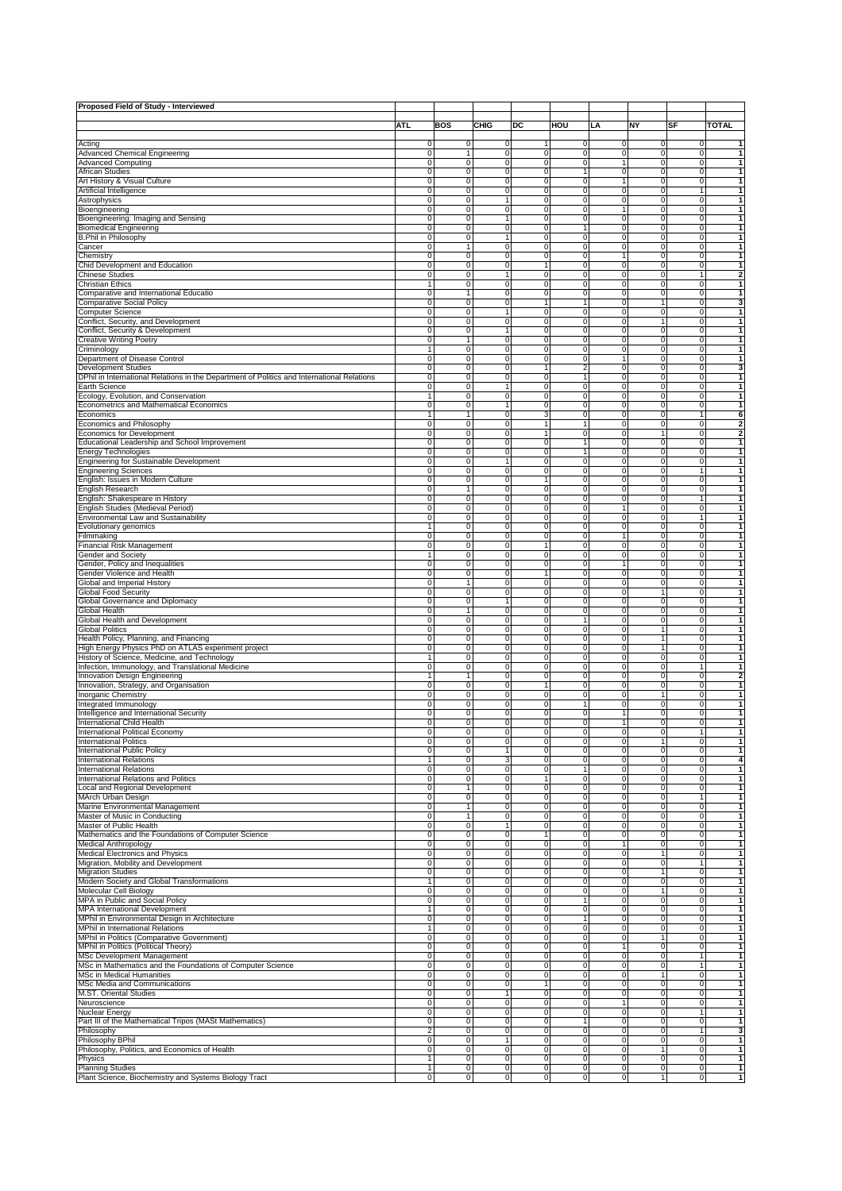| Proposed Field of Study - Interviewed | | | | | | | | | |
|---|---|---|---|---|---|---|---|---|---|
| | ATL | BOS | CHIG | DC | HOU | LA | NY | SF | TOTAL |
| Acting | 0 | 0 | 0 | 1 | 0 | 0 | 0 | 0 | 1 |
| Advanced Chemical Engineering | 0 | 1 | 0 | 0 | 0 | 0 | 0 | 0 | 1 |
| Advanced Computing | 0 | 0 | 0 | 0 | 0 | 1 | 0 | 0 | 1 |
| African Studies | 0 | 0 | 0 | 0 | 1 | 0 | 0 | 0 | 1 |
| Art History & Visual Culture | 0 | 0 | 0 | 0 | 0 | 1 | 0 | 0 | 1 |
| Artificial Intelligence | 0 | 0 | 0 | 0 | 0 | 0 | 0 | 1 | 1 |
| Astrophysics | 0 | 0 | 1 | 0 | 0 | 0 | 0 | 0 | 1 |
| Bioengineering | 0 | 0 | 0 | 0 | 0 | 1 | 0 | 0 | 1 |
| Bioengineering: Imaging and Sensing | 0 | 0 | 1 | 0 | 0 | 0 | 0 | 0 | 1 |
| Biomedical Engineering | 0 | 0 | 0 | 0 | 1 | 0 | 0 | 0 | 1 |
| B.Phil in Philosophy | 0 | 0 | 1 | 0 | 0 | 0 | 0 | 0 | 1 |
| Cancer | 0 | 1 | 0 | 0 | 0 | 0 | 0 | 0 | 1 |
| Chemistry | 0 | 0 | 0 | 0 | 0 | 1 | 0 | 0 | 1 |
| Chid Development and Education | 0 | 0 | 0 | 1 | 0 | 0 | 0 | 0 | 1 |
| Chinese Studies | 0 | 0 | 1 | 0 | 0 | 0 | 0 | 1 | 2 |
| Christian Ethics | 1 | 0 | 0 | 0 | 0 | 0 | 0 | 0 | 1 |
| Comparative and International Educatio | 0 | 1 | 0 | 0 | 0 | 0 | 0 | 0 | 1 |
| Comparative Social Policy | 0 | 0 | 0 | 1 | 1 | 0 | 1 | 0 | 3 |
| Computer Science | 0 | 0 | 1 | 0 | 0 | 0 | 0 | 0 | 1 |
| Conflict, Security, and Development | 0 | 0 | 0 | 0 | 0 | 0 | 1 | 0 | 1 |
| Conflict, Security & Development | 0 | 0 | 1 | 0 | 0 | 0 | 0 | 0 | 1 |
| Creative Writing Poetry | 0 | 1 | 0 | 0 | 0 | 0 | 0 | 0 | 1 |
| Criminology | 1 | 0 | 0 | 0 | 0 | 0 | 0 | 0 | 1 |
| Department of Disease Control | 0 | 0 | 0 | 0 | 0 | 1 | 0 | 0 | 1 |
| Development Studies | 0 | 0 | 0 | 1 | 2 | 0 | 0 | 0 | 3 |
| DPhil in International Relations in the Department of Politics and International Relations | 0 | 0 | 0 | 0 | 1 | 0 | 0 | 0 | 1 |
| Earth Science | 0 | 0 | 1 | 0 | 0 | 0 | 0 | 0 | 1 |
| Ecology, Evolution, and Conservation | 1 | 0 | 0 | 0 | 0 | 0 | 0 | 0 | 1 |
| Econometrics and Mathematical Economics | 0 | 0 | 1 | 0 | 0 | 0 | 0 | 0 | 1 |
| Economics | 1 | 1 | 0 | 3 | 0 | 0 | 0 | 1 | 6 |
| Economics and Philosophy | 0 | 0 | 0 | 1 | 1 | 0 | 0 | 0 | 2 |
| Economics for Development | 0 | 0 | 0 | 1 | 0 | 0 | 1 | 0 | 2 |
| Educational Leadership and School Improvement | 0 | 0 | 0 | 0 | 1 | 0 | 0 | 0 | 1 |
| Energy Technologies | 0 | 0 | 0 | 0 | 1 | 0 | 0 | 0 | 1 |
| Engineering for Sustainable Development | 0 | 0 | 1 | 0 | 0 | 0 | 0 | 0 | 1 |
| Engineering Sciences | 0 | 0 | 0 | 0 | 0 | 0 | 0 | 1 | 1 |
| English: Issues in Modern Culture | 0 | 0 | 0 | 1 | 0 | 0 | 0 | 0 | 1 |
| English Research | 0 | 1 | 0 | 0 | 0 | 0 | 0 | 0 | 1 |
| English: Shakespeare in History | 0 | 0 | 0 | 0 | 0 | 0 | 0 | 1 | 1 |
| English Studies (Medieval Period) | 0 | 0 | 0 | 0 | 0 | 1 | 0 | 0 | 1 |
| Environmental Law and Sustainability | 0 | 0 | 0 | 0 | 0 | 0 | 0 | 1 | 1 |
| Evolutionary genomics | 1 | 0 | 0 | 0 | 0 | 0 | 0 | 0 | 1 |
| Filmmaking | 0 | 0 | 0 | 0 | 0 | 1 | 0 | 0 | 1 |
| Financial Risk Management | 0 | 0 | 0 | 1 | 0 | 0 | 0 | 0 | 1 |
| Gender and Society | 1 | 0 | 0 | 0 | 0 | 0 | 0 | 0 | 1 |
| Gender, Policy and Inequalities | 0 | 0 | 0 | 0 | 0 | 1 | 0 | 0 | 1 |
| Gender Violence and Health | 0 | 0 | 0 | 1 | 0 | 0 | 0 | 0 | 1 |
| Global and Imperial History | 0 | 1 | 0 | 0 | 0 | 0 | 0 | 0 | 1 |
| Global Food Security | 0 | 0 | 0 | 0 | 0 | 0 | 1 | 0 | 1 |
| Global Governance and Diplomacy | 0 | 0 | 1 | 0 | 0 | 0 | 0 | 0 | 1 |
| Global Health | 0 | 1 | 0 | 0 | 0 | 0 | 0 | 0 | 1 |
| Global Health and Development | 0 | 0 | 0 | 0 | 1 | 0 | 0 | 0 | 1 |
| Global Politics | 0 | 0 | 0 | 0 | 0 | 0 | 1 | 0 | 1 |
| Health Policy, Planning, and Financing | 0 | 0 | 0 | 0 | 0 | 0 | 1 | 0 | 1 |
| High Energy Physics PhD on ATLAS experiment project | 0 | 0 | 0 | 0 | 0 | 0 | 1 | 0 | 1 |
| History of Science, Medicine, and Technology | 1 | 0 | 0 | 0 | 0 | 0 | 0 | 0 | 1 |
| Infection, Immunology, and Translational Medicine | 0 | 0 | 0 | 0 | 0 | 0 | 0 | 1 | 1 |
| Innovation Design Engineering | 1 | 1 | 0 | 0 | 0 | 0 | 0 | 0 | 2 |
| Innovation, Strategy, and Organisation | 0 | 0 | 0 | 1 | 0 | 0 | 0 | 0 | 1 |
| Inorganic Chemistry | 0 | 0 | 0 | 0 | 0 | 0 | 1 | 0 | 1 |
| Integrated Immunology | 0 | 0 | 0 | 0 | 1 | 0 | 0 | 0 | 1 |
| Intelligence and International Security | 0 | 0 | 0 | 0 | 0 | 1 | 0 | 0 | 1 |
| International Child Health | 0 | 0 | 0 | 0 | 0 | 1 | 0 | 0 | 1 |
| International Political Economy | 0 | 0 | 0 | 0 | 0 | 0 | 0 | 1 | 1 |
| International Politics | 0 | 0 | 0 | 0 | 0 | 0 | 1 | 0 | 1 |
| International Public Policy | 0 | 0 | 1 | 0 | 0 | 0 | 0 | 0 | 1 |
| International Relations | 1 | 0 | 3 | 0 | 0 | 0 | 0 | 0 | 4 |
| International Relations | 0 | 0 | 0 | 0 | 1 | 0 | 0 | 0 | 1 |
| International Relations and Politics | 0 | 0 | 0 | 1 | 0 | 0 | 0 | 0 | 1 |
| Local and Regional Development | 0 | 1 | 0 | 0 | 0 | 0 | 0 | 0 | 1 |
| MArch Urban Design | 0 | 0 | 0 | 0 | 0 | 0 | 0 | 1 | 1 |
| Marine Environmental Management | 0 | 1 | 0 | 0 | 0 | 0 | 0 | 0 | 1 |
| Master of Music in Conducting | 0 | 1 | 0 | 0 | 0 | 0 | 0 | 0 | 1 |
| Master of Public Health | 0 | 0 | 1 | 0 | 0 | 0 | 0 | 0 | 1 |
| Mathematics and the Foundations of Computer Science | 0 | 0 | 0 | 1 | 0 | 0 | 0 | 0 | 1 |
| Medical Anthropology | 0 | 0 | 0 | 0 | 0 | 1 | 0 | 0 | 1 |
| Medical Electronics and Physics | 0 | 0 | 0 | 0 | 0 | 0 | 1 | 0 | 1 |
| Migration, Mobility and Development | 0 | 0 | 0 | 0 | 0 | 0 | 0 | 1 | 1 |
| Migration Studies | 0 | 0 | 0 | 0 | 0 | 0 | 1 | 0 | 1 |
| Modern Society and Global Transformations | 1 | 0 | 0 | 0 | 0 | 0 | 0 | 0 | 1 |
| Molecular Cell Biology | 0 | 0 | 0 | 0 | 0 | 0 | 1 | 0 | 1 |
| MPA in Public and Social Policy | 0 | 0 | 0 | 0 | 1 | 0 | 0 | 0 | 1 |
| MPA International Development | 1 | 0 | 0 | 0 | 0 | 0 | 0 | 0 | 1 |
| MPhil in Environmental Design in Architecture | 0 | 0 | 0 | 0 | 1 | 0 | 0 | 0 | 1 |
| MPhil in International Relations | 1 | 0 | 0 | 0 | 0 | 0 | 0 | 0 | 1 |
| MPhil in Politics (Comparative Government) | 0 | 0 | 0 | 0 | 0 | 0 | 1 | 0 | 1 |
| MPhil in Politics (Political Theory) | 0 | 0 | 0 | 0 | 0 | 1 | 0 | 0 | 1 |
| MSc Development Management | 0 | 0 | 0 | 0 | 0 | 0 | 0 | 1 | 1 |
| MSc in Mathematics and the Foundations of Computer Science | 0 | 0 | 0 | 0 | 0 | 0 | 0 | 1 | 1 |
| MSc in Medical Humanities | 0 | 0 | 0 | 0 | 0 | 0 | 1 | 0 | 1 |
| MSc Media and Communications | 0 | 0 | 0 | 1 | 0 | 0 | 0 | 0 | 1 |
| M.ST. Oriental Studies | 0 | 0 | 1 | 0 | 0 | 0 | 0 | 0 | 1 |
| Neuroscience | 0 | 0 | 0 | 0 | 0 | 1 | 0 | 0 | 1 |
| Nuclear Energy | 0 | 0 | 0 | 0 | 0 | 0 | 0 | 1 | 1 |
| Part III of the Mathematical Tripos (MASt Mathematics) | 0 | 0 | 0 | 0 | 1 | 0 | 0 | 0 | 1 |
| Philosophy | 2 | 0 | 0 | 0 | 0 | 0 | 0 | 1 | 3 |
| Philosophy BPhil | 0 | 0 | 1 | 0 | 0 | 0 | 0 | 0 | 1 |
| Philosophy, Politics, and Economics of Health | 0 | 0 | 0 | 0 | 0 | 0 | 1 | 0 | 1 |
| Physics | 1 | 0 | 0 | 0 | 0 | 0 | 0 | 0 | 1 |
| Planning Studies | 1 | 0 | 0 | 0 | 0 | 0 | 0 | 0 | 1 |
| Plant Science, Biochemistry and Systems Biology Tract | 0 | 0 | 0 | 0 | 0 | 0 | 1 | 0 | 1 |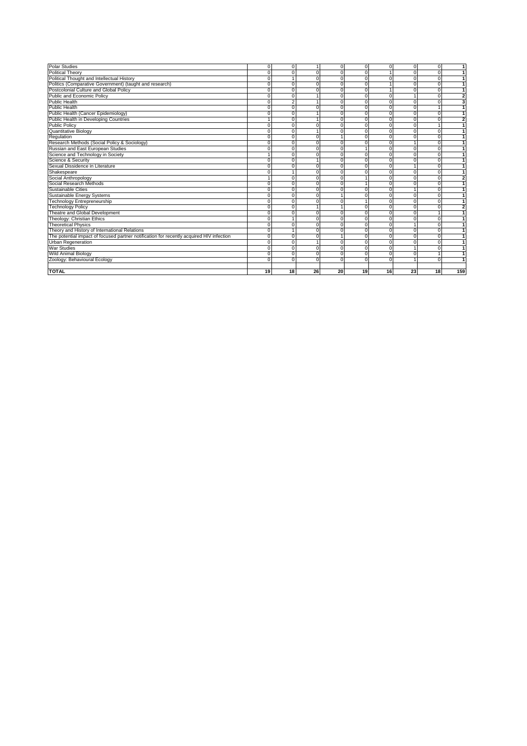| | | | | | | | | | |
|---|---|---|---|---|---|---|---|---|---|
| Polar Studies | 0 | 0 | 1 | 0 | 0 | 0 | 0 | 0 | 1 |
| Political Theory | 0 | 0 | 0 | 0 | 0 | 1 | 0 | 0 | 1 |
| Political Thought and Intellectual History | 0 | 1 | 0 | 0 | 0 | 0 | 0 | 0 | 1 |
| Politics (Comparative Government) (taught and research) | 0 | 0 | 0 | 0 | 0 | 1 | 0 | 0 | 1 |
| Postcolonial Culture and Global Policy | 0 | 0 | 0 | 0 | 0 | 1 | 0 | 0 | 1 |
| Public and Economic Policy | 0 | 0 | 1 | 0 | 0 | 0 | 1 | 0 | 2 |
| Public Health | 0 | 2 | 1 | 0 | 0 | 0 | 0 | 0 | 3 |
| Public Health | 0 | 0 | 0 | 0 | 0 | 0 | 0 | 1 | 1 |
| Public Health (Cancer Epidemiology) | 0 | 0 | 1 | 0 | 0 | 0 | 0 | 0 | 1 |
| Public Health in Developing Countries | 1 | 0 | 1 | 0 | 0 | 0 | 0 | 0 | 2 |
| Public Policy | 0 | 0 | 0 | 0 | 0 | 0 | 0 | 1 | 1 |
| Quantitative Biology | 0 | 0 | 1 | 0 | 0 | 0 | 0 | 0 | 1 |
| Regulation | 0 | 0 | 0 | 1 | 0 | 0 | 0 | 0 | 1 |
| Research Methods (Social Policy & Sociology) | 0 | 0 | 0 | 0 | 0 | 0 | 1 | 0 | 1 |
| Russian and East European Studies | 0 | 0 | 0 | 0 | 1 | 0 | 0 | 0 | 1 |
| Science and Technology in Society | 1 | 0 | 0 | 0 | 0 | 0 | 0 | 0 | 1 |
| Science & Security | 0 | 0 | 1 | 0 | 0 | 0 | 0 | 0 | 1 |
| Sexual Dissidence in Literature | 0 | 0 | 0 | 0 | 0 | 0 | 1 | 0 | 1 |
| Shakespeare | 0 | 1 | 0 | 0 | 0 | 0 | 0 | 0 | 1 |
| Social Anthropology | 1 | 0 | 0 | 0 | 1 | 0 | 0 | 0 | 2 |
| Social Research Methods | 0 | 0 | 0 | 0 | 1 | 0 | 0 | 0 | 1 |
| Sustainable Cities | 0 | 0 | 0 | 0 | 0 | 0 | 1 | 0 | 1 |
| Sustainable Energy Systems | 0 | 0 | 0 | 1 | 0 | 0 | 0 | 0 | 1 |
| Technology Entrepreneurship | 0 | 0 | 0 | 0 | 1 | 0 | 0 | 0 | 1 |
| Technology Policy | 0 | 0 | 1 | 1 | 0 | 0 | 0 | 0 | 2 |
| Theatre and Global Development | 0 | 0 | 0 | 0 | 0 | 0 | 0 | 1 | 1 |
| Theology: Christian Ethics | 0 | 1 | 0 | 0 | 0 | 0 | 0 | 0 | 1 |
| Theoretical Physics | 0 | 0 | 0 | 0 | 0 | 0 | 1 | 0 | 1 |
| Theory and History of International Relations | 0 | 1 | 0 | 0 | 0 | 0 | 0 | 0 | 1 |
| The potential impact of focused partner notification for recently acquired HIV infection | 0 | 0 | 0 | 1 | 0 | 0 | 0 | 0 | 1 |
| Urban Regeneration | 0 | 0 | 1 | 0 | 0 | 0 | 0 | 0 | 1 |
| War Studies | 0 | 0 | 0 | 0 | 0 | 0 | 1 | 0 | 1 |
| Wild Animal Biology | 0 | 0 | 0 | 0 | 0 | 0 | 0 | 1 | 1 |
| Zoology: Behavioural Ecology | 0 | 0 | 0 | 0 | 0 | 0 | 1 | 0 | 1 |
| | | | | | | | | | |
| **TOTAL** | **19** | **18** | **26** | **20** | **19** | **16** | **23** | **18** | **159** |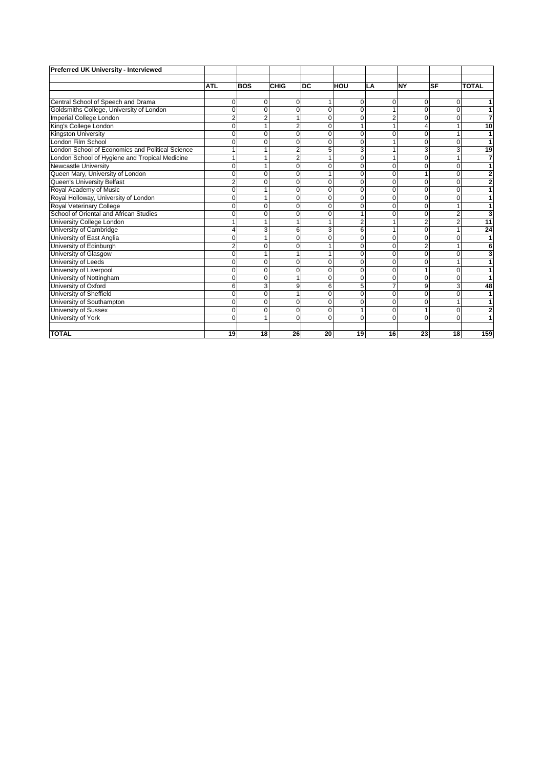| Preferred UK University - Interviewed | | | | | | | | | |
|---|---|---|---|---|---|---|---|---|---|
| | ATL | BOS | CHIG | DC | HOU | LA | NY | SF | TOTAL |
| Central School of Speech and Drama | 0 | 0 | 0 | 1 | 0 | 0 | 0 | 0 | 1 |
| Goldsmiths College, University of London | 0 | 0 | 0 | 0 | 0 | 1 | 0 | 0 | 1 |
| Imperial College London | 2 | 2 | 1 | 0 | 0 | 2 | 0 | 0 | 7 |
| King's College London | 0 | 1 | 2 | 0 | 1 | 1 | 4 | 1 | 10 |
| Kingston University | 0 | 0 | 0 | 0 | 0 | 0 | 0 | 1 | 1 |
| London Film School | 0 | 0 | 0 | 0 | 0 | 1 | 0 | 0 | 1 |
| London School of Economics and Political Science | 1 | 1 | 2 | 5 | 3 | 1 | 3 | 3 | 19 |
| London School of Hygiene and Tropical Medicine | 1 | 1 | 2 | 1 | 0 | 1 | 0 | 1 | 7 |
| Newcastle University | 0 | 1 | 0 | 0 | 0 | 0 | 0 | 0 | 1 |
| Queen Mary, University of London | 0 | 0 | 0 | 1 | 0 | 0 | 1 | 0 | 2 |
| Queen's University Belfast | 2 | 0 | 0 | 0 | 0 | 0 | 0 | 0 | 2 |
| Royal Academy of Music | 0 | 1 | 0 | 0 | 0 | 0 | 0 | 0 | 1 |
| Royal Holloway, University of London | 0 | 1 | 0 | 0 | 0 | 0 | 0 | 0 | 1 |
| Royal Veterinary College | 0 | 0 | 0 | 0 | 0 | 0 | 0 | 1 | 1 |
| School of Oriental and African Studies | 0 | 0 | 0 | 0 | 1 | 0 | 0 | 2 | 3 |
| University College London | 1 | 1 | 1 | 1 | 2 | 1 | 2 | 2 | 11 |
| University of Cambridge | 4 | 3 | 6 | 3 | 6 | 1 | 0 | 1 | 24 |
| University of East Anglia | 0 | 1 | 0 | 0 | 0 | 0 | 0 | 0 | 1 |
| University of Edinburgh | 2 | 0 | 0 | 1 | 0 | 0 | 2 | 1 | 6 |
| University of Glasgow | 0 | 1 | 1 | 1 | 0 | 0 | 0 | 0 | 3 |
| University of Leeds | 0 | 0 | 0 | 0 | 0 | 0 | 0 | 1 | 1 |
| University of Liverpool | 0 | 0 | 0 | 0 | 0 | 0 | 1 | 0 | 1 |
| University of Nottingham | 0 | 0 | 1 | 0 | 0 | 0 | 0 | 0 | 1 |
| University of Oxford | 6 | 3 | 9 | 6 | 5 | 7 | 9 | 3 | 48 |
| University of Sheffield | 0 | 0 | 1 | 0 | 0 | 0 | 0 | 0 | 1 |
| University of Southampton | 0 | 0 | 0 | 0 | 0 | 0 | 0 | 1 | 1 |
| University of Sussex | 0 | 0 | 0 | 0 | 1 | 0 | 1 | 0 | 2 |
| University of York | 0 | 1 | 0 | 0 | 0 | 0 | 0 | 0 | 1 |
| **TOTAL** | 19 | 18 | 26 | 20 | 19 | 16 | 23 | 18 | 159 |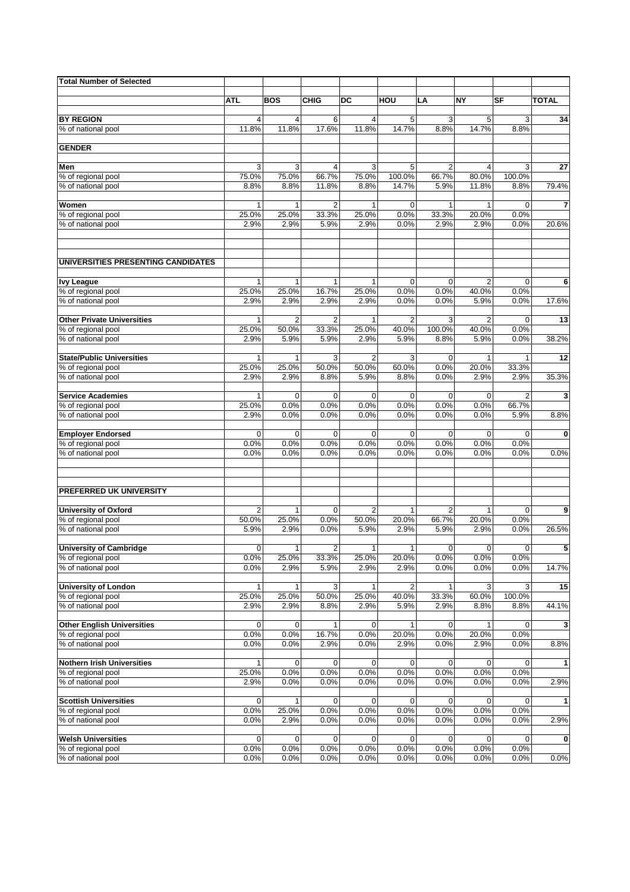| Total Number of Selected | | | | | | | | | |
|---|---|---|---|---|---|---|---|---|---|
| | ATL | BOS | CHIG | DC | HOU | LA | NY | SF | TOTAL |
| **BY REGION** | 4 | 4 | 6 | 4 | 5 | 3 | 5 | 3 | 34 |
| % of national pool | 11.8% | 11.8% | 17.6% | 11.8% | 14.7% | 8.8% | 14.7% | 8.8% | |
| **GENDER** | | | | | | | | | |
| **Men** | 3 | 3 | 4 | 3 | 5 | 2 | 4 | 3 | 27 |
| % of regional pool | 75.0% | 75.0% | 66.7% | 75.0% | 100.0% | 66.7% | 80.0% | 100.0% | |
| % of national pool | 8.8% | 8.8% | 11.8% | 8.8% | 14.7% | 5.9% | 11.8% | 8.8% | 79.4% |
| **Women** | 1 | 1 | 2 | 1 | 0 | 1 | 1 | 0 | 7 |
| % of regional pool | 25.0% | 25.0% | 33.3% | 25.0% | 0.0% | 33.3% | 20.0% | 0.0% | |
| % of national pool | 2.9% | 2.9% | 5.9% | 2.9% | 0.0% | 2.9% | 2.9% | 0.0% | 20.6% |
| **UNIVERSITIES PRESENTING CANDIDATES** | | | | | | | | | |
| **Ivy League** | 1 | 1 | 1 | 1 | 0 | 0 | 2 | 0 | 6 |
| % of regional pool | 25.0% | 25.0% | 16.7% | 25.0% | 0.0% | 0.0% | 40.0% | 0.0% | |
| % of national pool | 2.9% | 2.9% | 2.9% | 2.9% | 0.0% | 0.0% | 5.9% | 0.0% | 17.6% |
| **Other Private Universities** | 1 | 2 | 2 | 1 | 2 | 3 | 2 | 0 | 13 |
| % of regional pool | 25.0% | 50.0% | 33.3% | 25.0% | 40.0% | 100.0% | 40.0% | 0.0% | |
| % of national pool | 2.9% | 5.9% | 5.9% | 2.9% | 5.9% | 8.8% | 5.9% | 0.0% | 38.2% |
| **State/Public Universities** | 1 | 1 | 3 | 2 | 3 | 0 | 1 | 1 | 12 |
| % of regional pool | 25.0% | 25.0% | 50.0% | 50.0% | 60.0% | 0.0% | 20.0% | 33.3% | |
| % of national pool | 2.9% | 2.9% | 8.8% | 5.9% | 8.8% | 0.0% | 2.9% | 2.9% | 35.3% |
| **Service Academies** | 1 | 0 | 0 | 0 | 0 | 0 | 0 | 2 | 3 |
| % of regional pool | 25.0% | 0.0% | 0.0% | 0.0% | 0.0% | 0.0% | 0.0% | 66.7% | |
| % of national pool | 2.9% | 0.0% | 0.0% | 0.0% | 0.0% | 0.0% | 0.0% | 5.9% | 8.8% |
| **Employer Endorsed** | 0 | 0 | 0 | 0 | 0 | 0 | 0 | 0 | 0 |
| % of regional pool | 0.0% | 0.0% | 0.0% | 0.0% | 0.0% | 0.0% | 0.0% | 0.0% | |
| % of national pool | 0.0% | 0.0% | 0.0% | 0.0% | 0.0% | 0.0% | 0.0% | 0.0% | 0.0% |
| **PREFERRED UK UNIVERSITY** | | | | | | | | | |
| **University of Oxford** | 2 | 1 | 0 | 2 | 1 | 2 | 1 | 0 | 9 |
| % of regional pool | 50.0% | 25.0% | 0.0% | 50.0% | 20.0% | 66.7% | 20.0% | 0.0% | |
| % of national pool | 5.9% | 2.9% | 0.0% | 5.9% | 2.9% | 5.9% | 2.9% | 0.0% | 26.5% |
| **University of Cambridge** | 0 | 1 | 2 | 1 | 1 | 0 | 0 | 0 | 5 |
| % of regional pool | 0.0% | 25.0% | 33.3% | 25.0% | 20.0% | 0.0% | 0.0% | 0.0% | |
| % of national pool | 0.0% | 2.9% | 5.9% | 2.9% | 2.9% | 0.0% | 0.0% | 0.0% | 14.7% |
| **University of London** | 1 | 1 | 3 | 1 | 2 | 1 | 3 | 3 | 15 |
| % of regional pool | 25.0% | 25.0% | 50.0% | 25.0% | 40.0% | 33.3% | 60.0% | 100.0% | |
| % of national pool | 2.9% | 2.9% | 8.8% | 2.9% | 5.9% | 2.9% | 8.8% | 8.8% | 44.1% |
| **Other English Universities** | 0 | 0 | 1 | 0 | 1 | 0 | 1 | 0 | 3 |
| % of regional pool | 0.0% | 0.0% | 16.7% | 0.0% | 20.0% | 0.0% | 20.0% | 0.0% | |
| % of national pool | 0.0% | 0.0% | 2.9% | 0.0% | 2.9% | 0.0% | 2.9% | 0.0% | 8.8% |
| **Nothern Irish Universities** | 1 | 0 | 0 | 0 | 0 | 0 | 0 | 0 | 1 |
| % of regional pool | 25.0% | 0.0% | 0.0% | 0.0% | 0.0% | 0.0% | 0.0% | 0.0% | |
| % of national pool | 2.9% | 0.0% | 0.0% | 0.0% | 0.0% | 0.0% | 0.0% | 0.0% | 2.9% |
| **Scottish Universities** | 0 | 1 | 0 | 0 | 0 | 0 | 0 | 0 | 1 |
| % of regional pool | 0.0% | 25.0% | 0.0% | 0.0% | 0.0% | 0.0% | 0.0% | 0.0% | |
| % of national pool | 0.0% | 2.9% | 0.0% | 0.0% | 0.0% | 0.0% | 0.0% | 0.0% | 2.9% |
| **Welsh Universities** | 0 | 0 | 0 | 0 | 0 | 0 | 0 | 0 | 0 |
| % of regional pool | 0.0% | 0.0% | 0.0% | 0.0% | 0.0% | 0.0% | 0.0% | 0.0% | |
| % of national pool | 0.0% | 0.0% | 0.0% | 0.0% | 0.0% | 0.0% | 0.0% | 0.0% | 0.0% |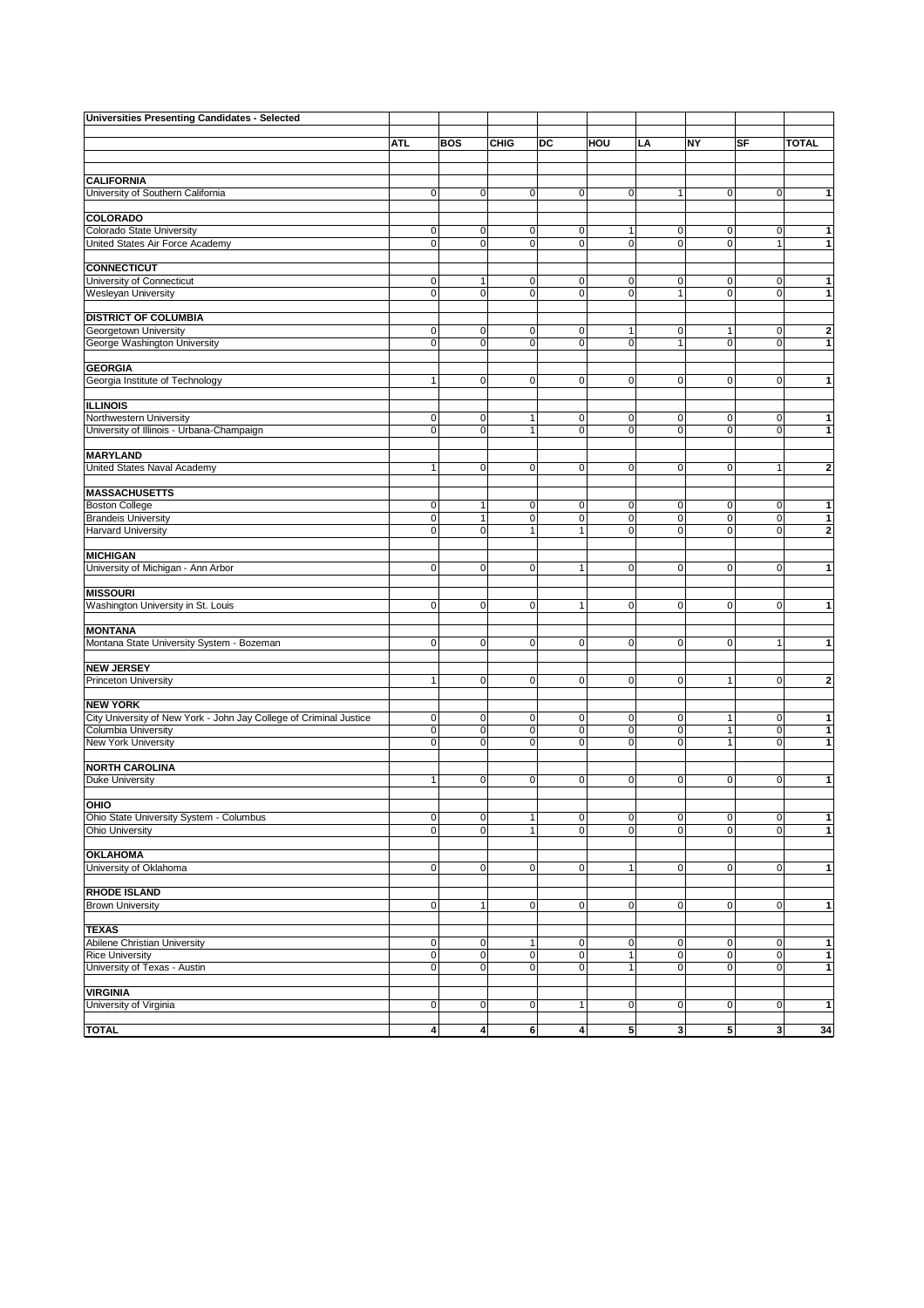| Universities Presenting Candidates - Selected | | | | | | | | | |
|---|---|---|---|---|---|---|---|---|---|
| | ATL | BOS | CHIG | DC | HOU | LA | NY | SF | TOTAL |
| **CALIFORNIA** | | | | | | | | | |
| University of Southern California | 0 | 0 | 0 | 0 | 0 | 1 | 0 | 0 | 1 |
| **COLORADO** | | | | | | | | | |
| Colorado State University | 0 | 0 | 0 | 0 | 1 | 0 | 0 | 0 | 1 |
| United States Air Force Academy | 0 | 0 | 0 | 0 | 0 | 0 | 0 | 1 | 1 |
| **CONNECTICUT** | | | | | | | | | |
| University of Connecticut | 0 | 1 | 0 | 0 | 0 | 0 | 0 | 0 | 1 |
| Wesleyan University | 0 | 0 | 0 | 0 | 0 | 1 | 0 | 0 | 1 |
| **DISTRICT OF COLUMBIA** | | | | | | | | | |
| Georgetown University | 0 | 0 | 0 | 0 | 1 | 0 | 1 | 0 | 2 |
| George Washington University | 0 | 0 | 0 | 0 | 0 | 1 | 0 | 0 | 1 |
| **GEORGIA** | | | | | | | | | |
| Georgia Institute of Technology | 1 | 0 | 0 | 0 | 0 | 0 | 0 | 0 | 1 |
| **ILLINOIS** | | | | | | | | | |
| Northwestern University | 0 | 0 | 1 | 0 | 0 | 0 | 0 | 0 | 1 |
| University of Illinois - Urbana-Champaign | 0 | 0 | 1 | 0 | 0 | 0 | 0 | 0 | 1 |
| **MARYLAND** | | | | | | | | | |
| United States Naval Academy | 1 | 0 | 0 | 0 | 0 | 0 | 0 | 1 | 2 |
| **MASSACHUSETTS** | | | | | | | | | |
| Boston College | 0 | 1 | 0 | 0 | 0 | 0 | 0 | 0 | 1 |
| Brandeis University | 0 | 1 | 0 | 0 | 0 | 0 | 0 | 0 | 1 |
| Harvard University | 0 | 0 | 1 | 1 | 0 | 0 | 0 | 0 | 2 |
| **MICHIGAN** | | | | | | | | | |
| University of Michigan - Ann Arbor | 0 | 0 | 0 | 1 | 0 | 0 | 0 | 0 | 1 |
| **MISSOURI** | | | | | | | | | |
| Washington University in St. Louis | 0 | 0 | 0 | 1 | 0 | 0 | 0 | 0 | 1 |
| **MONTANA** | | | | | | | | | |
| Montana State University System - Bozeman | 0 | 0 | 0 | 0 | 0 | 0 | 0 | 1 | 1 |
| **NEW JERSEY** | | | | | | | | | |
| Princeton University | 1 | 0 | 0 | 0 | 0 | 0 | 1 | 0 | 2 |
| **NEW YORK** | | | | | | | | | |
| City University of New York - John Jay College of Criminal Justice | 0 | 0 | 0 | 0 | 0 | 0 | 1 | 0 | 1 |
| Columbia University | 0 | 0 | 0 | 0 | 0 | 0 | 1 | 0 | 1 |
| New York University | 0 | 0 | 0 | 0 | 0 | 0 | 1 | 0 | 1 |
| **NORTH CAROLINA** | | | | | | | | | |
| Duke University | 1 | 0 | 0 | 0 | 0 | 0 | 0 | 0 | 1 |
| **OHIO** | | | | | | | | | |
| Ohio State University System - Columbus | 0 | 0 | 1 | 0 | 0 | 0 | 0 | 0 | 1 |
| Ohio University | 0 | 0 | 1 | 0 | 0 | 0 | 0 | 0 | 1 |
| **OKLAHOMA** | | | | | | | | | |
| University of Oklahoma | 0 | 0 | 0 | 0 | 1 | 0 | 0 | 0 | 1 |
| **RHODE ISLAND** | | | | | | | | | |
| Brown University | 0 | 1 | 0 | 0 | 0 | 0 | 0 | 0 | 1 |
| **TEXAS** | | | | | | | | | |
| Abilene Christian University | 0 | 0 | 1 | 0 | 0 | 0 | 0 | 0 | 1 |
| Rice University | 0 | 0 | 0 | 0 | 1 | 0 | 0 | 0 | 1 |
| University of Texas - Austin | 0 | 0 | 0 | 0 | 1 | 0 | 0 | 0 | 1 |
| **VIRGINIA** | | | | | | | | | |
| University of Virginia | 0 | 0 | 0 | 1 | 0 | 0 | 0 | 0 | 1 |
| **TOTAL** | 4 | 4 | 6 | 4 | 5 | 3 | 5 | 3 | 34 |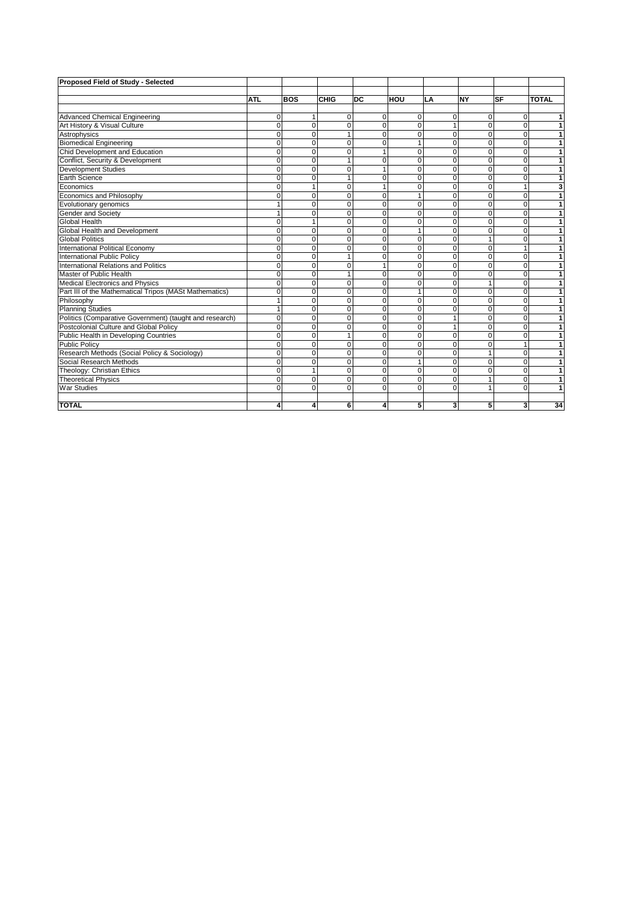**Proposed Field of Study - Selected**

| | ATL | BOS | CHIG | DC | HOU | LA | NY | SF | TOTAL |
|---|---|---|---|---|---|---|---|---|---|
| Advanced Chemical Engineering | 0 | 1 | 0 | 0 | 0 | 0 | 0 | 0 | 1 |
| Art History & Visual Culture | 0 | 0 | 0 | 0 | 0 | 1 | 0 | 0 | 1 |
| Astrophysics | 0 | 0 | 1 | 0 | 0 | 0 | 0 | 0 | 1 |
| Biomedical Engineering | 0 | 0 | 0 | 0 | 1 | 0 | 0 | 0 | 1 |
| Chid Development and Education | 0 | 0 | 0 | 1 | 0 | 0 | 0 | 0 | 1 |
| Conflict, Security & Development | 0 | 0 | 1 | 0 | 0 | 0 | 0 | 0 | 1 |
| Development Studies | 0 | 0 | 0 | 1 | 0 | 0 | 0 | 0 | 1 |
| Earth Science | 0 | 0 | 1 | 0 | 0 | 0 | 0 | 0 | 1 |
| Economics | 0 | 1 | 0 | 1 | 0 | 0 | 0 | 1 | 3 |
| Economics and Philosophy | 0 | 0 | 0 | 0 | 1 | 0 | 0 | 0 | 1 |
| Evolutionary genomics | 1 | 0 | 0 | 0 | 0 | 0 | 0 | 0 | 1 |
| Gender and Society | 1 | 0 | 0 | 0 | 0 | 0 | 0 | 0 | 1 |
| Global Health | 0 | 1 | 0 | 0 | 0 | 0 | 0 | 0 | 1 |
| Global Health and Development | 0 | 0 | 0 | 0 | 1 | 0 | 0 | 0 | 1 |
| Global Politics | 0 | 0 | 0 | 0 | 0 | 0 | 1 | 0 | 1 |
| International Political Economy | 0 | 0 | 0 | 0 | 0 | 0 | 0 | 1 | 1 |
| International Public Policy | 0 | 0 | 1 | 0 | 0 | 0 | 0 | 0 | 1 |
| International Relations and Politics | 0 | 0 | 0 | 1 | 0 | 0 | 0 | 0 | 1 |
| Master of Public Health | 0 | 0 | 1 | 0 | 0 | 0 | 0 | 0 | 1 |
| Medical Electronics and Physics | 0 | 0 | 0 | 0 | 0 | 0 | 1 | 0 | 1 |
| Part III of the Mathematical Tripos (MASt Mathematics) | 0 | 0 | 0 | 0 | 1 | 0 | 0 | 0 | 1 |
| Philosophy | 1 | 0 | 0 | 0 | 0 | 0 | 0 | 0 | 1 |
| Planning Studies | 1 | 0 | 0 | 0 | 0 | 0 | 0 | 0 | 1 |
| Politics (Comparative Government) (taught and research) | 0 | 0 | 0 | 0 | 0 | 1 | 0 | 0 | 1 |
| Postcolonial Culture and Global Policy | 0 | 0 | 0 | 0 | 0 | 1 | 0 | 0 | 1 |
| Public Health in Developing Countries | 0 | 0 | 1 | 0 | 0 | 0 | 0 | 0 | 1 |
| Public Policy | 0 | 0 | 0 | 0 | 0 | 0 | 0 | 1 | 1 |
| Research Methods (Social Policy & Sociology) | 0 | 0 | 0 | 0 | 0 | 0 | 1 | 0 | 1 |
| Social Research Methods | 0 | 0 | 0 | 0 | 1 | 0 | 0 | 0 | 1 |
| Theology: Christian Ethics | 0 | 1 | 0 | 0 | 0 | 0 | 0 | 0 | 1 |
| Theoretical Physics | 0 | 0 | 0 | 0 | 0 | 0 | 1 | 0 | 1 |
| War Studies | 0 | 0 | 0 | 0 | 0 | 0 | 1 | 0 | 1 |
| **TOTAL** | **4** | **4** | **6** | **4** | **5** | **3** | **5** | **3** | **34** |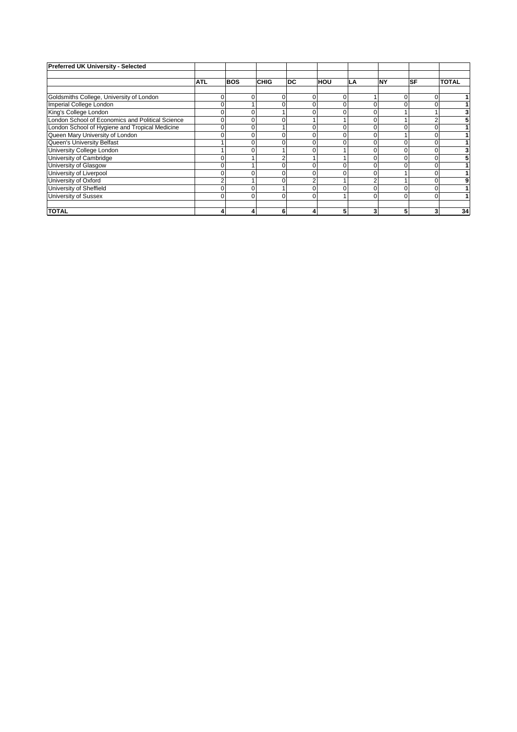| Preferred UK University - Selected | | | | | | | | | |
|---|---|---|---|---|---|---|---|---|---|
| | **ATL** | **BOS** | **CHIG** | **DC** | **HOU** | **LA** | **NY** | **SF** | **TOTAL** |
| Goldsmiths College, University of London | 0 | 0 | 0 | 0 | 0 | 1 | 0 | 0 | **1** |
| Imperial College London | 0 | 1 | 0 | 0 | 0 | 0 | 0 | 0 | **1** |
| King's College London | 0 | 0 | 1 | 0 | 0 | 0 | 1 | 1 | **3** |
| London School of Economics and Political Science | 0 | 0 | 0 | 1 | 1 | 0 | 1 | 2 | **5** |
| London School of Hygiene and Tropical Medicine | 0 | 0 | 1 | 0 | 0 | 0 | 0 | 0 | **1** |
| Queen Mary University of London | 0 | 0 | 0 | 0 | 0 | 0 | 1 | 0 | **1** |
| Queen's University Belfast | 1 | 0 | 0 | 0 | 0 | 0 | 0 | 0 | **1** |
| University College London | 1 | 0 | 1 | 0 | 1 | 0 | 0 | 0 | **3** |
| University of Cambridge | 0 | 1 | 2 | 1 | 1 | 0 | 0 | 0 | **5** |
| University of Glasgow | 0 | 1 | 0 | 0 | 0 | 0 | 0 | 0 | **1** |
| University of Liverpool | 0 | 0 | 0 | 0 | 0 | 0 | 1 | 0 | **1** |
| University of Oxford | 2 | 1 | 0 | 2 | 1 | 2 | 1 | 0 | **9** |
| University of Sheffield | 0 | 0 | 1 | 0 | 0 | 0 | 0 | 0 | **1** |
| University of Sussex | 0 | 0 | 0 | 0 | 1 | 0 | 0 | 0 | **1** |
| **TOTAL** | **4** | **4** | **6** | **4** | **5** | **3** | **5** | **3** | **34** |